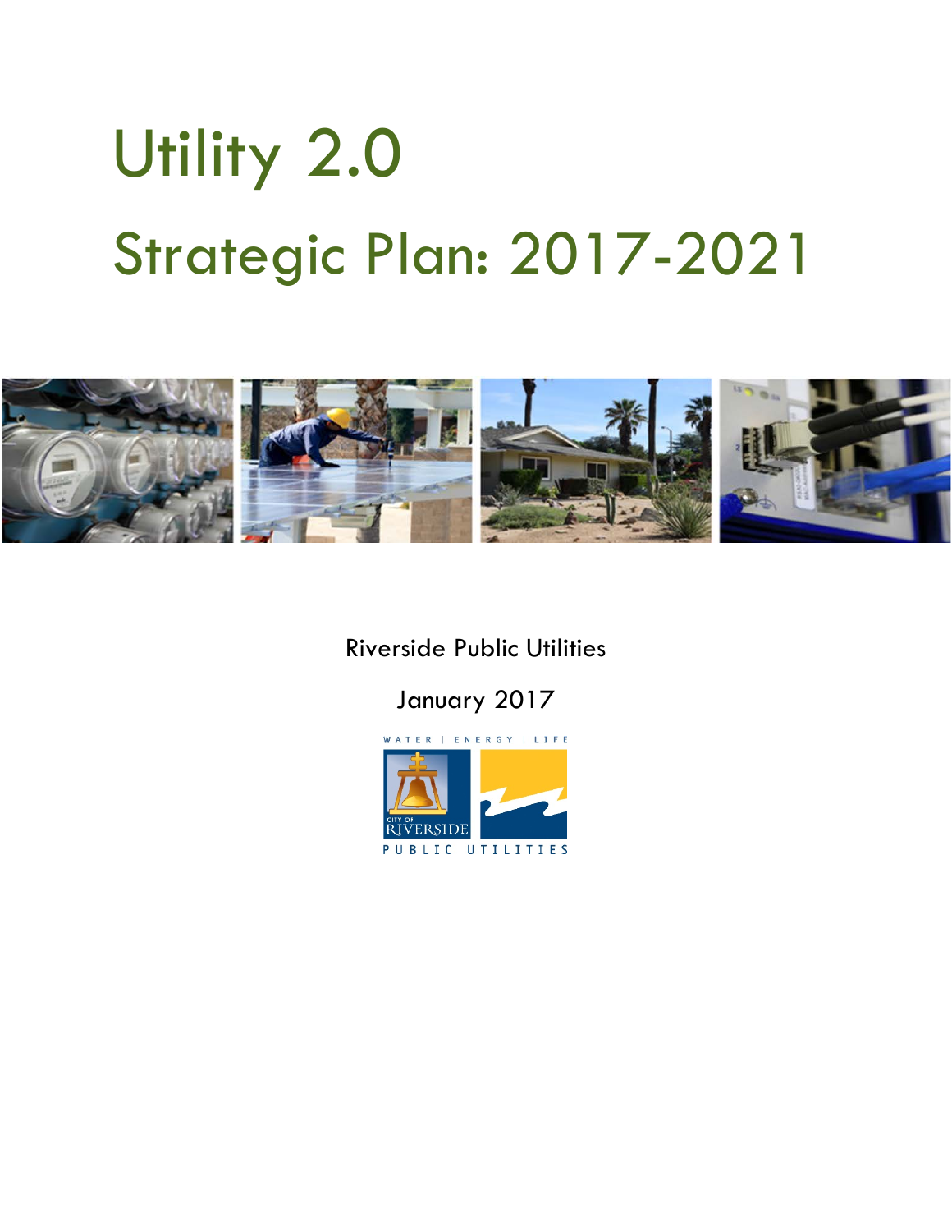# Utility 2.0

# Strategic Plan: 2017-2021

Riverside Public Utilities

January 2017

WATER | ENERGY | LIFE

CITY OF RIVERSIDE

PUBLIC UTILITIES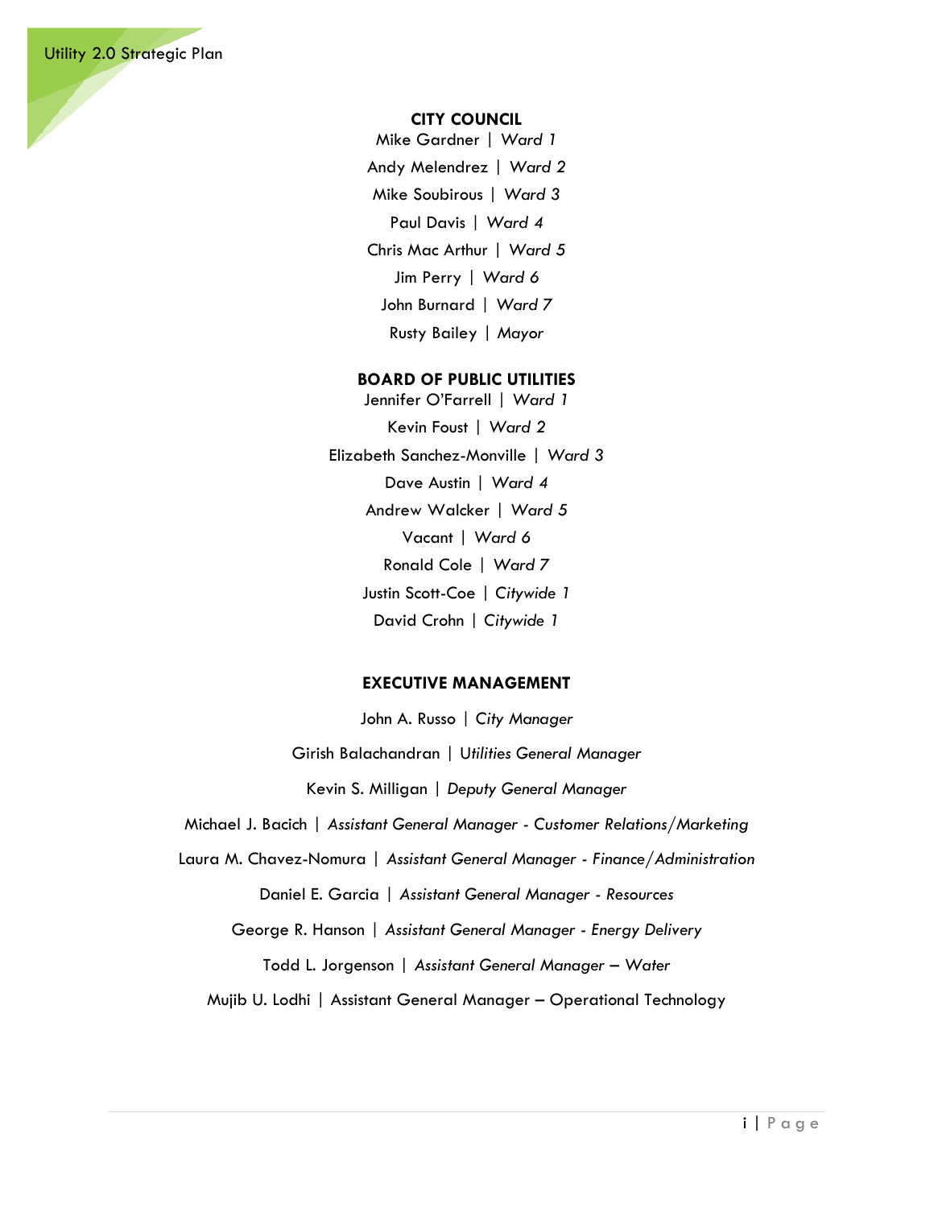**CITY COUNCIL**

Mike Gardner | *Ward 1*

Andy Melendrez | *Ward 2*

Mike Soubirous | *Ward 3*

Paul Davis | *Ward 4*

Chris Mac Arthur | *Ward 5*

Jim Perry | *Ward 6*

John Burnard | *Ward 7*

Rusty Bailey | *Mayor*

**BOARD OF PUBLIC UTILITIES**

Jennifer O'Farrell | *Ward 1*

Kevin Foust | *Ward 2*

Elizabeth Sanchez-Monville | *Ward 3*

Dave Austin | *Ward 4*

Andrew Walcker | *Ward 5*

Vacant | *Ward 6*

Ronald Cole | *Ward 7*

Justin Scott-Coe | *Citywide 1*

David Crohn | *Citywide 1*

**EXECUTIVE MANAGEMENT**

John A. Russo | *City Manager*

Girish Balachandran | *Utilities General Manager*

Kevin S. Milligan | *Deputy General Manager*

Michael J. Bacich | *Assistant General Manager - Customer Relations/Marketing*

Laura M. Chavez-Nomura | *Assistant General Manager - Finance/Administration*

Daniel E. Garcia | *Assistant General Manager - Resources*

George R. Hanson | *Assistant General Manager - Energy Delivery*

Todd L. Jorgenson | *Assistant General Manager – Water*

Mujib U. Lodhi | Assistant General Manager – Operational Technology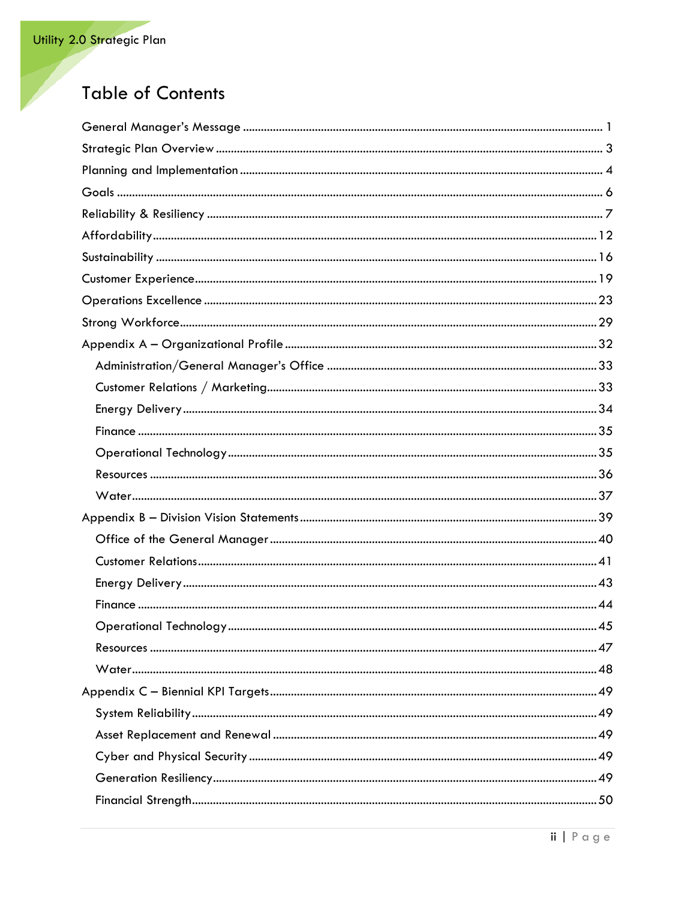# Table of Contents

General Manager's Message .......... 1

Strategic Plan Overview .......... 3

Planning and Implementation .......... 4

Goals .......... 6

Reliability & Resiliency .......... 7

Affordability .......... 12

Sustainability .......... 16

Customer Experience .......... 19

Operations Excellence .......... 23

Strong Workforce .......... 29

Appendix A – Organizational Profile .......... 32

- Administration/General Manager's Office .......... 33
- Customer Relations / Marketing .......... 33
- Energy Delivery .......... 34
- Finance .......... 35
- Operational Technology .......... 35
- Resources .......... 36
- Water .......... 37

Appendix B – Division Vision Statements .......... 39

- Office of the General Manager .......... 40
- Customer Relations .......... 41
- Energy Delivery .......... 43
- Finance .......... 44
- Operational Technology .......... 45
- Resources .......... 47
- Water .......... 48

Appendix C – Biennial KPI Targets .......... 49

- System Reliability .......... 49
- Asset Replacement and Renewal .......... 49
- Cyber and Physical Security .......... 49
- Generation Resiliency .......... 49
- Financial Strength .......... 50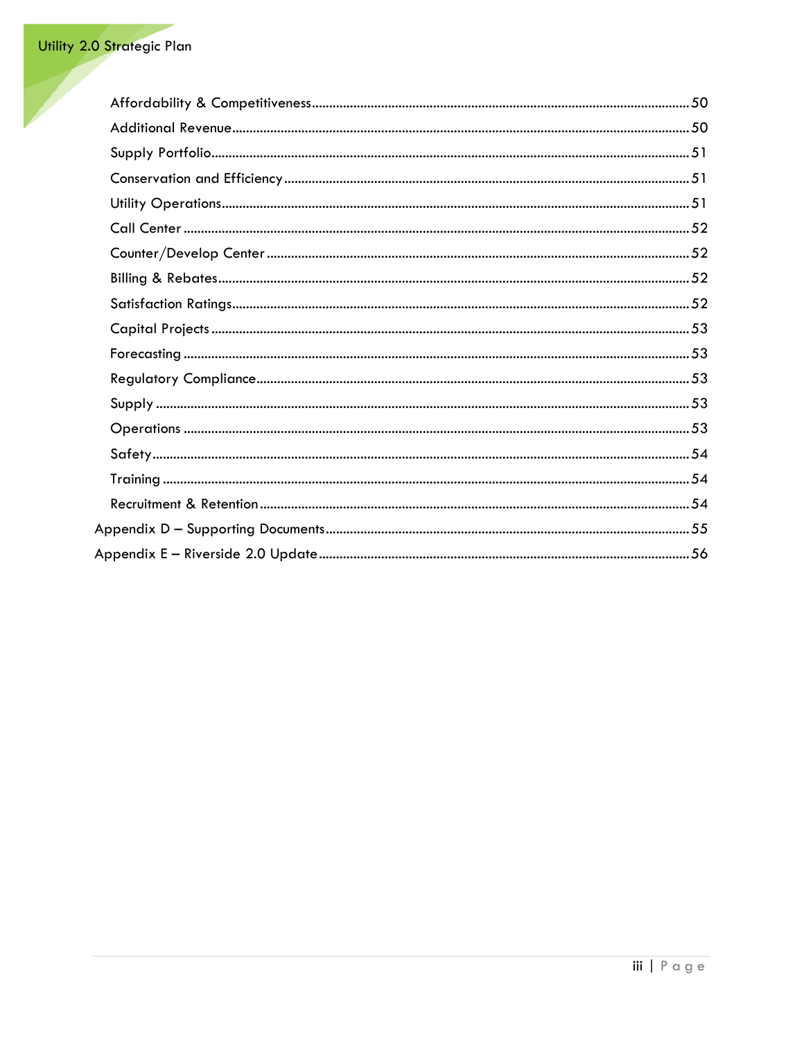Affordability & Competitiveness....................................................................................................50

Additional Revenue....................................................................................................................50

Supply Portfolio..........................................................................................................................51

Conservation and Efficiency......................................................................................................51

Utility Operations.......................................................................................................................51

Call Center .................................................................................................................................52

Counter/Develop Center ..........................................................................................................52

Billing & Rebates........................................................................................................................52

Satisfaction Ratings....................................................................................................................52

Capital Projects ..........................................................................................................................53

Forecasting .................................................................................................................................53

Regulatory Compliance.............................................................................................................53

Supply .........................................................................................................................................53

Operations .................................................................................................................................53

Safety..........................................................................................................................................54

Training .......................................................................................................................................54

Recruitment & Retention............................................................................................................54

Appendix D – Supporting Documents...............................................................................................55

Appendix E – Riverside 2.0 Update..................................................................................................56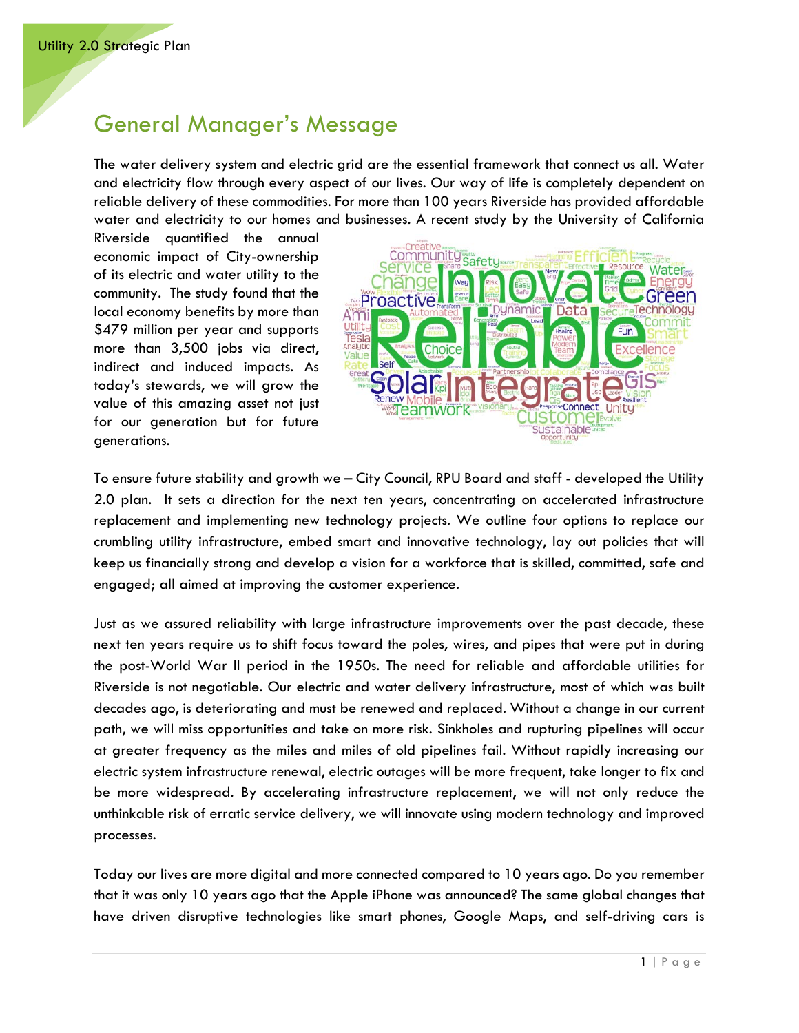# General Manager's Message

The water delivery system and electric grid are the essential framework that connect us all. Water and electricity flow through every aspect of our lives. Our way of life is completely dependent on reliable delivery of these commodities. For more than 100 years Riverside has provided affordable water and electricity to our homes and businesses. A recent study by the University of California Riverside quantified the annual economic impact of City-ownership of its electric and water utility to the community. The study found that the local economy benefits by more than \$479 million per year and supports more than 3,500 jobs via direct, indirect and induced impacts. As today's stewards, we will grow the value of this amazing asset not just for our generation but for future generations.

To ensure future stability and growth we – City Council, RPU Board and staff - developed the Utility 2.0 plan. It sets a direction for the next ten years, concentrating on accelerated infrastructure replacement and implementing new technology projects. We outline four options to replace our crumbling utility infrastructure, embed smart and innovative technology, lay out policies that will keep us financially strong and develop a vision for a workforce that is skilled, committed, safe and engaged; all aimed at improving the customer experience.

Just as we assured reliability with large infrastructure improvements over the past decade, these next ten years require us to shift focus toward the poles, wires, and pipes that were put in during the post-World War II period in the 1950s. The need for reliable and affordable utilities for Riverside is not negotiable. Our electric and water delivery infrastructure, most of which was built decades ago, is deteriorating and must be renewed and replaced. Without a change in our current path, we will miss opportunities and take on more risk. Sinkholes and rupturing pipelines will occur at greater frequency as the miles and miles of old pipelines fail. Without rapidly increasing our electric system infrastructure renewal, electric outages will be more frequent, take longer to fix and be more widespread. By accelerating infrastructure replacement, we will not only reduce the unthinkable risk of erratic service delivery, we will innovate using modern technology and improved processes.

Today our lives are more digital and more connected compared to 10 years ago. Do you remember that it was only 10 years ago that the Apple iPhone was announced? The same global changes that have driven disruptive technologies like smart phones, Google Maps, and self-driving cars is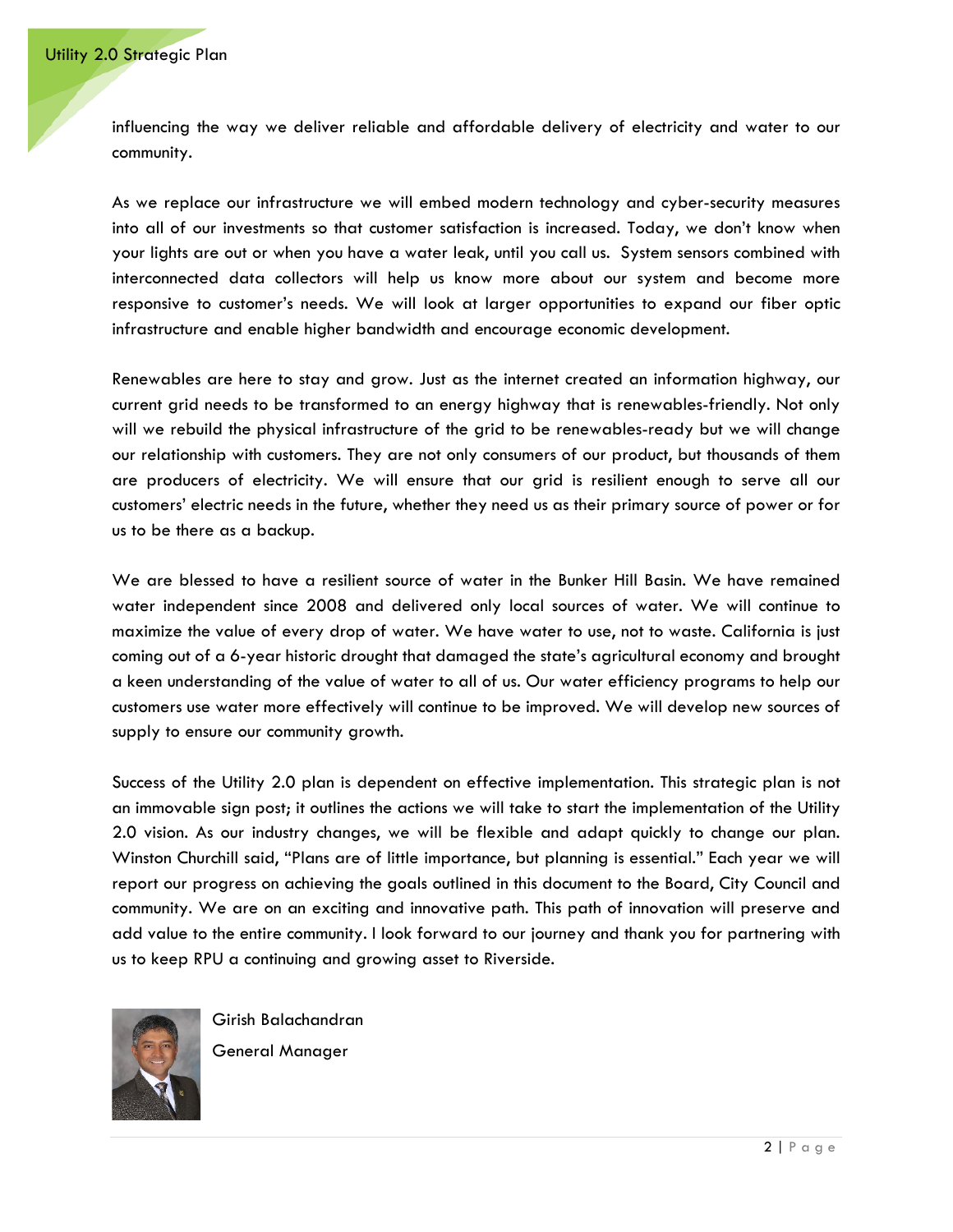influencing the way we deliver reliable and affordable delivery of electricity and water to our community.

As we replace our infrastructure we will embed modern technology and cyber-security measures into all of our investments so that customer satisfaction is increased. Today, we don't know when your lights are out or when you have a water leak, until you call us. System sensors combined with interconnected data collectors will help us know more about our system and become more responsive to customer's needs. We will look at larger opportunities to expand our fiber optic infrastructure and enable higher bandwidth and encourage economic development.

Renewables are here to stay and grow. Just as the internet created an information highway, our current grid needs to be transformed to an energy highway that is renewables-friendly. Not only will we rebuild the physical infrastructure of the grid to be renewables-ready but we will change our relationship with customers. They are not only consumers of our product, but thousands of them are producers of electricity. We will ensure that our grid is resilient enough to serve all our customers' electric needs in the future, whether they need us as their primary source of power or for us to be there as a backup.

We are blessed to have a resilient source of water in the Bunker Hill Basin. We have remained water independent since 2008 and delivered only local sources of water. We will continue to maximize the value of every drop of water. We have water to use, not to waste. California is just coming out of a 6-year historic drought that damaged the state's agricultural economy and brought a keen understanding of the value of water to all of us. Our water efficiency programs to help our customers use water more effectively will continue to be improved. We will develop new sources of supply to ensure our community growth.

Success of the Utility 2.0 plan is dependent on effective implementation. This strategic plan is not an immovable sign post; it outlines the actions we will take to start the implementation of the Utility 2.0 vision. As our industry changes, we will be flexible and adapt quickly to change our plan. Winston Churchill said, "Plans are of little importance, but planning is essential." Each year we will report our progress on achieving the goals outlined in this document to the Board, City Council and community. We are on an exciting and innovative path. This path of innovation will preserve and add value to the entire community. I look forward to our journey and thank you for partnering with us to keep RPU a continuing and growing asset to Riverside.

Girish Balachandran
General Manager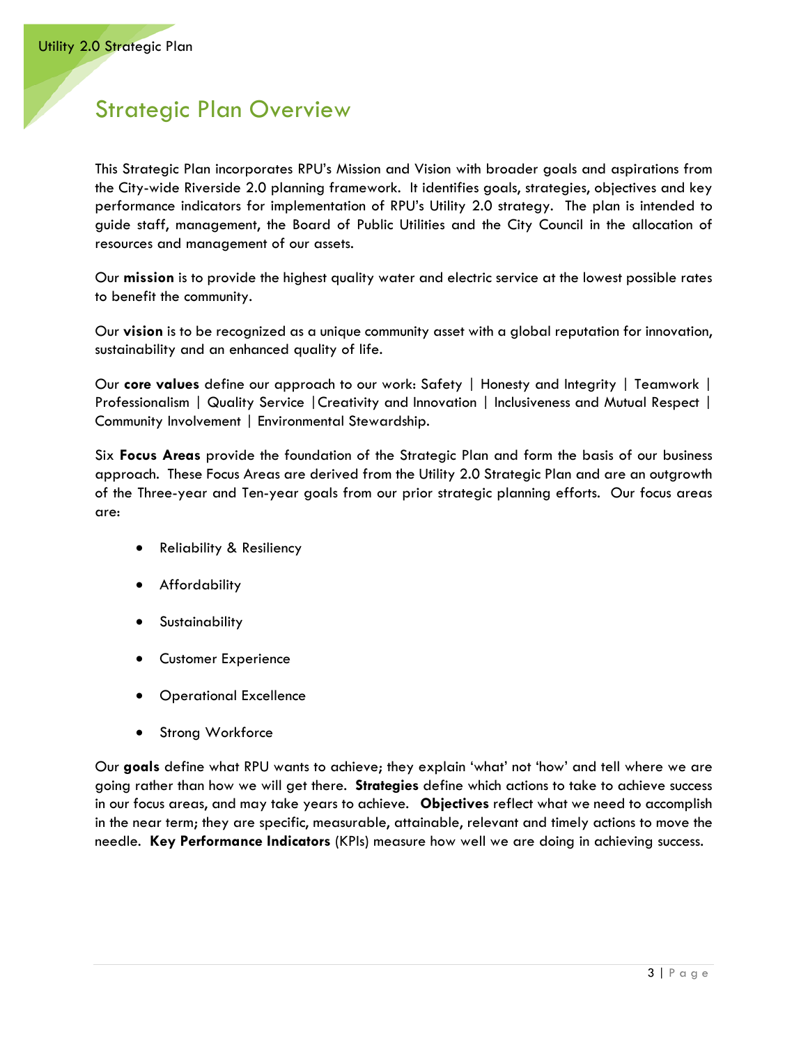# Strategic Plan Overview

This Strategic Plan incorporates RPU's Mission and Vision with broader goals and aspirations from the City-wide Riverside 2.0 planning framework. It identifies goals, strategies, objectives and key performance indicators for implementation of RPU's Utility 2.0 strategy. The plan is intended to guide staff, management, the Board of Public Utilities and the City Council in the allocation of resources and management of our assets.

Our **mission** is to provide the highest quality water and electric service at the lowest possible rates to benefit the community.

Our **vision** is to be recognized as a unique community asset with a global reputation for innovation, sustainability and an enhanced quality of life.

Our **core values** define our approach to our work: Safety | Honesty and Integrity | Teamwork | Professionalism | Quality Service |Creativity and Innovation | Inclusiveness and Mutual Respect | Community Involvement | Environmental Stewardship.

Six **Focus Areas** provide the foundation of the Strategic Plan and form the basis of our business approach. These Focus Areas are derived from the Utility 2.0 Strategic Plan and are an outgrowth of the Three-year and Ten-year goals from our prior strategic planning efforts. Our focus areas are:

- Reliability & Resiliency
- Affordability
- Sustainability
- Customer Experience
- Operational Excellence
- Strong Workforce

Our **goals** define what RPU wants to achieve; they explain 'what' not 'how' and tell where we are going rather than how we will get there. **Strategies** define which actions to take to achieve success in our focus areas, and may take years to achieve. **Objectives** reflect what we need to accomplish in the near term; they are specific, measurable, attainable, relevant and timely actions to move the needle. **Key Performance Indicators** (KPIs) measure how well we are doing in achieving success.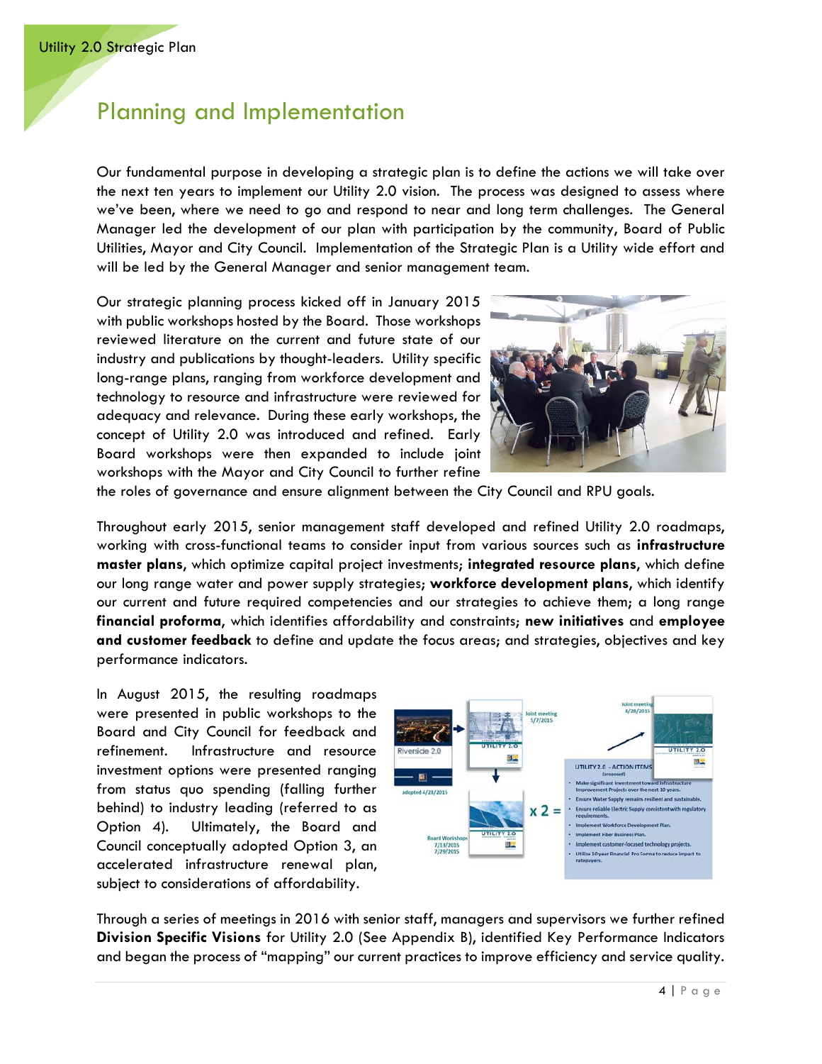# Planning and Implementation

Our fundamental purpose in developing a strategic plan is to define the actions we will take over the next ten years to implement our Utility 2.0 vision. The process was designed to assess where we've been, where we need to go and respond to near and long term challenges. The General Manager led the development of our plan with participation by the community, Board of Public Utilities, Mayor and City Council. Implementation of the Strategic Plan is a Utility wide effort and will be led by the General Manager and senior management team.

Our strategic planning process kicked off in January 2015 with public workshops hosted by the Board. Those workshops reviewed literature on the current and future state of our industry and publications by thought-leaders. Utility specific long-range plans, ranging from workforce development and technology to resource and infrastructure were reviewed for adequacy and relevance. During these early workshops, the concept of Utility 2.0 was introduced and refined. Early Board workshops were then expanded to include joint workshops with the Mayor and City Council to further refine the roles of governance and ensure alignment between the City Council and RPU goals.

Throughout early 2015, senior management staff developed and refined Utility 2.0 roadmaps, working with cross-functional teams to consider input from various sources such as **infrastructure master plans**, which optimize capital project investments; **integrated resource plans**, which define our long range water and power supply strategies; **workforce development plans**, which identify our current and future required competencies and our strategies to achieve them; a long range **financial proforma**, which identifies affordability and constraints; **new initiatives** and **employee and customer feedback** to define and update the focus areas; and strategies, objectives and key performance indicators.

In August 2015, the resulting roadmaps were presented in public workshops to the Board and City Council for feedback and refinement. Infrastructure and resource investment options were presented ranging from status quo spending (falling further behind) to industry leading (referred to as Option 4). Ultimately, the Board and Council conceptually adopted Option 3, an accelerated infrastructure renewal plan, subject to considerations of affordability.

Through a series of meetings in 2016 with senior staff, managers and supervisors we further refined **Division Specific Visions** for Utility 2.0 (See Appendix B), identified Key Performance Indicators and began the process of "mapping" our current practices to improve efficiency and service quality.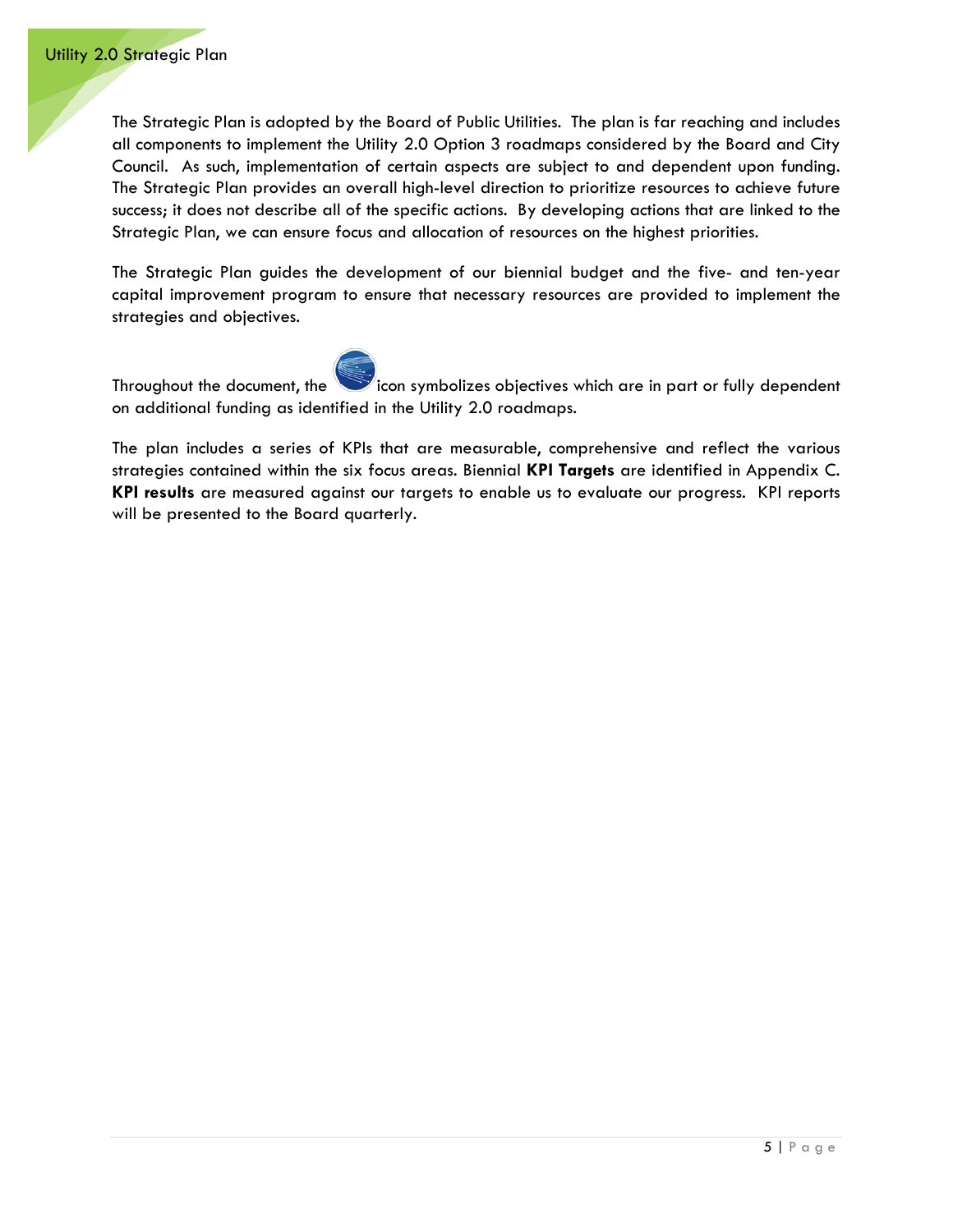The Strategic Plan is adopted by the Board of Public Utilities. The plan is far reaching and includes all components to implement the Utility 2.0 Option 3 roadmaps considered by the Board and City Council. As such, implementation of certain aspects are subject to and dependent upon funding. The Strategic Plan provides an overall high-level direction to prioritize resources to achieve future success; it does not describe all of the specific actions. By developing actions that are linked to the Strategic Plan, we can ensure focus and allocation of resources on the highest priorities.

The Strategic Plan guides the development of our biennial budget and the five- and ten-year capital improvement program to ensure that necessary resources are provided to implement the strategies and objectives.

Throughout the document, the icon symbolizes objectives which are in part or fully dependent on additional funding as identified in the Utility 2.0 roadmaps.

The plan includes a series of KPIs that are measurable, comprehensive and reflect the various strategies contained within the six focus areas. Biennial **KPI Targets** are identified in Appendix C. **KPI results** are measured against our targets to enable us to evaluate our progress. KPI reports will be presented to the Board quarterly.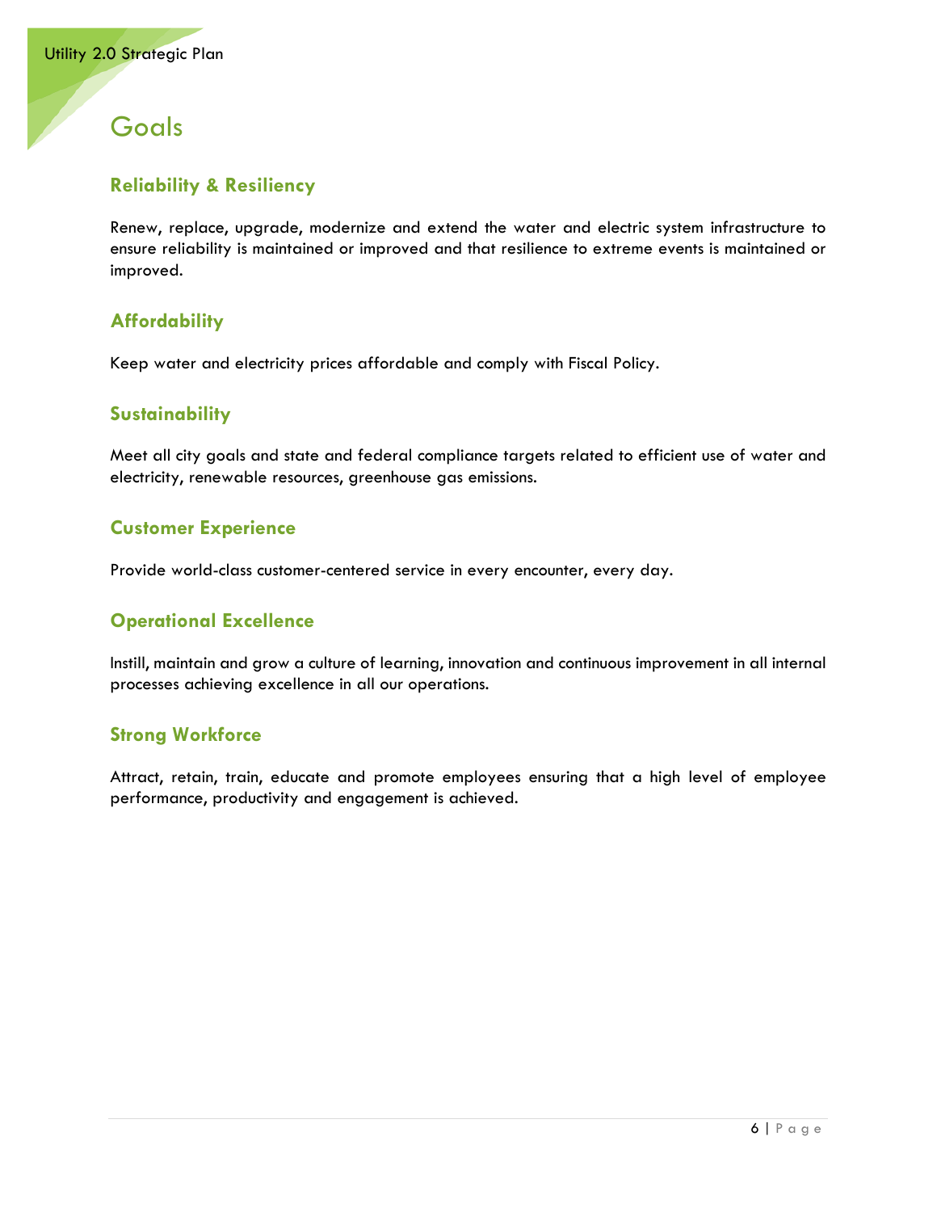# Goals

## Reliability & Resiliency

Renew, replace, upgrade, modernize and extend the water and electric system infrastructure to ensure reliability is maintained or improved and that resilience to extreme events is maintained or improved.

## Affordability

Keep water and electricity prices affordable and comply with Fiscal Policy.

## Sustainability

Meet all city goals and state and federal compliance targets related to efficient use of water and electricity, renewable resources, greenhouse gas emissions.

## Customer Experience

Provide world-class customer-centered service in every encounter, every day.

## Operational Excellence

Instill, maintain and grow a culture of learning, innovation and continuous improvement in all internal processes achieving excellence in all our operations.

## Strong Workforce

Attract, retain, train, educate and promote employees ensuring that a high level of employee performance, productivity and engagement is achieved.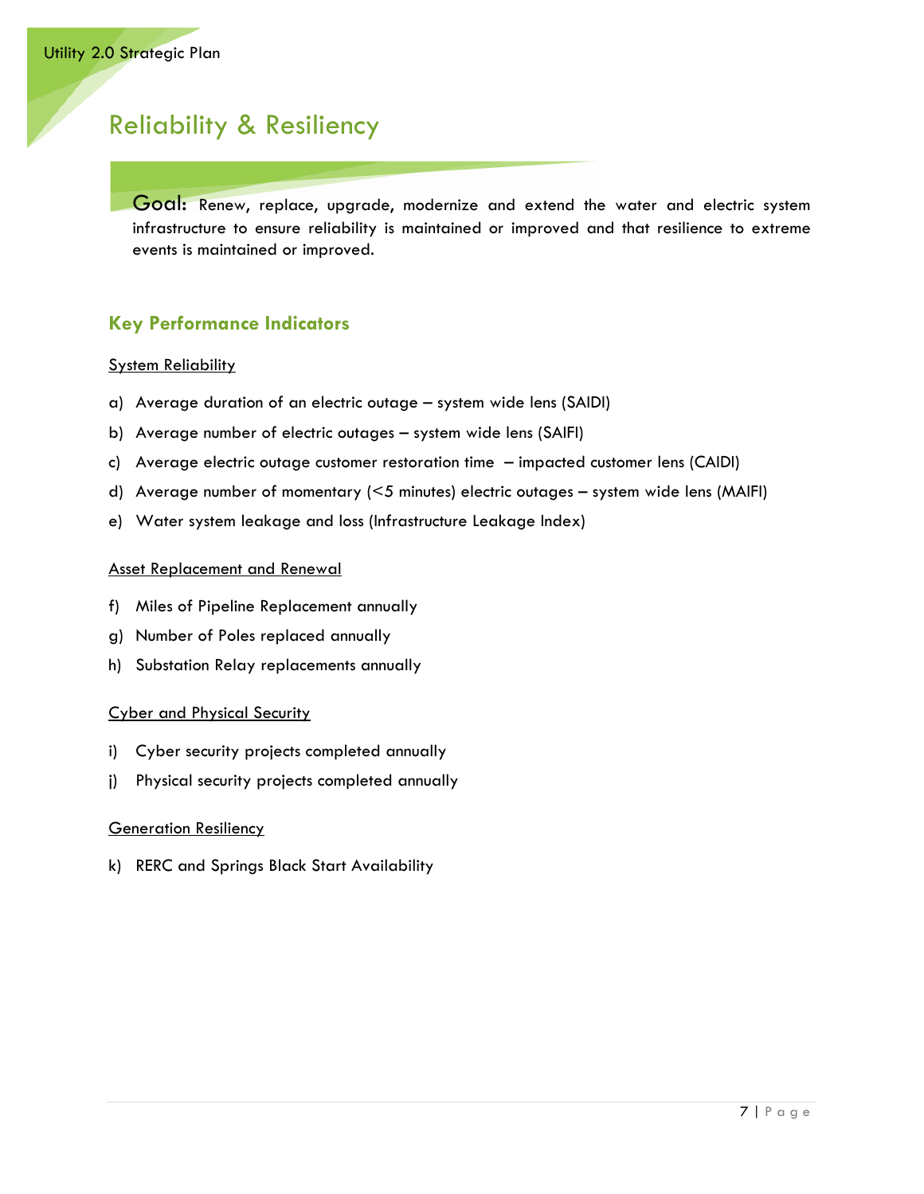# Reliability & Resiliency

**Goal:** Renew, replace, upgrade, modernize and extend the water and electric system infrastructure to ensure reliability is maintained or improved and that resilience to extreme events is maintained or improved.

## Key Performance Indicators

<u>System Reliability</u>

a) Average duration of an electric outage – system wide lens (SAIDI)

b) Average number of electric outages – system wide lens (SAIFI)

c) Average electric outage customer restoration time – impacted customer lens (CAIDI)

d) Average number of momentary (<5 minutes) electric outages – system wide lens (MAIFI)

e) Water system leakage and loss (Infrastructure Leakage Index)

<u>Asset Replacement and Renewal</u>

f) Miles of Pipeline Replacement annually

g) Number of Poles replaced annually

h) Substation Relay replacements annually

<u>Cyber and Physical Security</u>

i) Cyber security projects completed annually

j) Physical security projects completed annually

<u>Generation Resiliency</u>

k) RERC and Springs Black Start Availability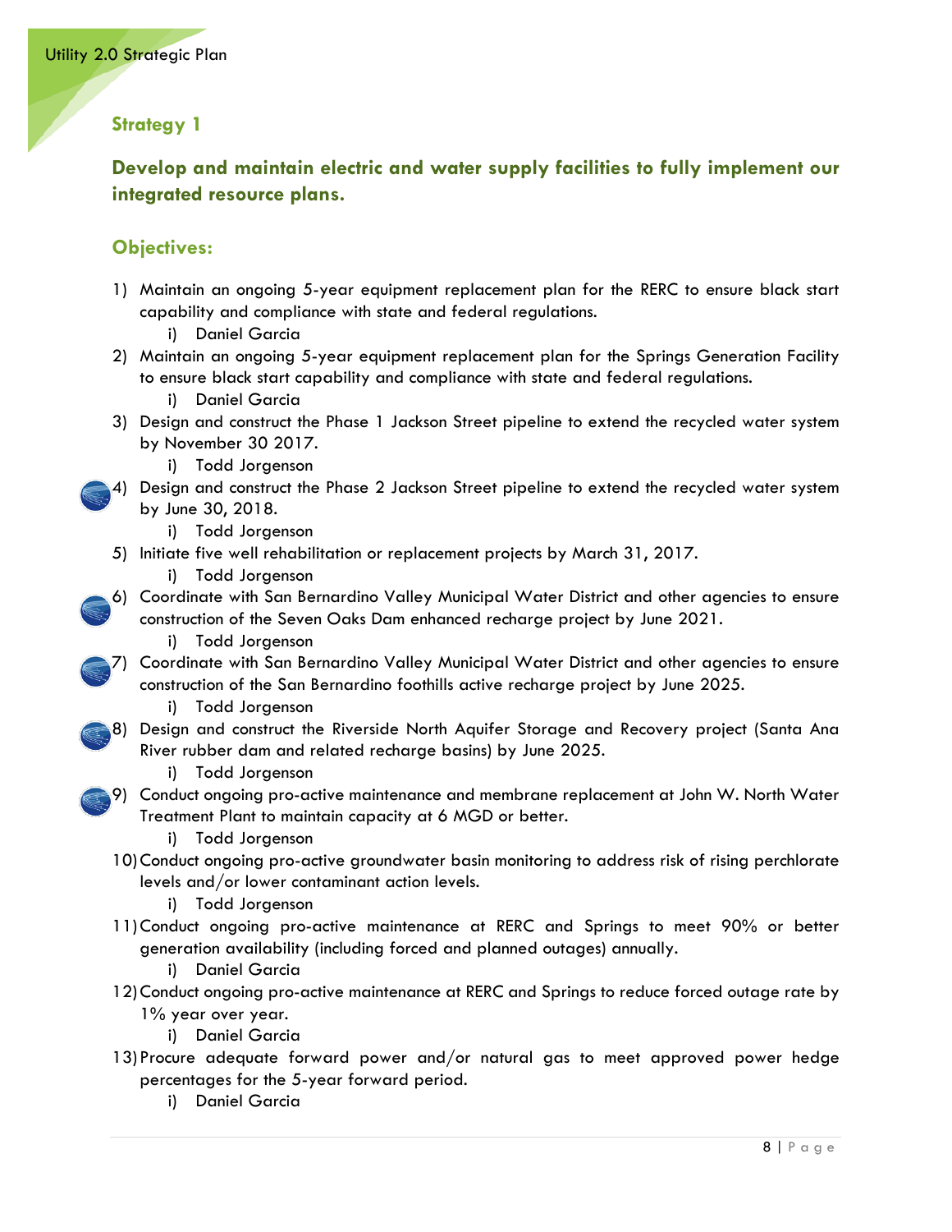## Strategy 1

### Develop and maintain electric and water supply facilities to fully implement our integrated resource plans.

### Objectives:

1) Maintain an ongoing 5-year equipment replacement plan for the RERC to ensure black start capability and compliance with state and federal regulations.
    i) Daniel Garcia
2) Maintain an ongoing 5-year equipment replacement plan for the Springs Generation Facility to ensure black start capability and compliance with state and federal regulations.
    i) Daniel Garcia
3) Design and construct the Phase 1 Jackson Street pipeline to extend the recycled water system by November 30 2017.
    i) Todd Jorgenson
4) Design and construct the Phase 2 Jackson Street pipeline to extend the recycled water system by June 30, 2018.
    i) Todd Jorgenson
5) Initiate five well rehabilitation or replacement projects by March 31, 2017.
    i) Todd Jorgenson
6) Coordinate with San Bernardino Valley Municipal Water District and other agencies to ensure construction of the Seven Oaks Dam enhanced recharge project by June 2021.
    i) Todd Jorgenson
7) Coordinate with San Bernardino Valley Municipal Water District and other agencies to ensure construction of the San Bernardino foothills active recharge project by June 2025.
    i) Todd Jorgenson
8) Design and construct the Riverside North Aquifer Storage and Recovery project (Santa Ana River rubber dam and related recharge basins) by June 2025.
    i) Todd Jorgenson
9) Conduct ongoing pro-active maintenance and membrane replacement at John W. North Water Treatment Plant to maintain capacity at 6 MGD or better.
    i) Todd Jorgenson
10) Conduct ongoing pro-active groundwater basin monitoring to address risk of rising perchlorate levels and/or lower contaminant action levels.
    i) Todd Jorgenson
11) Conduct ongoing pro-active maintenance at RERC and Springs to meet 90% or better generation availability (including forced and planned outages) annually.
    i) Daniel Garcia
12) Conduct ongoing pro-active maintenance at RERC and Springs to reduce forced outage rate by 1% year over year.
    i) Daniel Garcia
13) Procure adequate forward power and/or natural gas to meet approved power hedge percentages for the 5-year forward period.
    i) Daniel Garcia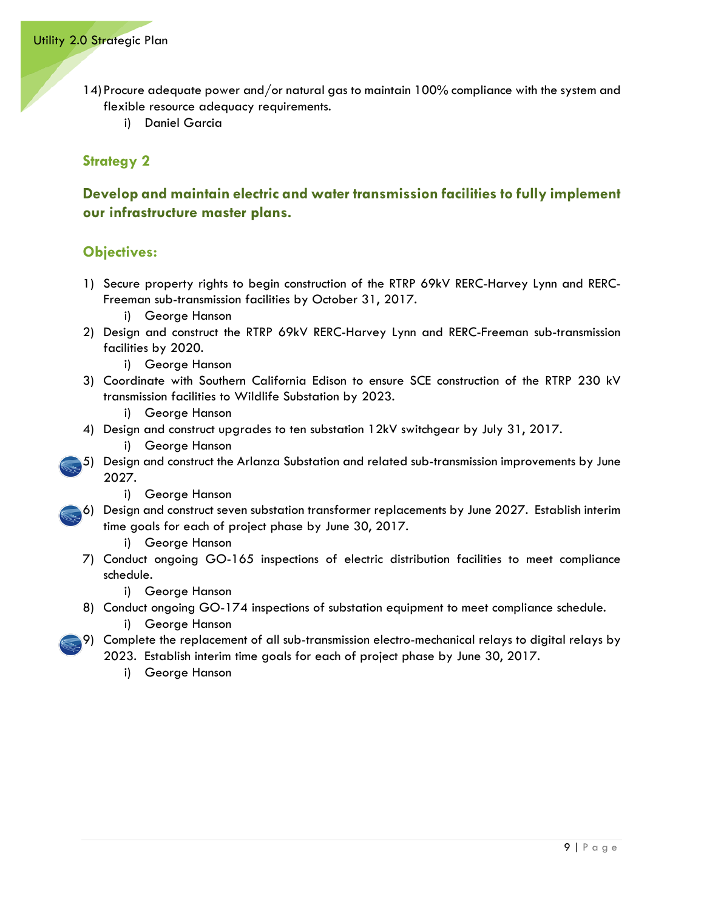14) Procure adequate power and/or natural gas to maintain 100% compliance with the system and flexible resource adequacy requirements.
    i) Daniel Garcia

## Strategy 2

## Develop and maintain electric and water transmission facilities to fully implement our infrastructure master plans.

## Objectives:

1) Secure property rights to begin construction of the RTRP 69kV RERC-Harvey Lynn and RERC-Freeman sub-transmission facilities by October 31, 2017.
    i) George Hanson
2) Design and construct the RTRP 69kV RERC-Harvey Lynn and RERC-Freeman sub-transmission facilities by 2020.
    i) George Hanson
3) Coordinate with Southern California Edison to ensure SCE construction of the RTRP 230 kV transmission facilities to Wildlife Substation by 2023.
    i) George Hanson
4) Design and construct upgrades to ten substation 12kV switchgear by July 31, 2017.
    i) George Hanson
5) Design and construct the Arlanza Substation and related sub-transmission improvements by June 2027.
    i) George Hanson
6) Design and construct seven substation transformer replacements by June 2027. Establish interim time goals for each of project phase by June 30, 2017.
    i) George Hanson
7) Conduct ongoing GO-165 inspections of electric distribution facilities to meet compliance schedule.
    i) George Hanson
8) Conduct ongoing GO-174 inspections of substation equipment to meet compliance schedule.
    i) George Hanson
9) Complete the replacement of all sub-transmission electro-mechanical relays to digital relays by 2023. Establish interim time goals for each of project phase by June 30, 2017.
    i) George Hanson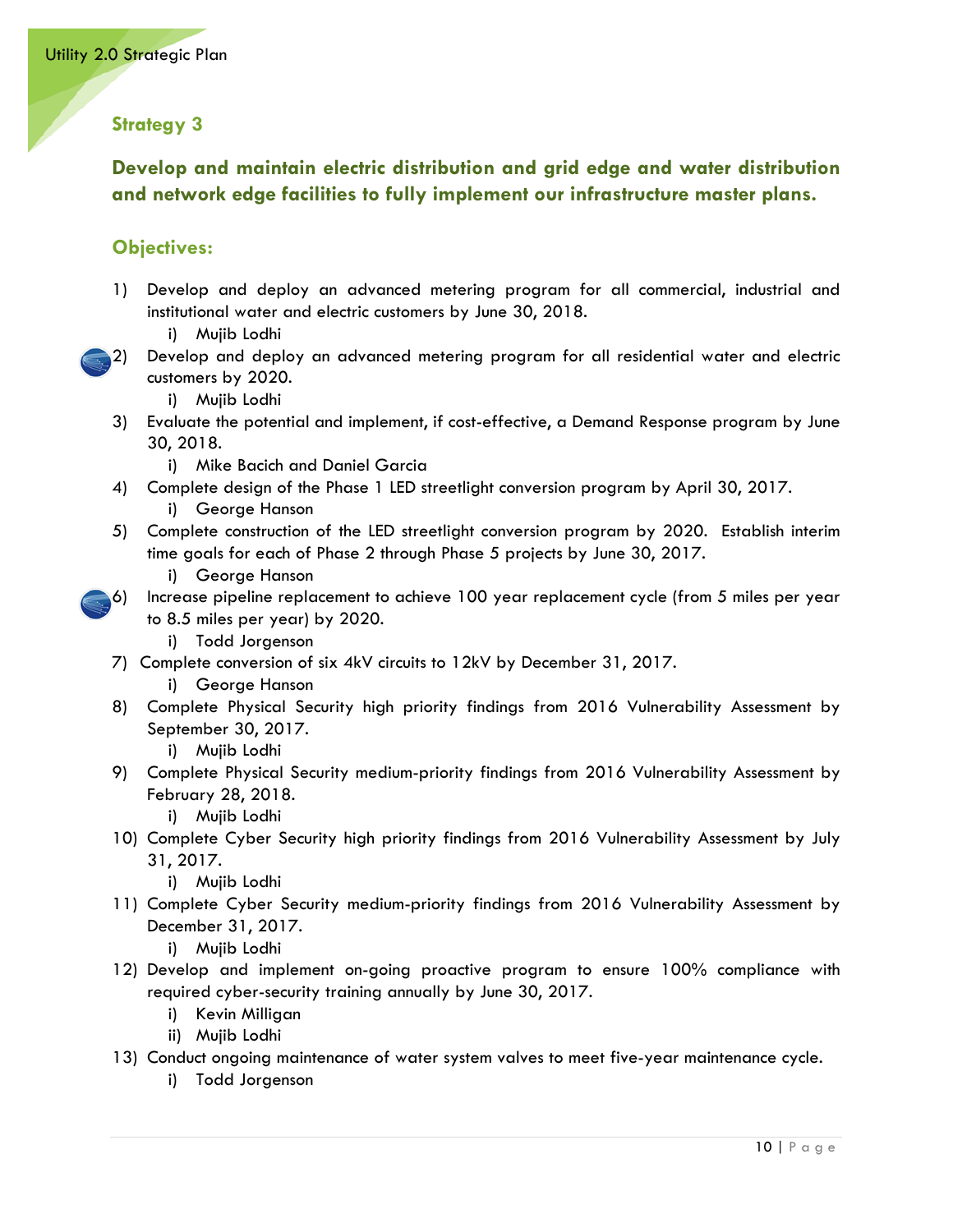## Strategy 3

### Develop and maintain electric distribution and grid edge and water distribution and network edge facilities to fully implement our infrastructure master plans.

### Objectives:

1) Develop and deploy an advanced metering program for all commercial, industrial and institutional water and electric customers by June 30, 2018.
   i) Mujib Lodhi
2) Develop and deploy an advanced metering program for all residential water and electric customers by 2020.
   i) Mujib Lodhi
3) Evaluate the potential and implement, if cost-effective, a Demand Response program by June 30, 2018.
   i) Mike Bacich and Daniel Garcia
4) Complete design of the Phase 1 LED streetlight conversion program by April 30, 2017.
   i) George Hanson
5) Complete construction of the LED streetlight conversion program by 2020. Establish interim time goals for each of Phase 2 through Phase 5 projects by June 30, 2017.
   i) George Hanson
6) Increase pipeline replacement to achieve 100 year replacement cycle (from 5 miles per year to 8.5 miles per year) by 2020.
   i) Todd Jorgenson
7) Complete conversion of six 4kV circuits to 12kV by December 31, 2017.
   i) George Hanson
8) Complete Physical Security high priority findings from 2016 Vulnerability Assessment by September 30, 2017.
   i) Mujib Lodhi
9) Complete Physical Security medium-priority findings from 2016 Vulnerability Assessment by February 28, 2018.
   i) Mujib Lodhi
10) Complete Cyber Security high priority findings from 2016 Vulnerability Assessment by July 31, 2017.
    i) Mujib Lodhi
11) Complete Cyber Security medium-priority findings from 2016 Vulnerability Assessment by December 31, 2017.
    i) Mujib Lodhi
12) Develop and implement on-going proactive program to ensure 100% compliance with required cyber-security training annually by June 30, 2017.
    i) Kevin Milligan
    ii) Mujib Lodhi
13) Conduct ongoing maintenance of water system valves to meet five-year maintenance cycle.
    i) Todd Jorgenson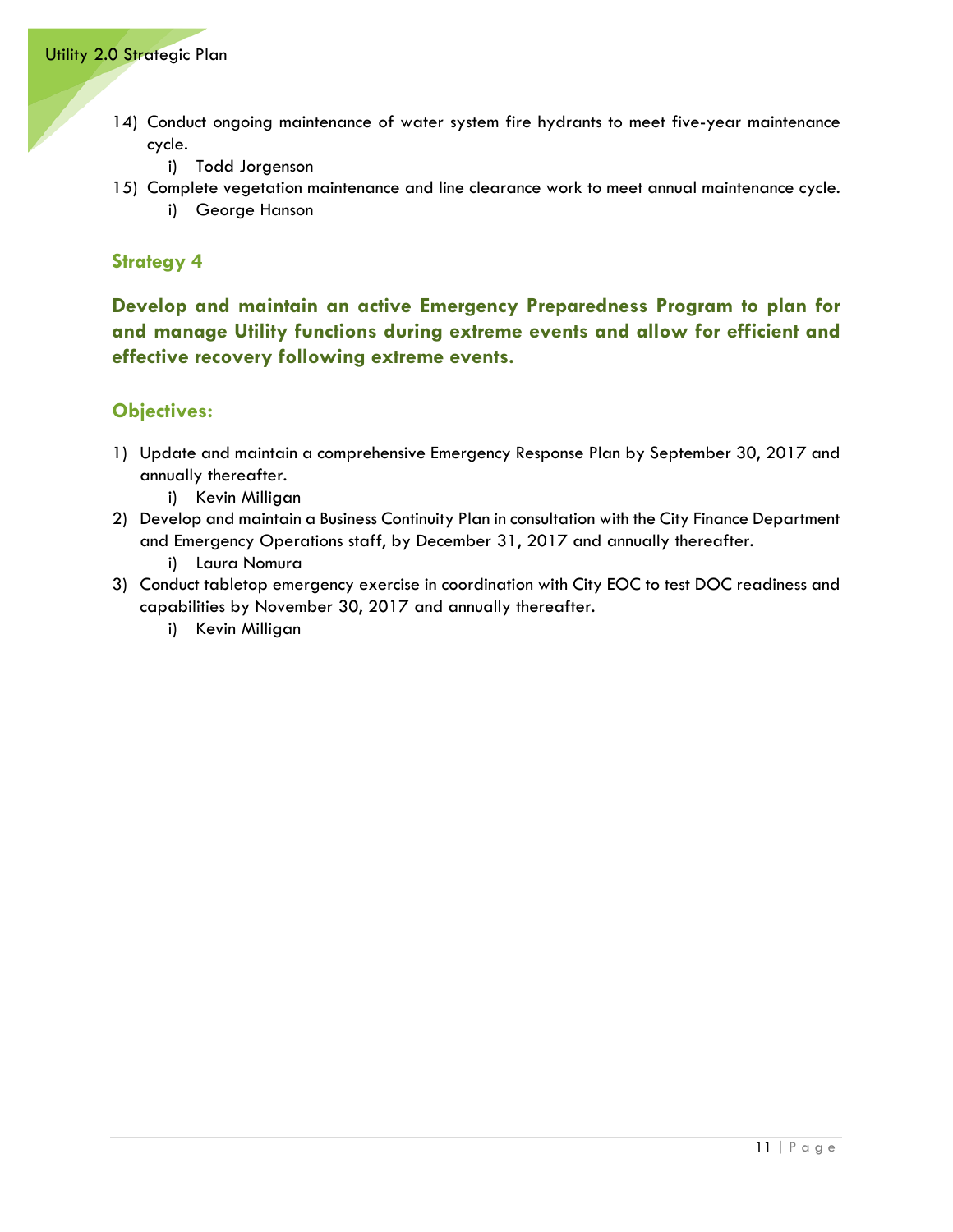14) Conduct ongoing maintenance of water system fire hydrants to meet five-year maintenance cycle.
    i) Todd Jorgenson
15) Complete vegetation maintenance and line clearance work to meet annual maintenance cycle.
    i) George Hanson

## Strategy 4

### Develop and maintain an active Emergency Preparedness Program to plan for and manage Utility functions during extreme events and allow for efficient and effective recovery following extreme events.

## Objectives:

1) Update and maintain a comprehensive Emergency Response Plan by September 30, 2017 and annually thereafter.
    i) Kevin Milligan
2) Develop and maintain a Business Continuity Plan in consultation with the City Finance Department and Emergency Operations staff, by December 31, 2017 and annually thereafter.
    i) Laura Nomura
3) Conduct tabletop emergency exercise in coordination with City EOC to test DOC readiness and capabilities by November 30, 2017 and annually thereafter.
    i) Kevin Milligan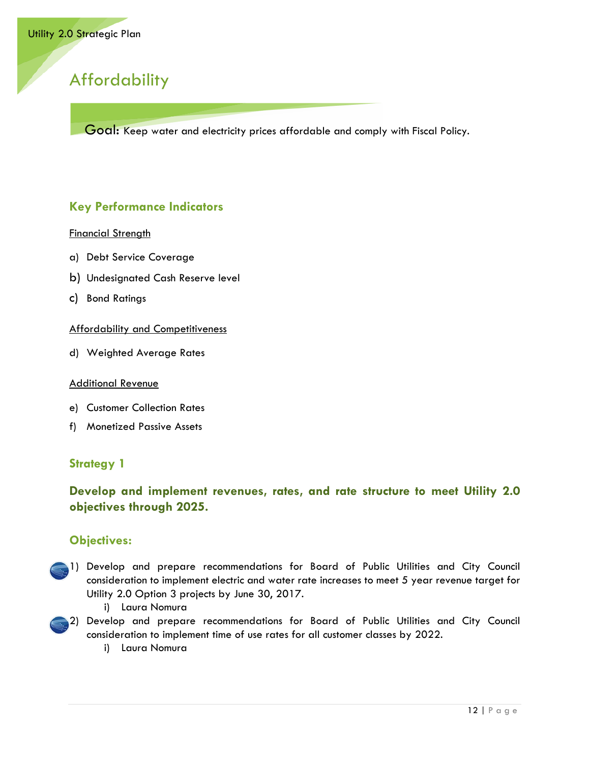# Affordability

**Goal:** Keep water and electricity prices affordable and comply with Fiscal Policy.

## Key Performance Indicators

<u>Financial Strength</u>

a) Debt Service Coverage

b) Undesignated Cash Reserve level

c) Bond Ratings

<u>Affordability and Competitiveness</u>

d) Weighted Average Rates

<u>Additional Revenue</u>

e) Customer Collection Rates

f) Monetized Passive Assets

## Strategy 1

### Develop and implement revenues, rates, and rate structure to meet Utility 2.0 objectives through 2025.

## Objectives:

1) Develop and prepare recommendations for Board of Public Utilities and City Council consideration to implement electric and water rate increases to meet 5 year revenue target for Utility 2.0 Option 3 projects by June 30, 2017.
   i) Laura Nomura
2) Develop and prepare recommendations for Board of Public Utilities and City Council consideration to implement time of use rates for all customer classes by 2022.
   i) Laura Nomura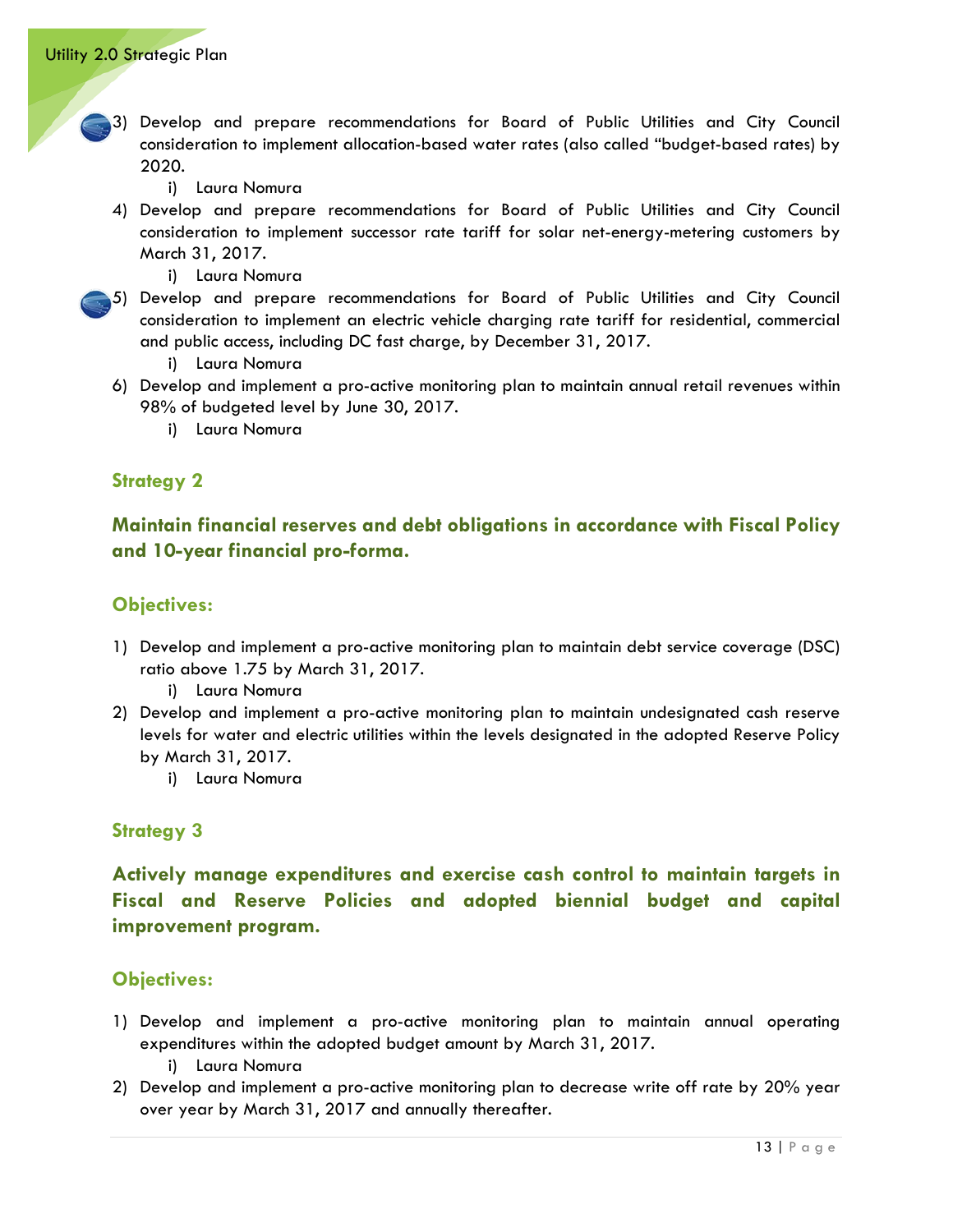3) Develop and prepare recommendations for Board of Public Utilities and City Council consideration to implement allocation-based water rates (also called "budget-based rates) by 2020.
    i) Laura Nomura
4) Develop and prepare recommendations for Board of Public Utilities and City Council consideration to implement successor rate tariff for solar net-energy-metering customers by March 31, 2017.
    i) Laura Nomura
5) Develop and prepare recommendations for Board of Public Utilities and City Council consideration to implement an electric vehicle charging rate tariff for residential, commercial and public access, including DC fast charge, by December 31, 2017.
    i) Laura Nomura
6) Develop and implement a pro-active monitoring plan to maintain annual retail revenues within 98% of budgeted level by June 30, 2017.
    i) Laura Nomura

### Strategy 2

### Maintain financial reserves and debt obligations in accordance with Fiscal Policy and 10-year financial pro-forma.

### Objectives:

1) Develop and implement a pro-active monitoring plan to maintain debt service coverage (DSC) ratio above 1.75 by March 31, 2017.
    i) Laura Nomura
2) Develop and implement a pro-active monitoring plan to maintain undesignated cash reserve levels for water and electric utilities within the levels designated in the adopted Reserve Policy by March 31, 2017.
    i) Laura Nomura

### Strategy 3

### Actively manage expenditures and exercise cash control to maintain targets in Fiscal and Reserve Policies and adopted biennial budget and capital improvement program.

### Objectives:

1) Develop and implement a pro-active monitoring plan to maintain annual operating expenditures within the adopted budget amount by March 31, 2017.
    i) Laura Nomura
2) Develop and implement a pro-active monitoring plan to decrease write off rate by 20% year over year by March 31, 2017 and annually thereafter.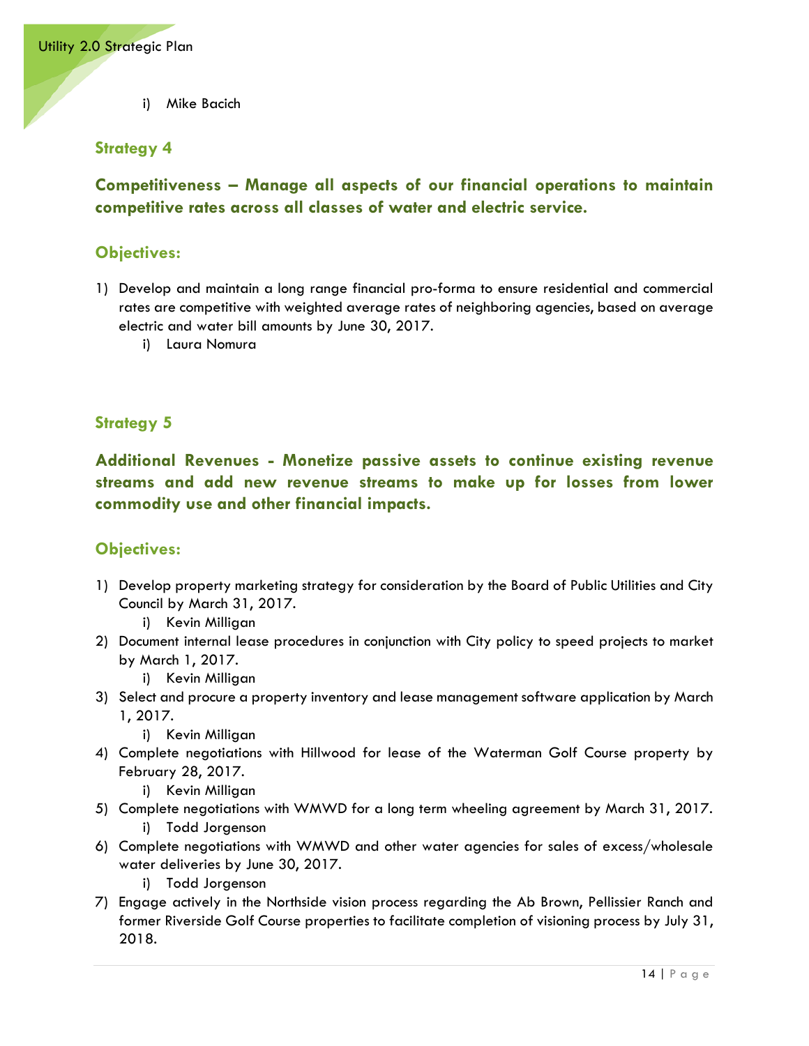i) Mike Bacich

### Strategy 4

### Competitiveness – Manage all aspects of our financial operations to maintain competitive rates across all classes of water and electric service.

### Objectives:

1) Develop and maintain a long range financial pro-forma to ensure residential and commercial rates are competitive with weighted average rates of neighboring agencies, based on average electric and water bill amounts by June 30, 2017.
   i) Laura Nomura

### Strategy 5

### Additional Revenues - Monetize passive assets to continue existing revenue streams and add new revenue streams to make up for losses from lower commodity use and other financial impacts.

### Objectives:

1) Develop property marketing strategy for consideration by the Board of Public Utilities and City Council by March 31, 2017.
   i) Kevin Milligan
2) Document internal lease procedures in conjunction with City policy to speed projects to market by March 1, 2017.
   i) Kevin Milligan
3) Select and procure a property inventory and lease management software application by March 1, 2017.
   i) Kevin Milligan
4) Complete negotiations with Hillwood for lease of the Waterman Golf Course property by February 28, 2017.
   i) Kevin Milligan
5) Complete negotiations with WMWD for a long term wheeling agreement by March 31, 2017.
   i) Todd Jorgenson
6) Complete negotiations with WMWD and other water agencies for sales of excess/wholesale water deliveries by June 30, 2017.
   i) Todd Jorgenson
7) Engage actively in the Northside vision process regarding the Ab Brown, Pellissier Ranch and former Riverside Golf Course properties to facilitate completion of visioning process by July 31, 2018.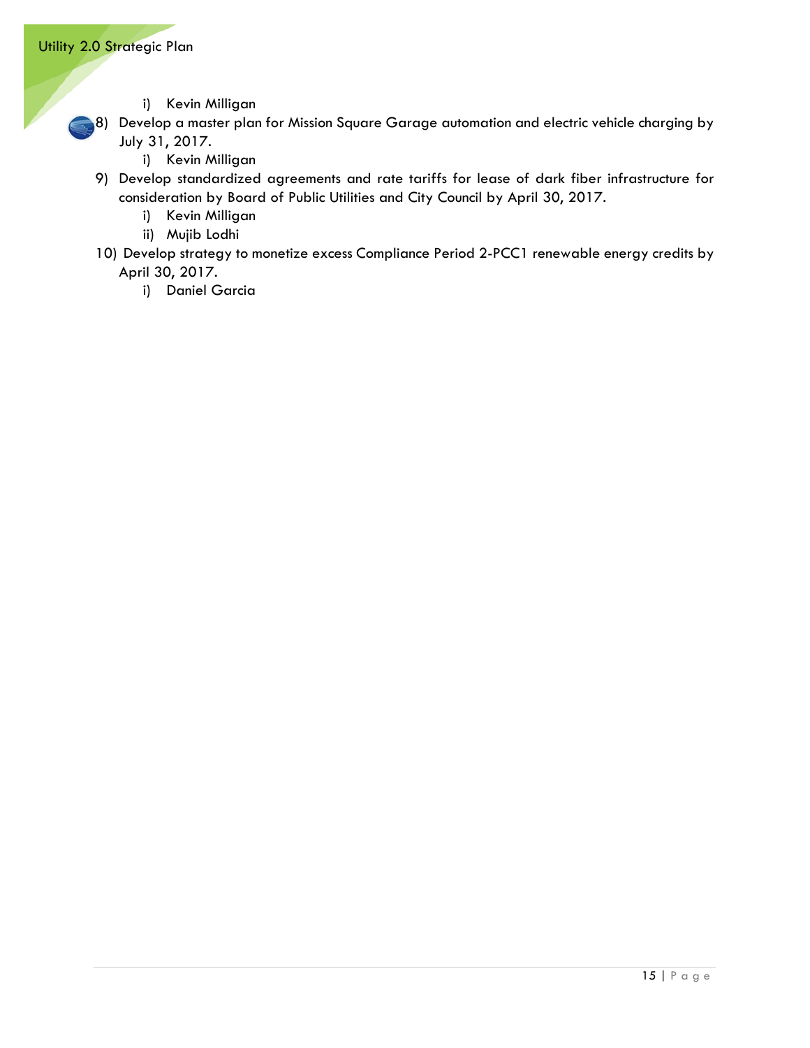i) Kevin Milligan

8) Develop a master plan for Mission Square Garage automation and electric vehicle charging by July 31, 2017.
    i) Kevin Milligan
9) Develop standardized agreements and rate tariffs for lease of dark fiber infrastructure for consideration by Board of Public Utilities and City Council by April 30, 2017.
    i) Kevin Milligan
    ii) Mujib Lodhi
10) Develop strategy to monetize excess Compliance Period 2-PCC1 renewable energy credits by April 30, 2017.
    i) Daniel Garcia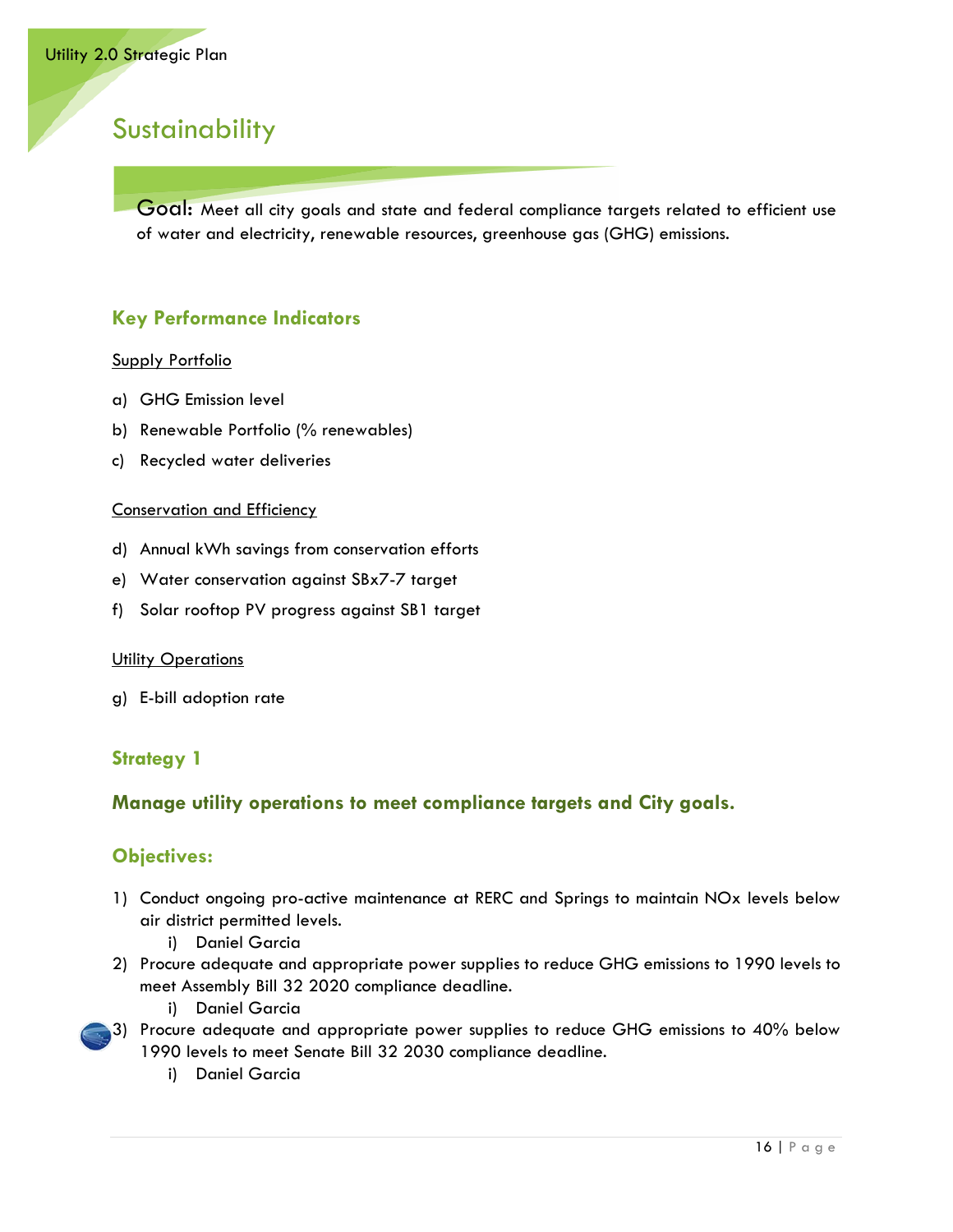# Sustainability

**Goal:** Meet all city goals and state and federal compliance targets related to efficient use of water and electricity, renewable resources, greenhouse gas (GHG) emissions.

## Key Performance Indicators

Supply Portfolio

a) GHG Emission level
b) Renewable Portfolio (% renewables)
c) Recycled water deliveries

Conservation and Efficiency

d) Annual kWh savings from conservation efforts
e) Water conservation against SBx7-7 target
f) Solar rooftop PV progress against SB1 target

Utility Operations

g) E-bill adoption rate

## Strategy 1

## Manage utility operations to meet compliance targets and City goals.

## Objectives:

1) Conduct ongoing pro-active maintenance at RERC and Springs to maintain NOx levels below air district permitted levels.
    i) Daniel Garcia
2) Procure adequate and appropriate power supplies to reduce GHG emissions to 1990 levels to meet Assembly Bill 32 2020 compliance deadline.
    i) Daniel Garcia
3) Procure adequate and appropriate power supplies to reduce GHG emissions to 40% below 1990 levels to meet Senate Bill 32 2030 compliance deadline.
    i) Daniel Garcia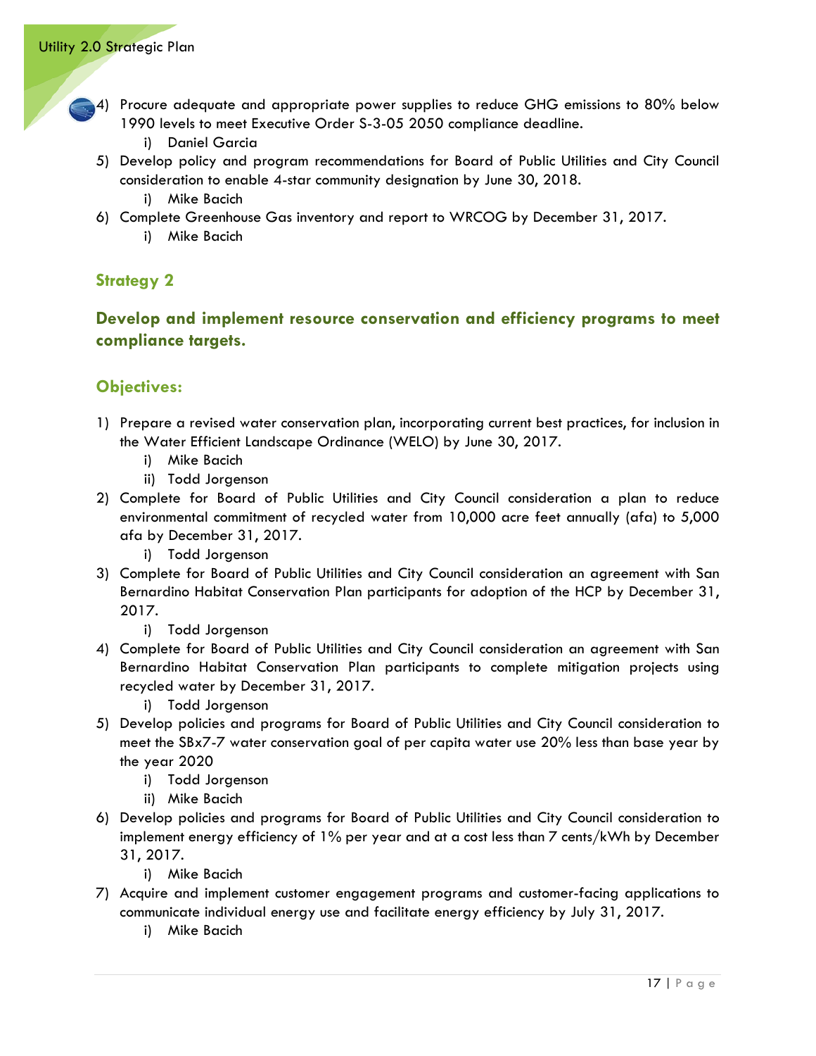4) Procure adequate and appropriate power supplies to reduce GHG emissions to 80% below 1990 levels to meet Executive Order S-3-05 2050 compliance deadline.
   i) Daniel Garcia
5) Develop policy and program recommendations for Board of Public Utilities and City Council consideration to enable 4-star community designation by June 30, 2018.
   i) Mike Bacich
6) Complete Greenhouse Gas inventory and report to WRCOG by December 31, 2017.
   i) Mike Bacich

## Strategy 2

## Develop and implement resource conservation and efficiency programs to meet compliance targets.

### Objectives:

1) Prepare a revised water conservation plan, incorporating current best practices, for inclusion in the Water Efficient Landscape Ordinance (WELO) by June 30, 2017.
   i) Mike Bacich
   ii) Todd Jorgenson
2) Complete for Board of Public Utilities and City Council consideration a plan to reduce environmental commitment of recycled water from 10,000 acre feet annually (afa) to 5,000 afa by December 31, 2017.
   i) Todd Jorgenson
3) Complete for Board of Public Utilities and City Council consideration an agreement with San Bernardino Habitat Conservation Plan participants for adoption of the HCP by December 31, 2017.
   i) Todd Jorgenson
4) Complete for Board of Public Utilities and City Council consideration an agreement with San Bernardino Habitat Conservation Plan participants to complete mitigation projects using recycled water by December 31, 2017.
   i) Todd Jorgenson
5) Develop policies and programs for Board of Public Utilities and City Council consideration to meet the SBx7-7 water conservation goal of per capita water use 20% less than base year by the year 2020
   i) Todd Jorgenson
   ii) Mike Bacich
6) Develop policies and programs for Board of Public Utilities and City Council consideration to implement energy efficiency of 1% per year and at a cost less than 7 cents/kWh by December 31, 2017.
   i) Mike Bacich
7) Acquire and implement customer engagement programs and customer-facing applications to communicate individual energy use and facilitate energy efficiency by July 31, 2017.
   i) Mike Bacich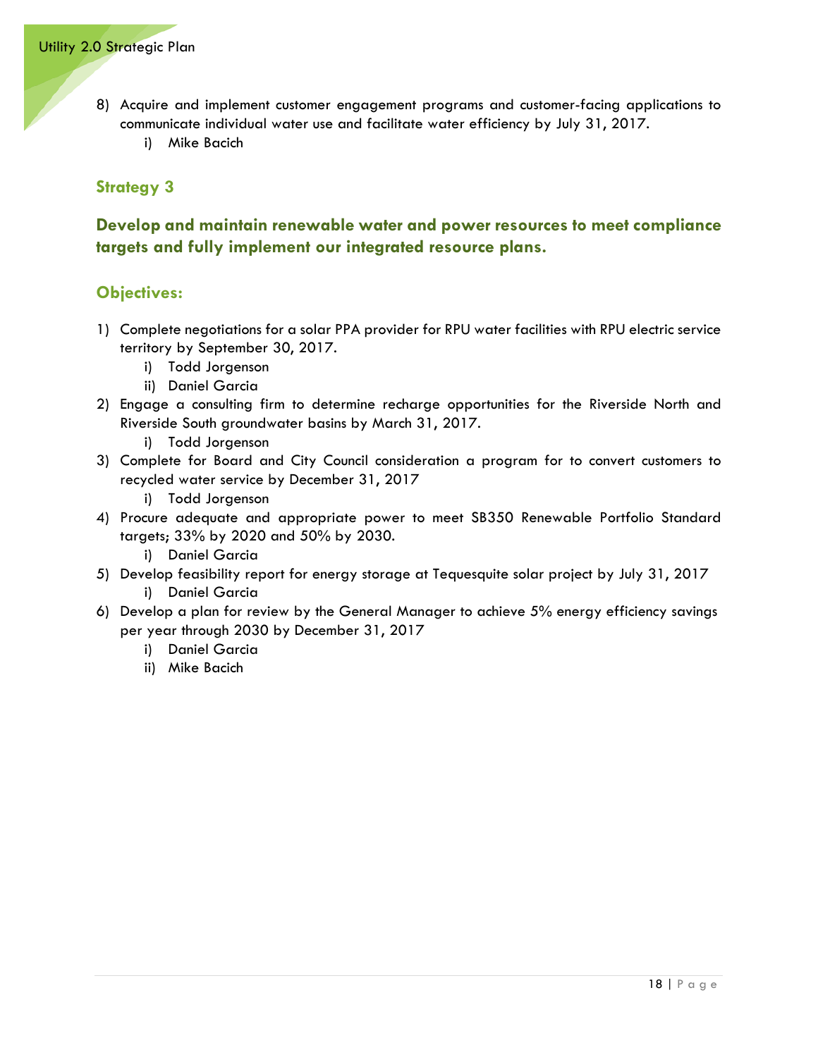8) Acquire and implement customer engagement programs and customer-facing applications to communicate individual water use and facilitate water efficiency by July 31, 2017.
    i) Mike Bacich

### Strategy 3

### Develop and maintain renewable water and power resources to meet compliance targets and fully implement our integrated resource plans.

### Objectives:

1) Complete negotiations for a solar PPA provider for RPU water facilities with RPU electric service territory by September 30, 2017.
    i) Todd Jorgenson
    ii) Daniel Garcia
2) Engage a consulting firm to determine recharge opportunities for the Riverside North and Riverside South groundwater basins by March 31, 2017.
    i) Todd Jorgenson
3) Complete for Board and City Council consideration a program for to convert customers to recycled water service by December 31, 2017
    i) Todd Jorgenson
4) Procure adequate and appropriate power to meet SB350 Renewable Portfolio Standard targets; 33% by 2020 and 50% by 2030.
    i) Daniel Garcia
5) Develop feasibility report for energy storage at Tequesquite solar project by July 31, 2017
    i) Daniel Garcia
6) Develop a plan for review by the General Manager to achieve 5% energy efficiency savings per year through 2030 by December 31, 2017
    i) Daniel Garcia
    ii) Mike Bacich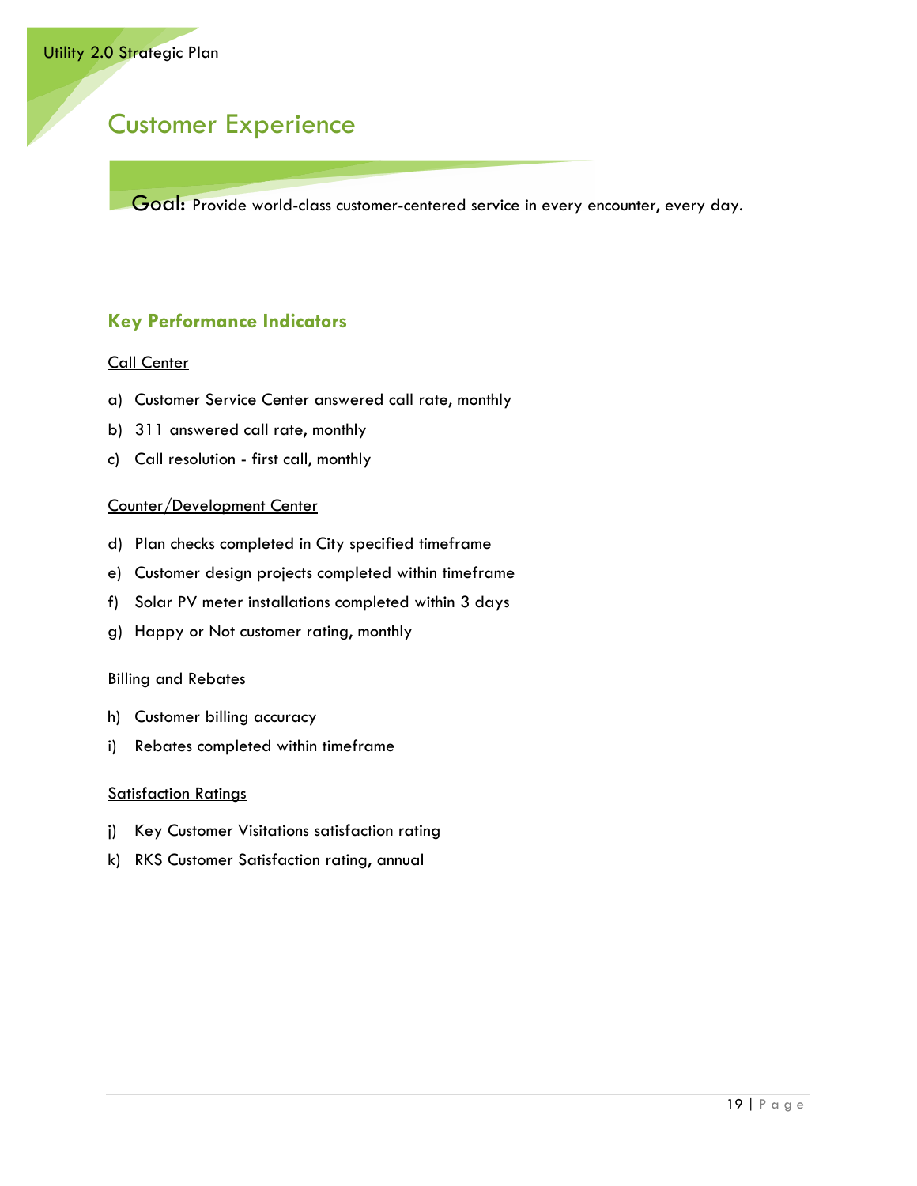# Customer Experience

**Goal:** Provide world-class customer-centered service in every encounter, every day.

## Key Performance Indicators

Call Center

a) Customer Service Center answered call rate, monthly

b) 311 answered call rate, monthly

c) Call resolution - first call, monthly

Counter/Development Center

d) Plan checks completed in City specified timeframe

e) Customer design projects completed within timeframe

f) Solar PV meter installations completed within 3 days

g) Happy or Not customer rating, monthly

Billing and Rebates

h) Customer billing accuracy

i) Rebates completed within timeframe

Satisfaction Ratings

j) Key Customer Visitations satisfaction rating

k) RKS Customer Satisfaction rating, annual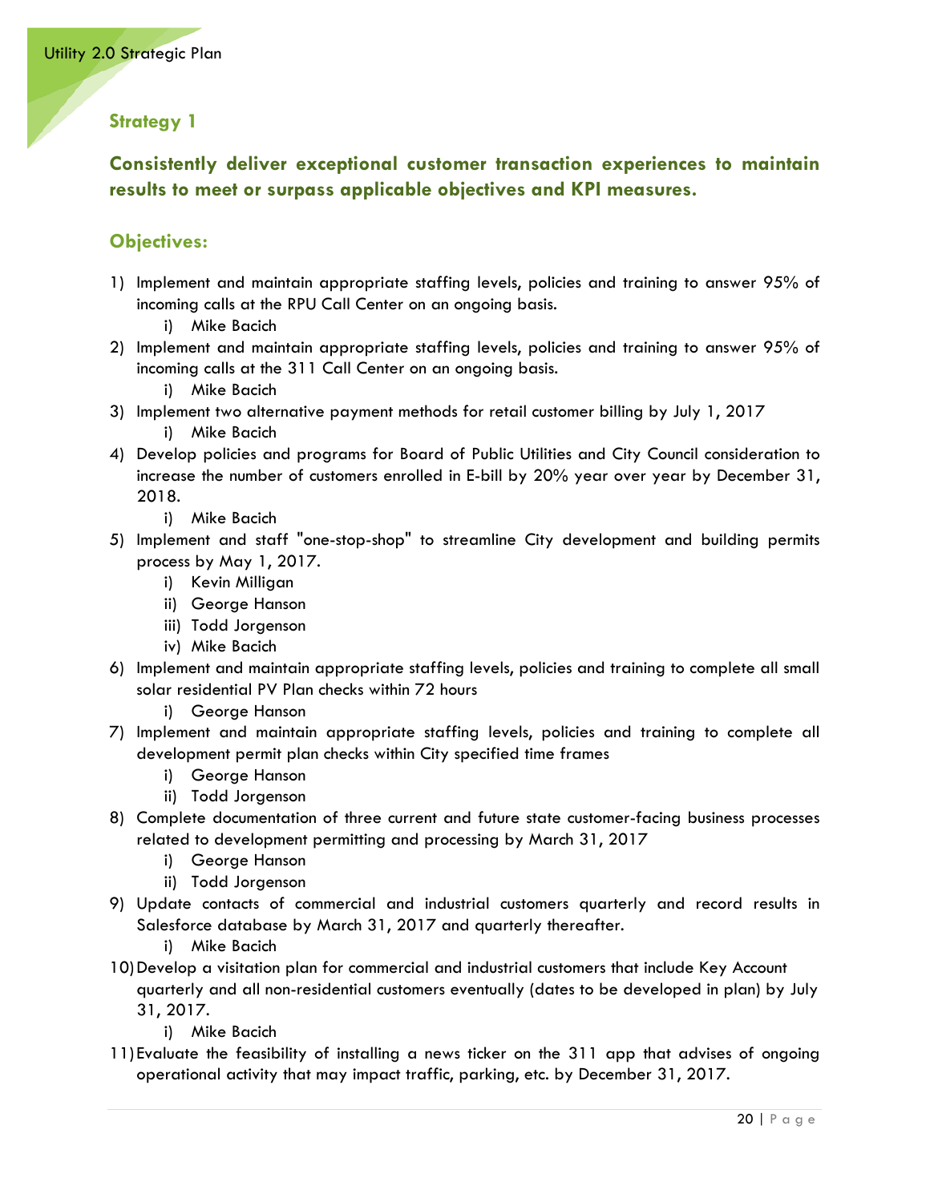## Strategy 1

### Consistently deliver exceptional customer transaction experiences to maintain results to meet or surpass applicable objectives and KPI measures.

### Objectives:

1) Implement and maintain appropriate staffing levels, policies and training to answer 95% of incoming calls at the RPU Call Center on an ongoing basis.
    i) Mike Bacich
2) Implement and maintain appropriate staffing levels, policies and training to answer 95% of incoming calls at the 311 Call Center on an ongoing basis.
    i) Mike Bacich
3) Implement two alternative payment methods for retail customer billing by July 1, 2017
    i) Mike Bacich
4) Develop policies and programs for Board of Public Utilities and City Council consideration to increase the number of customers enrolled in E-bill by 20% year over year by December 31, 2018.
    i) Mike Bacich
5) Implement and staff "one-stop-shop" to streamline City development and building permits process by May 1, 2017.
    i) Kevin Milligan
    ii) George Hanson
    iii) Todd Jorgenson
    iv) Mike Bacich
6) Implement and maintain appropriate staffing levels, policies and training to complete all small solar residential PV Plan checks within 72 hours
    i) George Hanson
7) Implement and maintain appropriate staffing levels, policies and training to complete all development permit plan checks within City specified time frames
    i) George Hanson
    ii) Todd Jorgenson
8) Complete documentation of three current and future state customer-facing business processes related to development permitting and processing by March 31, 2017
    i) George Hanson
    ii) Todd Jorgenson
9) Update contacts of commercial and industrial customers quarterly and record results in Salesforce database by March 31, 2017 and quarterly thereafter.
    i) Mike Bacich
10) Develop a visitation plan for commercial and industrial customers that include Key Account quarterly and all non-residential customers eventually (dates to be developed in plan) by July 31, 2017.
    i) Mike Bacich
11) Evaluate the feasibility of installing a news ticker on the 311 app that advises of ongoing operational activity that may impact traffic, parking, etc. by December 31, 2017.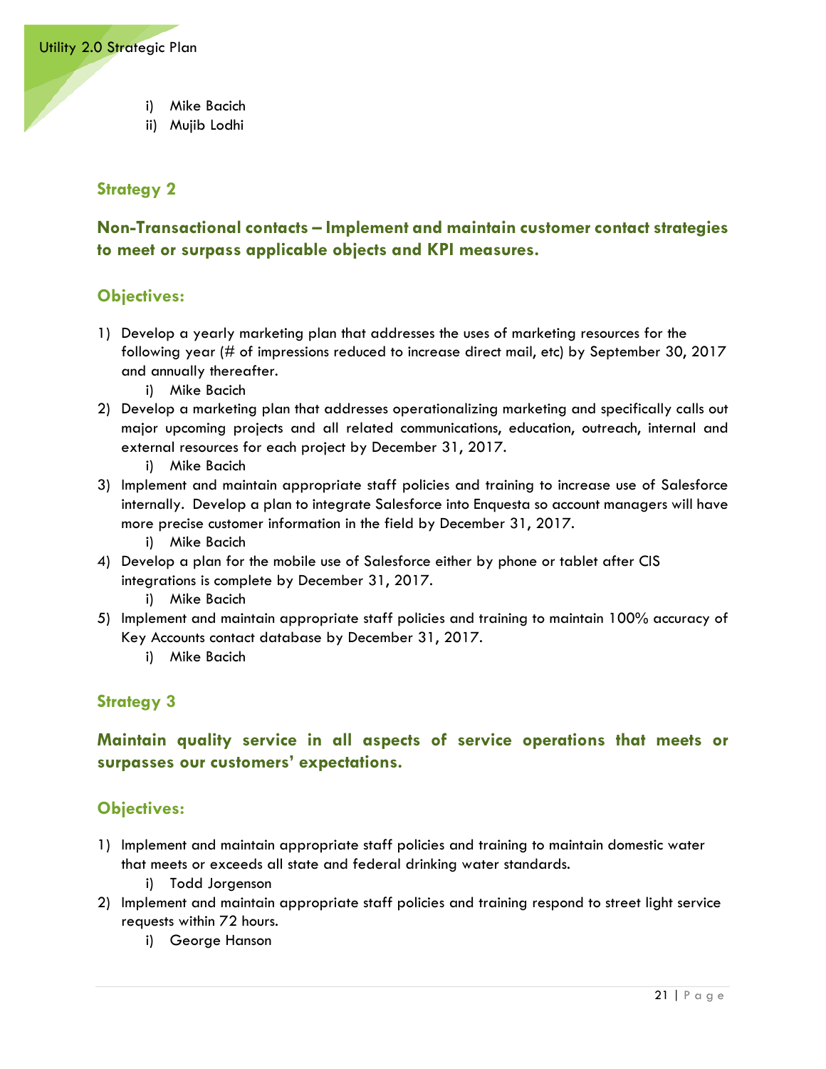i) Mike Bacich
   ii) Mujib Lodhi

### Strategy 2

### Non-Transactional contacts – Implement and maintain customer contact strategies to meet or surpass applicable objects and KPI measures.

### Objectives:

1) Develop a yearly marketing plan that addresses the uses of marketing resources for the following year (# of impressions reduced to increase direct mail, etc) by September 30, 2017 and annually thereafter.
   i) Mike Bacich
2) Develop a marketing plan that addresses operationalizing marketing and specifically calls out major upcoming projects and all related communications, education, outreach, internal and external resources for each project by December 31, 2017.
   i) Mike Bacich
3) Implement and maintain appropriate staff policies and training to increase use of Salesforce internally. Develop a plan to integrate Salesforce into Enquesta so account managers will have more precise customer information in the field by December 31, 2017.
   i) Mike Bacich
4) Develop a plan for the mobile use of Salesforce either by phone or tablet after CIS integrations is complete by December 31, 2017.
   i) Mike Bacich
5) Implement and maintain appropriate staff policies and training to maintain 100% accuracy of Key Accounts contact database by December 31, 2017.
   i) Mike Bacich

### Strategy 3

### Maintain quality service in all aspects of service operations that meets or surpasses our customers' expectations.

### Objectives:

1) Implement and maintain appropriate staff policies and training to maintain domestic water that meets or exceeds all state and federal drinking water standards.
   i) Todd Jorgenson
2) Implement and maintain appropriate staff policies and training respond to street light service requests within 72 hours.
   i) George Hanson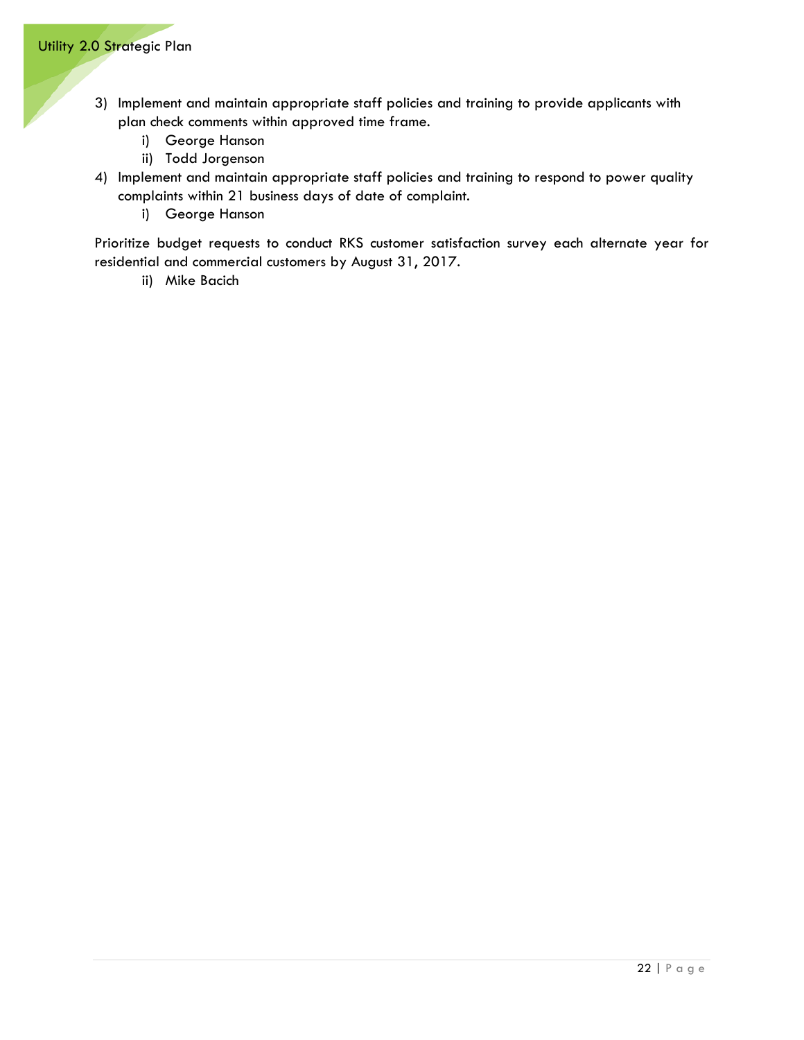3) Implement and maintain appropriate staff policies and training to provide applicants with plan check comments within approved time frame.
    i) George Hanson
    ii) Todd Jorgenson
4) Implement and maintain appropriate staff policies and training to respond to power quality complaints within 21 business days of date of complaint.
    i) George Hanson

Prioritize budget requests to conduct RKS customer satisfaction survey each alternate year for residential and commercial customers by August 31, 2017.

   ii) Mike Bacich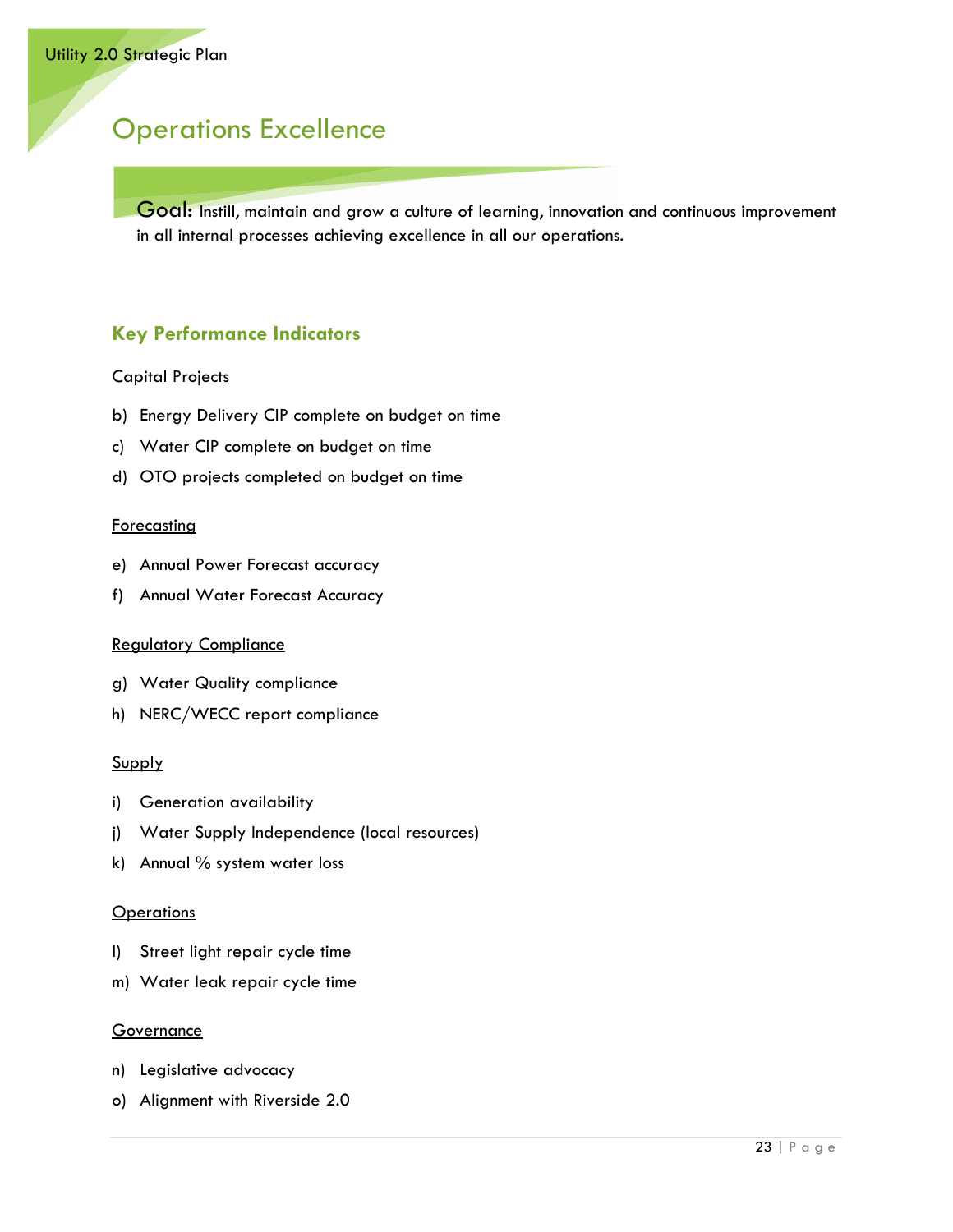# Operations Excellence

**Goal:** Instill, maintain and grow a culture of learning, innovation and continuous improvement in all internal processes achieving excellence in all our operations.

## Key Performance Indicators

Capital Projects

b) Energy Delivery CIP complete on budget on time

c) Water CIP complete on budget on time

d) OTO projects completed on budget on time

Forecasting

e) Annual Power Forecast accuracy

f) Annual Water Forecast Accuracy

Regulatory Compliance

g) Water Quality compliance

h) NERC/WECC report compliance

Supply

i) Generation availability

j) Water Supply Independence (local resources)

k) Annual % system water loss

Operations

l) Street light repair cycle time

m) Water leak repair cycle time

Governance

n) Legislative advocacy

o) Alignment with Riverside 2.0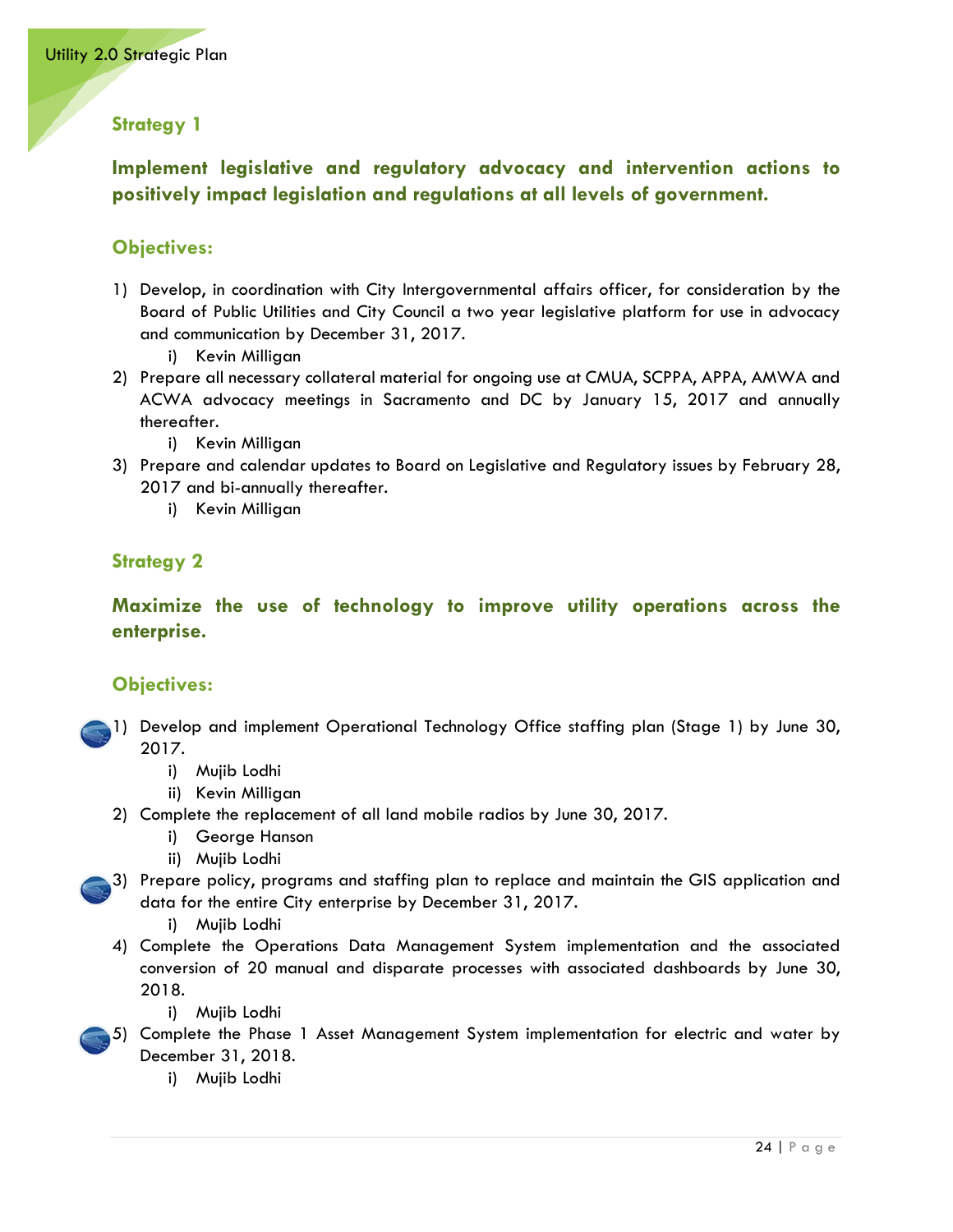## Strategy 1

### Implement legislative and regulatory advocacy and intervention actions to positively impact legislation and regulations at all levels of government.

### Objectives:

1) Develop, in coordination with City Intergovernmental affairs officer, for consideration by the Board of Public Utilities and City Council a two year legislative platform for use in advocacy and communication by December 31, 2017.
   i) Kevin Milligan
2) Prepare all necessary collateral material for ongoing use at CMUA, SCPPA, APPA, AMWA and ACWA advocacy meetings in Sacramento and DC by January 15, 2017 and annually thereafter.
   i) Kevin Milligan
3) Prepare and calendar updates to Board on Legislative and Regulatory issues by February 28, 2017 and bi-annually thereafter.
   i) Kevin Milligan

## Strategy 2

### Maximize the use of technology to improve utility operations across the enterprise.

### Objectives:

1) Develop and implement Operational Technology Office staffing plan (Stage 1) by June 30, 2017.
   i) Mujib Lodhi
   ii) Kevin Milligan
2) Complete the replacement of all land mobile radios by June 30, 2017.
   i) George Hanson
   ii) Mujib Lodhi
3) Prepare policy, programs and staffing plan to replace and maintain the GIS application and data for the entire City enterprise by December 31, 2017.
   i) Mujib Lodhi
4) Complete the Operations Data Management System implementation and the associated conversion of 20 manual and disparate processes with associated dashboards by June 30, 2018.
   i) Mujib Lodhi
5) Complete the Phase 1 Asset Management System implementation for electric and water by December 31, 2018.
   i) Mujib Lodhi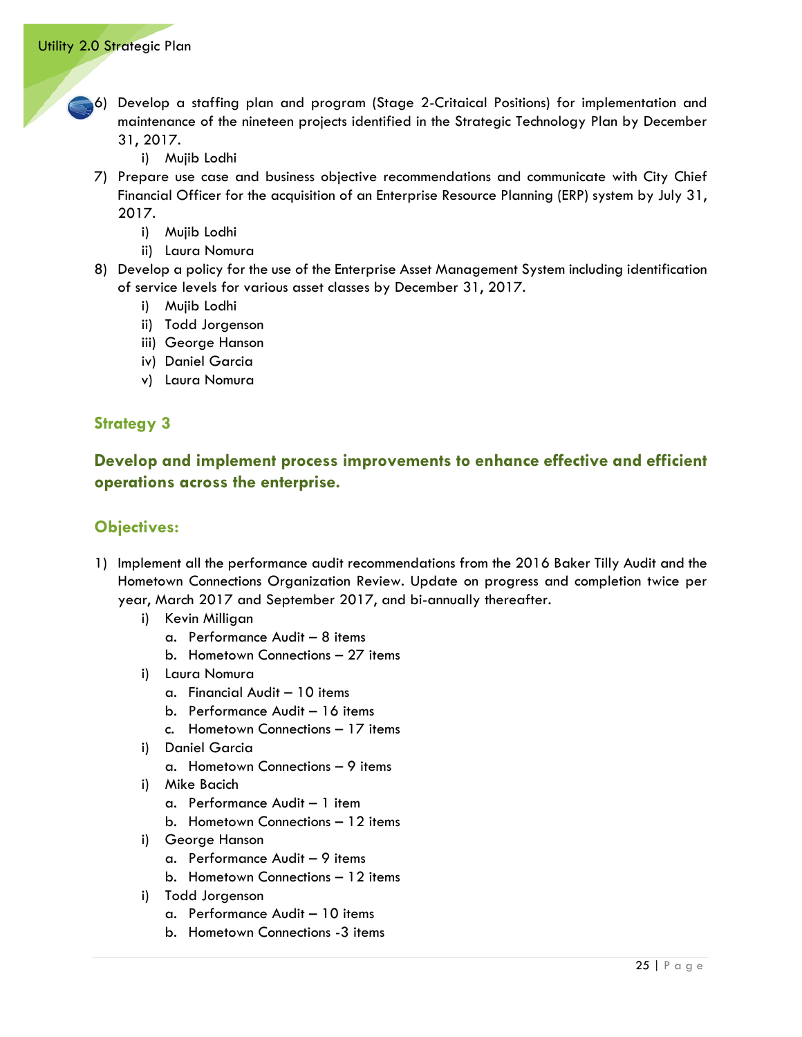6) Develop a staffing plan and program (Stage 2-Critaical Positions) for implementation and maintenance of the nineteen projects identified in the Strategic Technology Plan by December 31, 2017.
    i) Mujib Lodhi
7) Prepare use case and business objective recommendations and communicate with City Chief Financial Officer for the acquisition of an Enterprise Resource Planning (ERP) system by July 31, 2017.
    i) Mujib Lodhi
    ii) Laura Nomura
8) Develop a policy for the use of the Enterprise Asset Management System including identification of service levels for various asset classes by December 31, 2017.
    i) Mujib Lodhi
    ii) Todd Jorgenson
    iii) George Hanson
    iv) Daniel Garcia
    v) Laura Nomura

## Strategy 3

## Develop and implement process improvements to enhance effective and efficient operations across the enterprise.

## Objectives:

1) Implement all the performance audit recommendations from the 2016 Baker Tilly Audit and the Hometown Connections Organization Review. Update on progress and completion twice per year, March 2017 and September 2017, and bi-annually thereafter.
    i) Kevin Milligan
        a. Performance Audit – 8 items
        b. Hometown Connections – 27 items
    i) Laura Nomura
        a. Financial Audit – 10 items
        b. Performance Audit – 16 items
        c. Hometown Connections – 17 items
    i) Daniel Garcia
        a. Hometown Connections – 9 items
    i) Mike Bacich
        a. Performance Audit – 1 item
        b. Hometown Connections – 12 items
    i) George Hanson
        a. Performance Audit – 9 items
        b. Hometown Connections – 12 items
    i) Todd Jorgenson
        a. Performance Audit – 10 items
        b. Hometown Connections -3 items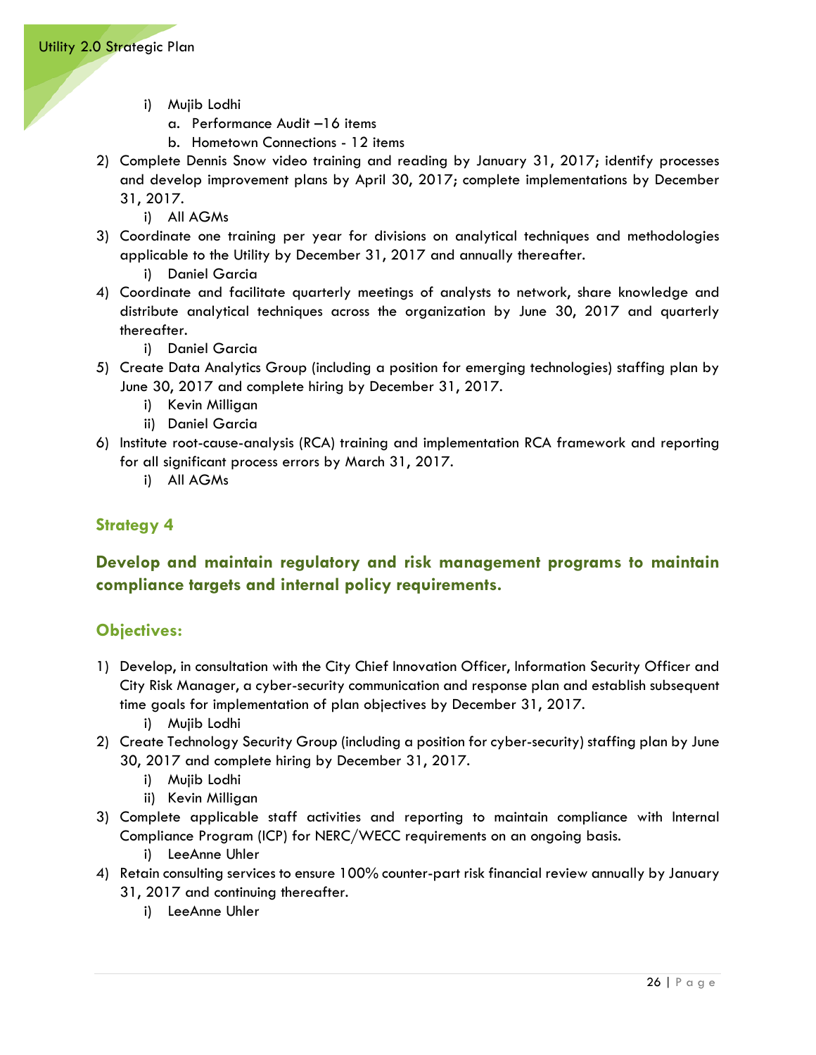i) Mujib Lodhi
      a. Performance Audit –16 items
      b. Hometown Connections - 12 items
2) Complete Dennis Snow video training and reading by January 31, 2017; identify processes and develop improvement plans by April 30, 2017; complete implementations by December 31, 2017.
   i) All AGMs
3) Coordinate one training per year for divisions on analytical techniques and methodologies applicable to the Utility by December 31, 2017 and annually thereafter.
   i) Daniel Garcia
4) Coordinate and facilitate quarterly meetings of analysts to network, share knowledge and distribute analytical techniques across the organization by June 30, 2017 and quarterly thereafter.
   i) Daniel Garcia
5) Create Data Analytics Group (including a position for emerging technologies) staffing plan by June 30, 2017 and complete hiring by December 31, 2017.
   i) Kevin Milligan
   ii) Daniel Garcia
6) Institute root-cause-analysis (RCA) training and implementation RCA framework and reporting for all significant process errors by March 31, 2017.
   i) All AGMs

## Strategy 4

## Develop and maintain regulatory and risk management programs to maintain compliance targets and internal policy requirements.

## Objectives:

1) Develop, in consultation with the City Chief Innovation Officer, Information Security Officer and City Risk Manager, a cyber-security communication and response plan and establish subsequent time goals for implementation of plan objectives by December 31, 2017.
   i) Mujib Lodhi
2) Create Technology Security Group (including a position for cyber-security) staffing plan by June 30, 2017 and complete hiring by December 31, 2017.
   i) Mujib Lodhi
   ii) Kevin Milligan
3) Complete applicable staff activities and reporting to maintain compliance with Internal Compliance Program (ICP) for NERC/WECC requirements on an ongoing basis.
   i) LeeAnne Uhler
4) Retain consulting services to ensure 100% counter-part risk financial review annually by January 31, 2017 and continuing thereafter.
   i) LeeAnne Uhler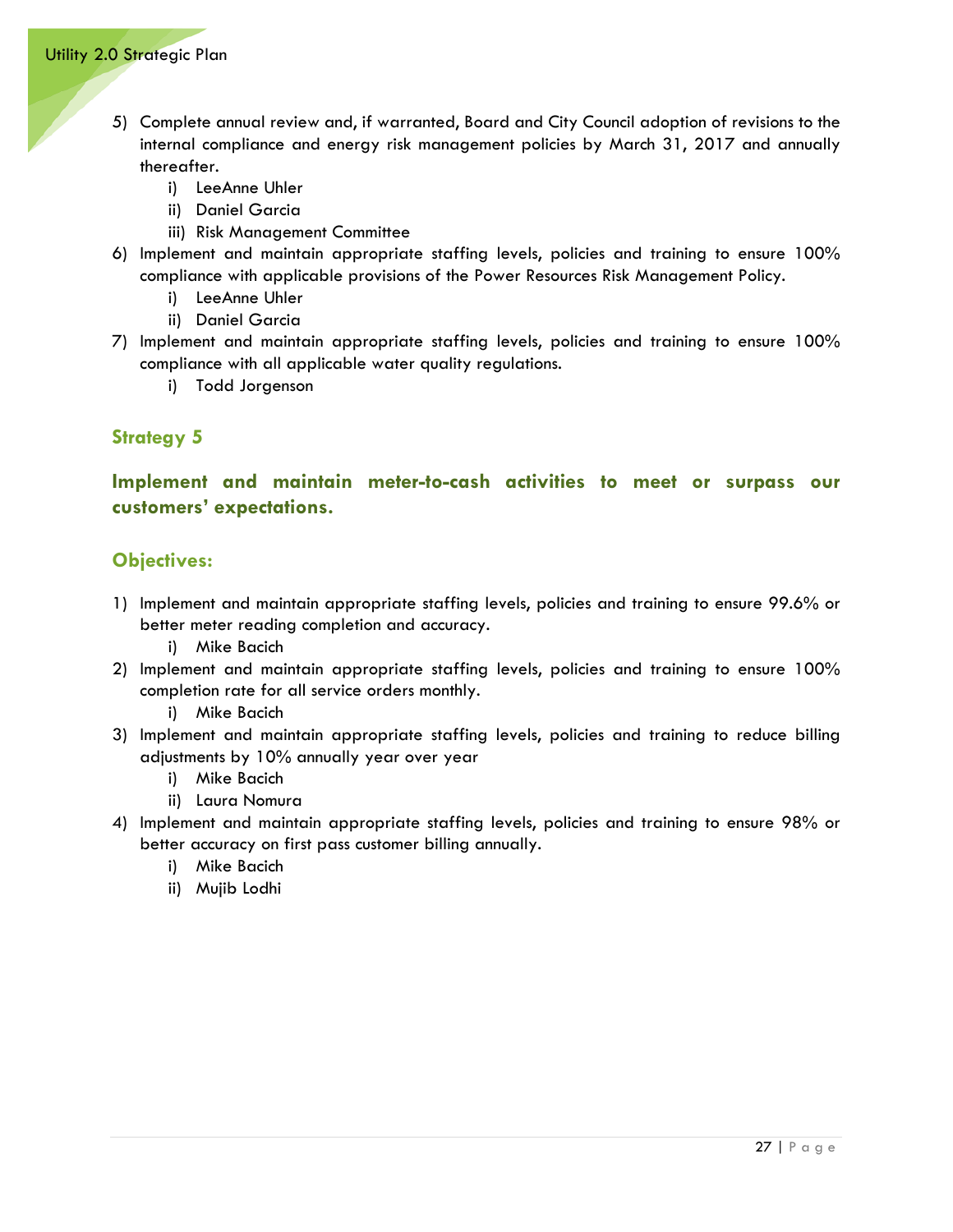5) Complete annual review and, if warranted, Board and City Council adoption of revisions to the internal compliance and energy risk management policies by March 31, 2017 and annually thereafter.
    i) LeeAnne Uhler
    ii) Daniel Garcia
    iii) Risk Management Committee
6) Implement and maintain appropriate staffing levels, policies and training to ensure 100% compliance with applicable provisions of the Power Resources Risk Management Policy.
    i) LeeAnne Uhler
    ii) Daniel Garcia
7) Implement and maintain appropriate staffing levels, policies and training to ensure 100% compliance with all applicable water quality regulations.
    i) Todd Jorgenson

## Strategy 5

### Implement and maintain meter-to-cash activities to meet or surpass our customers' expectations.

### Objectives:

1) Implement and maintain appropriate staffing levels, policies and training to ensure 99.6% or better meter reading completion and accuracy.
    i) Mike Bacich
2) Implement and maintain appropriate staffing levels, policies and training to ensure 100% completion rate for all service orders monthly.
    i) Mike Bacich
3) Implement and maintain appropriate staffing levels, policies and training to reduce billing adjustments by 10% annually year over year
    i) Mike Bacich
    ii) Laura Nomura
4) Implement and maintain appropriate staffing levels, policies and training to ensure 98% or better accuracy on first pass customer billing annually.
    i) Mike Bacich
    ii) Mujib Lodhi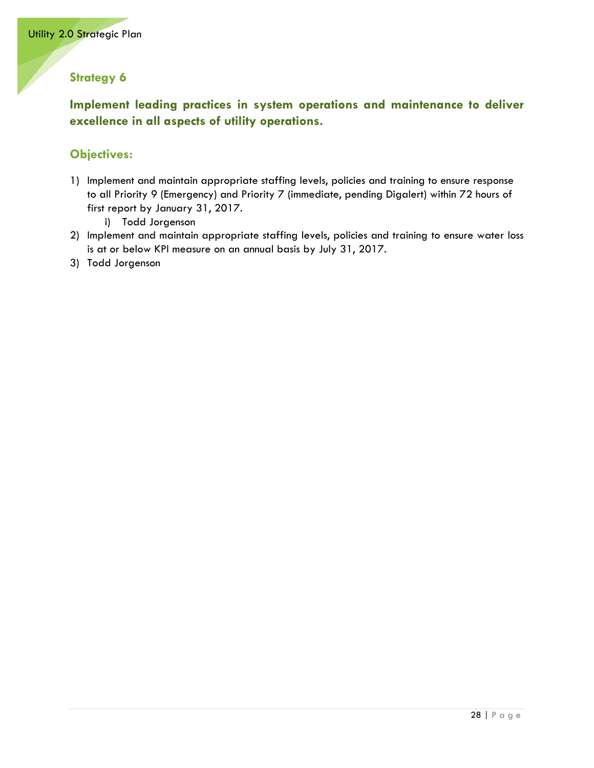## Strategy 6

### Implement leading practices in system operations and maintenance to deliver excellence in all aspects of utility operations.

### Objectives:

1) Implement and maintain appropriate staffing levels, policies and training to ensure response to all Priority 9 (Emergency) and Priority 7 (immediate, pending Digalert) within 72 hours of first report by January 31, 2017.
   i) Todd Jorgenson
2) Implement and maintain appropriate staffing levels, policies and training to ensure water loss is at or below KPI measure on an annual basis by July 31, 2017.
3) Todd Jorgenson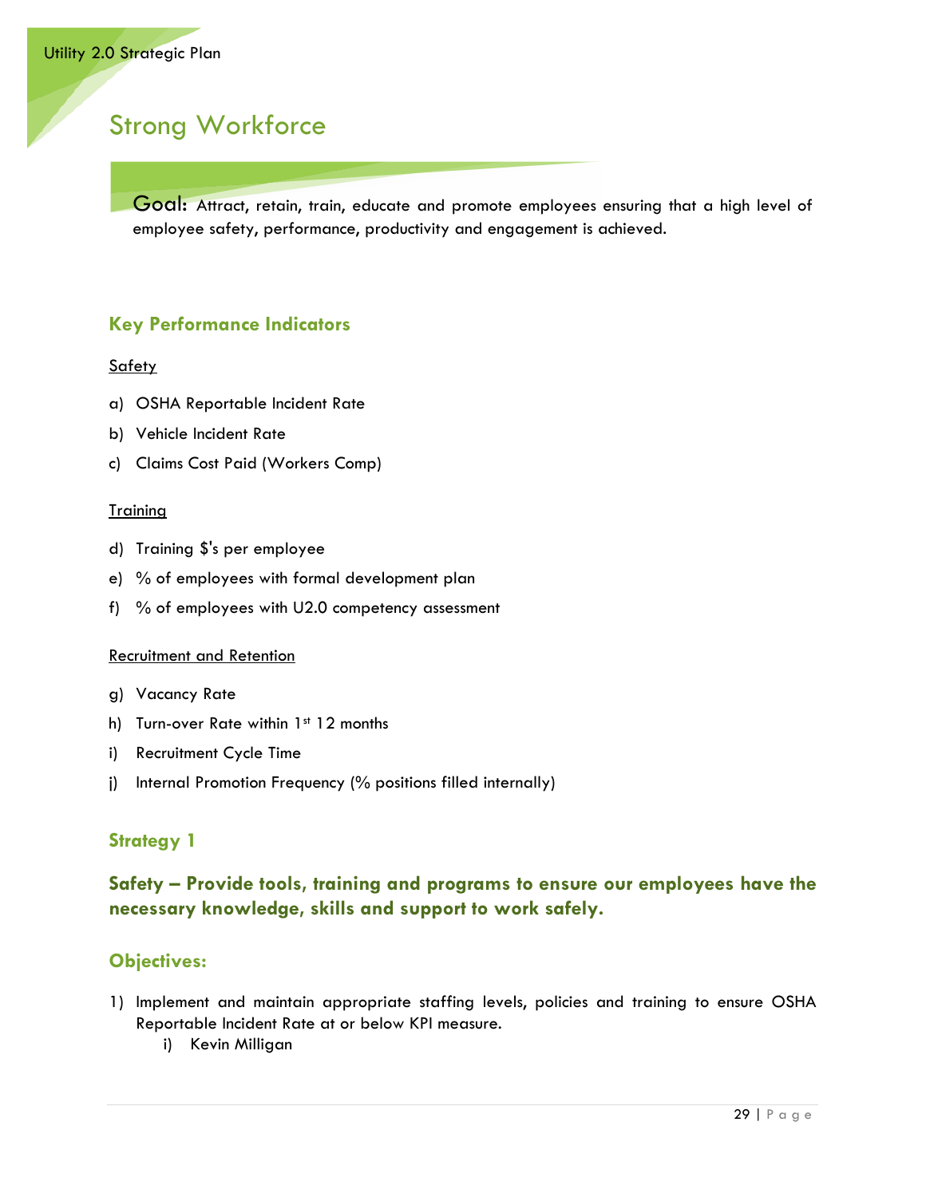# Strong Workforce

**Goal:** Attract, retain, train, educate and promote employees ensuring that a high level of employee safety, performance, productivity and engagement is achieved.

## Key Performance Indicators

<u>Safety</u>

a) OSHA Reportable Incident Rate

b) Vehicle Incident Rate

c) Claims Cost Paid (Workers Comp)

<u>Training</u>

d) Training $'s per employee

e) % of employees with formal development plan

f) % of employees with U2.0 competency assessment

<u>Recruitment and Retention</u>

g) Vacancy Rate

h) Turn-over Rate within 1st 12 months

i) Recruitment Cycle Time

j) Internal Promotion Frequency (% positions filled internally)

## Strategy 1

### Safety – Provide tools, training and programs to ensure our employees have the necessary knowledge, skills and support to work safely.

## Objectives:

1) Implement and maintain appropriate staffing levels, policies and training to ensure OSHA Reportable Incident Rate at or below KPI measure.
   i) Kevin Milligan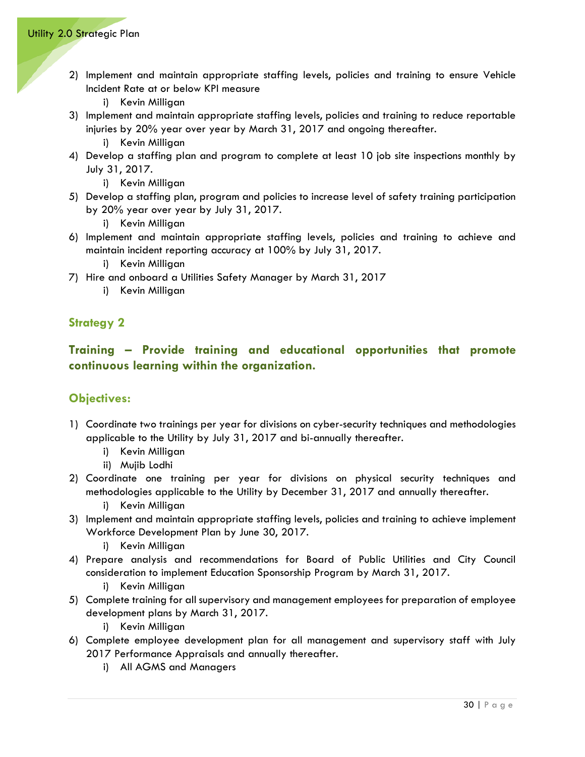2) Implement and maintain appropriate staffing levels, policies and training to ensure Vehicle Incident Rate at or below KPI measure
    i) Kevin Milligan
3) Implement and maintain appropriate staffing levels, policies and training to reduce reportable injuries by 20% year over year by March 31, 2017 and ongoing thereafter.
    i) Kevin Milligan
4) Develop a staffing plan and program to complete at least 10 job site inspections monthly by July 31, 2017.
    i) Kevin Milligan
5) Develop a staffing plan, program and policies to increase level of safety training participation by 20% year over year by July 31, 2017.
    i) Kevin Milligan
6) Implement and maintain appropriate staffing levels, policies and training to achieve and maintain incident reporting accuracy at 100% by July 31, 2017.
    i) Kevin Milligan
7) Hire and onboard a Utilities Safety Manager by March 31, 2017
    i) Kevin Milligan

## Strategy 2

## Training – Provide training and educational opportunities that promote continuous learning within the organization.

### Objectives:

1) Coordinate two trainings per year for divisions on cyber-security techniques and methodologies applicable to the Utility by July 31, 2017 and bi-annually thereafter.
    i) Kevin Milligan
    ii) Mujib Lodhi
2) Coordinate one training per year for divisions on physical security techniques and methodologies applicable to the Utility by December 31, 2017 and annually thereafter.
    i) Kevin Milligan
3) Implement and maintain appropriate staffing levels, policies and training to achieve implement Workforce Development Plan by June 30, 2017.
    i) Kevin Milligan
4) Prepare analysis and recommendations for Board of Public Utilities and City Council consideration to implement Education Sponsorship Program by March 31, 2017.
    i) Kevin Milligan
5) Complete training for all supervisory and management employees for preparation of employee development plans by March 31, 2017.
    i) Kevin Milligan
6) Complete employee development plan for all management and supervisory staff with July 2017 Performance Appraisals and annually thereafter.
    i) All AGMS and Managers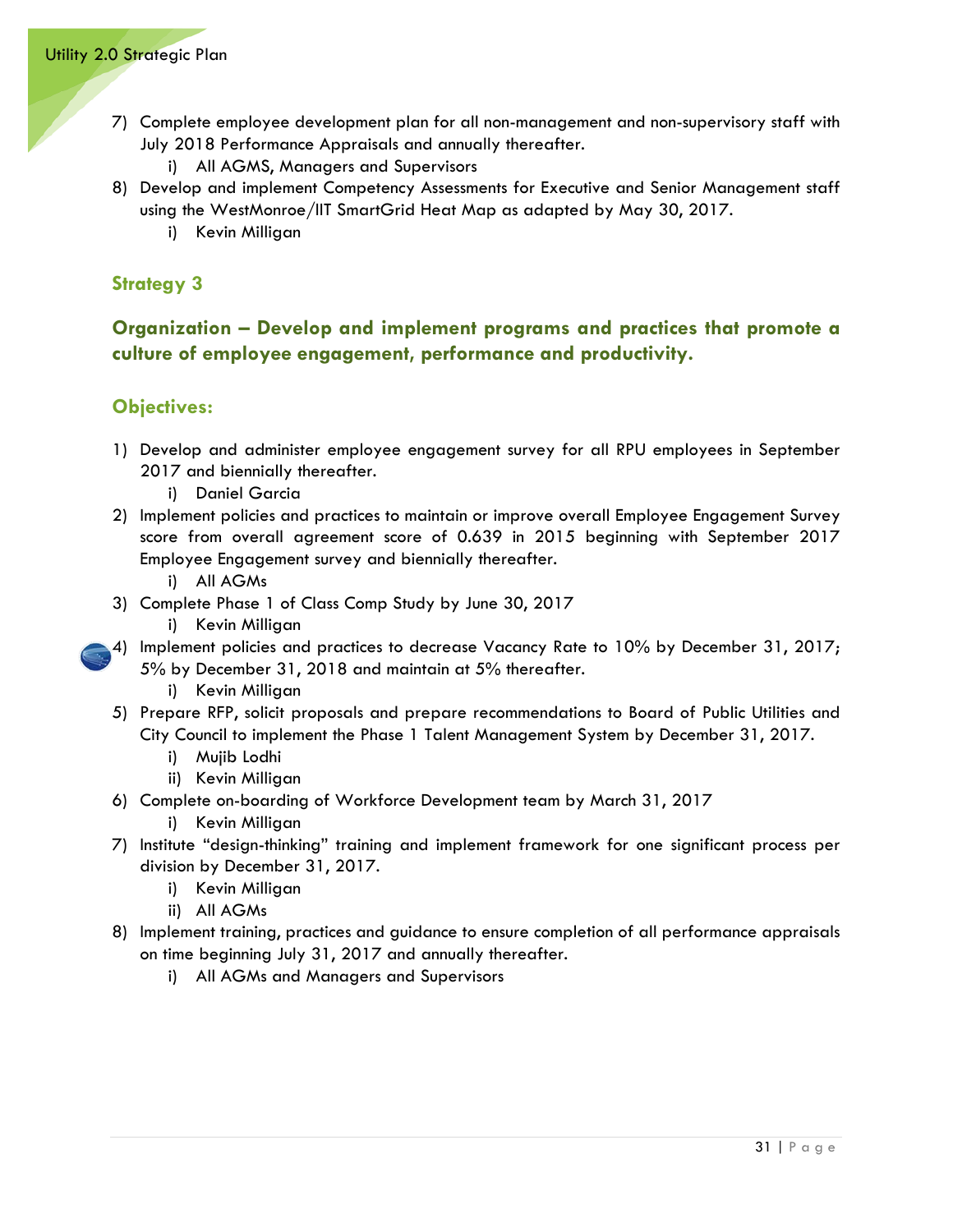7) Complete employee development plan for all non-management and non-supervisory staff with July 2018 Performance Appraisals and annually thereafter.
    i) All AGMS, Managers and Supervisors
8) Develop and implement Competency Assessments for Executive and Senior Management staff using the WestMonroe/IIT SmartGrid Heat Map as adapted by May 30, 2017.
    i) Kevin Milligan

## Strategy 3

## Organization – Develop and implement programs and practices that promote a culture of employee engagement, performance and productivity.

### Objectives:

1) Develop and administer employee engagement survey for all RPU employees in September 2017 and biennially thereafter.
    i) Daniel Garcia
2) Implement policies and practices to maintain or improve overall Employee Engagement Survey score from overall agreement score of 0.639 in 2015 beginning with September 2017 Employee Engagement survey and biennially thereafter.
    i) All AGMs
3) Complete Phase 1 of Class Comp Study by June 30, 2017
    i) Kevin Milligan
4) Implement policies and practices to decrease Vacancy Rate to 10% by December 31, 2017; 5% by December 31, 2018 and maintain at 5% thereafter.
    i) Kevin Milligan
5) Prepare RFP, solicit proposals and prepare recommendations to Board of Public Utilities and City Council to implement the Phase 1 Talent Management System by December 31, 2017.
    i) Mujib Lodhi
    ii) Kevin Milligan
6) Complete on-boarding of Workforce Development team by March 31, 2017
    i) Kevin Milligan
7) Institute "design-thinking" training and implement framework for one significant process per division by December 31, 2017.
    i) Kevin Milligan
    ii) All AGMs
8) Implement training, practices and guidance to ensure completion of all performance appraisals on time beginning July 31, 2017 and annually thereafter.
    i) All AGMs and Managers and Supervisors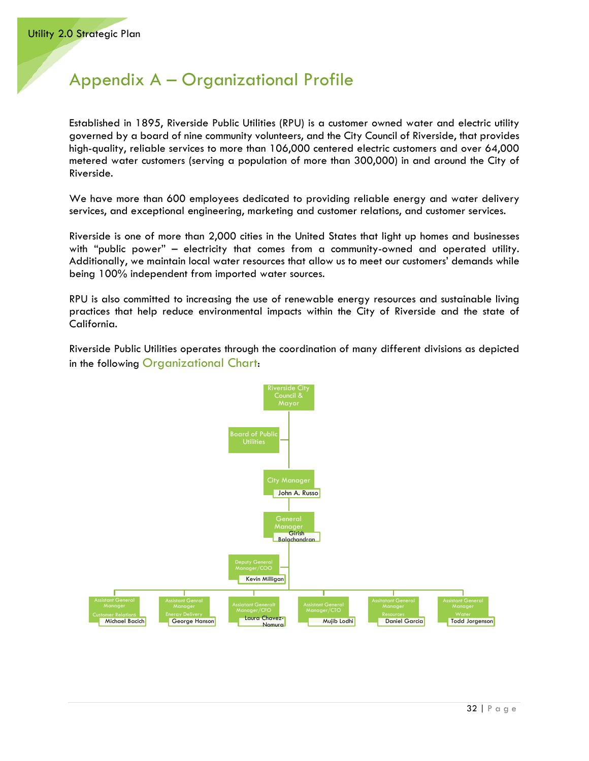# Appendix A – Organizational Profile

Established in 1895, Riverside Public Utilities (RPU) is a customer owned water and electric utility governed by a board of nine community volunteers, and the City Council of Riverside, that provides high-quality, reliable services to more than 106,000 centered electric customers and over 64,000 metered water customers (serving a population of more than 300,000) in and around the City of Riverside.

We have more than 600 employees dedicated to providing reliable energy and water delivery services, and exceptional engineering, marketing and customer relations, and customer services.

Riverside is one of more than 2,000 cities in the United States that light up homes and businesses with "public power" – electricity that comes from a community-owned and operated utility. Additionally, we maintain local water resources that allow us to meet our customers' demands while being 100% independent from imported water sources.

RPU is also committed to increasing the use of renewable energy resources and sustainable living practices that help reduce environmental impacts within the City of Riverside and the state of California.

Riverside Public Utilities operates through the coordination of many different divisions as depicted in the following Organizational Chart:

- Riverside City Council & Mayor
  - Board of Public Utilities
  - City Manager – John A. Russo
    - General Manager – Girish Balachandran
      - Deputy General Manager/COO – Kevin Milligan
      - Assistant General Manager, Customer Relations – Michael Bacich
      - Assistant Genral Manager, Energy Delivery – George Hanson
      - Assiatant Generalt Manager/CFO – Laura Chavez-Nomura
      - Assistant General Manager/CTO – Mujib Lodhi
      - Assitatant General Manager, Resources – Daniel Garcia
      - Assistant General Manager, Water – Todd Jorgenson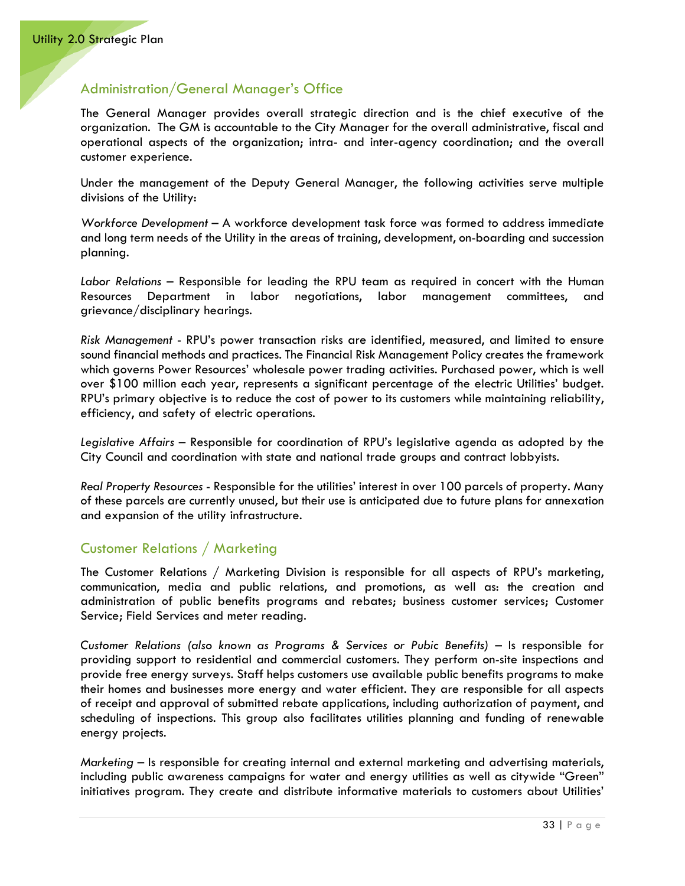## Administration/General Manager's Office

The General Manager provides overall strategic direction and is the chief executive of the organization. The GM is accountable to the City Manager for the overall administrative, fiscal and operational aspects of the organization; intra- and inter-agency coordination; and the overall customer experience.

Under the management of the Deputy General Manager, the following activities serve multiple divisions of the Utility:

*Workforce Development* – A workforce development task force was formed to address immediate and long term needs of the Utility in the areas of training, development, on-boarding and succession planning.

*Labor Relations* – Responsible for leading the RPU team as required in concert with the Human Resources Department in labor negotiations, labor management committees, and grievance/disciplinary hearings.

*Risk Management* - RPU's power transaction risks are identified, measured, and limited to ensure sound financial methods and practices. The Financial Risk Management Policy creates the framework which governs Power Resources' wholesale power trading activities. Purchased power, which is well over $100 million each year, represents a significant percentage of the electric Utilities' budget. RPU's primary objective is to reduce the cost of power to its customers while maintaining reliability, efficiency, and safety of electric operations.

*Legislative Affairs* – Responsible for coordination of RPU's legislative agenda as adopted by the City Council and coordination with state and national trade groups and contract lobbyists.

*Real Property Resources* - Responsible for the utilities' interest in over 100 parcels of property. Many of these parcels are currently unused, but their use is anticipated due to future plans for annexation and expansion of the utility infrastructure.

## Customer Relations / Marketing

The Customer Relations / Marketing Division is responsible for all aspects of RPU's marketing, communication, media and public relations, and promotions, as well as: the creation and administration of public benefits programs and rebates; business customer services; Customer Service; Field Services and meter reading.

*Customer Relations (also known as Programs & Services or Pubic Benefits)* – Is responsible for providing support to residential and commercial customers. They perform on-site inspections and provide free energy surveys. Staff helps customers use available public benefits programs to make their homes and businesses more energy and water efficient. They are responsible for all aspects of receipt and approval of submitted rebate applications, including authorization of payment, and scheduling of inspections. This group also facilitates utilities planning and funding of renewable energy projects.

*Marketing* – Is responsible for creating internal and external marketing and advertising materials, including public awareness campaigns for water and energy utilities as well as citywide "Green" initiatives program. They create and distribute informative materials to customers about Utilities'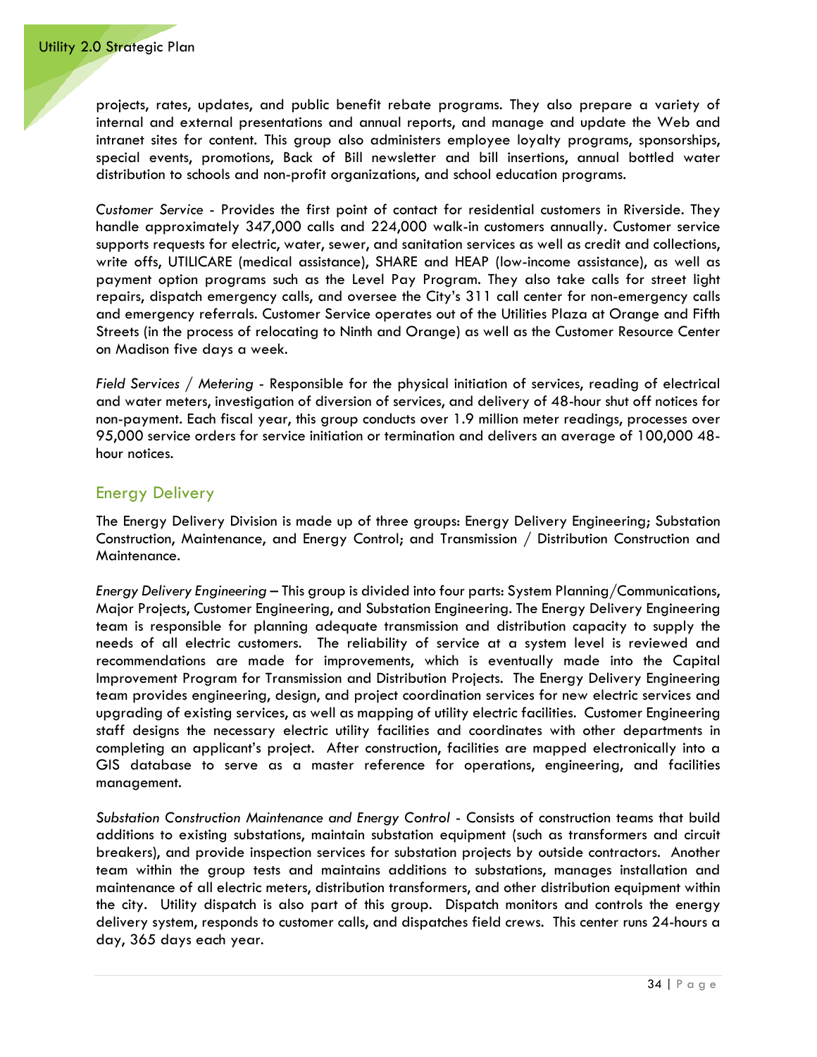projects, rates, updates, and public benefit rebate programs. They also prepare a variety of internal and external presentations and annual reports, and manage and update the Web and intranet sites for content. This group also administers employee loyalty programs, sponsorships, special events, promotions, Back of Bill newsletter and bill insertions, annual bottled water distribution to schools and non-profit organizations, and school education programs.

*Customer Service* - Provides the first point of contact for residential customers in Riverside. They handle approximately 347,000 calls and 224,000 walk-in customers annually. Customer service supports requests for electric, water, sewer, and sanitation services as well as credit and collections, write offs, UTILICARE (medical assistance), SHARE and HEAP (low-income assistance), as well as payment option programs such as the Level Pay Program. They also take calls for street light repairs, dispatch emergency calls, and oversee the City's 311 call center for non-emergency calls and emergency referrals. Customer Service operates out of the Utilities Plaza at Orange and Fifth Streets (in the process of relocating to Ninth and Orange) as well as the Customer Resource Center on Madison five days a week.

*Field Services / Metering* - Responsible for the physical initiation of services, reading of electrical and water meters, investigation of diversion of services, and delivery of 48-hour shut off notices for non-payment. Each fiscal year, this group conducts over 1.9 million meter readings, processes over 95,000 service orders for service initiation or termination and delivers an average of 100,000 48-hour notices.

## Energy Delivery

The Energy Delivery Division is made up of three groups: Energy Delivery Engineering; Substation Construction, Maintenance, and Energy Control; and Transmission / Distribution Construction and Maintenance.

*Energy Delivery Engineering* – This group is divided into four parts: System Planning/Communications, Major Projects, Customer Engineering, and Substation Engineering. The Energy Delivery Engineering team is responsible for planning adequate transmission and distribution capacity to supply the needs of all electric customers. The reliability of service at a system level is reviewed and recommendations are made for improvements, which is eventually made into the Capital Improvement Program for Transmission and Distribution Projects. The Energy Delivery Engineering team provides engineering, design, and project coordination services for new electric services and upgrading of existing services, as well as mapping of utility electric facilities. Customer Engineering staff designs the necessary electric utility facilities and coordinates with other departments in completing an applicant's project. After construction, facilities are mapped electronically into a GIS database to serve as a master reference for operations, engineering, and facilities management.

*Substation Construction Maintenance and Energy Control* - Consists of construction teams that build additions to existing substations, maintain substation equipment (such as transformers and circuit breakers), and provide inspection services for substation projects by outside contractors. Another team within the group tests and maintains additions to substations, manages installation and maintenance of all electric meters, distribution transformers, and other distribution equipment within the city. Utility dispatch is also part of this group. Dispatch monitors and controls the energy delivery system, responds to customer calls, and dispatches field crews. This center runs 24-hours a day, 365 days each year.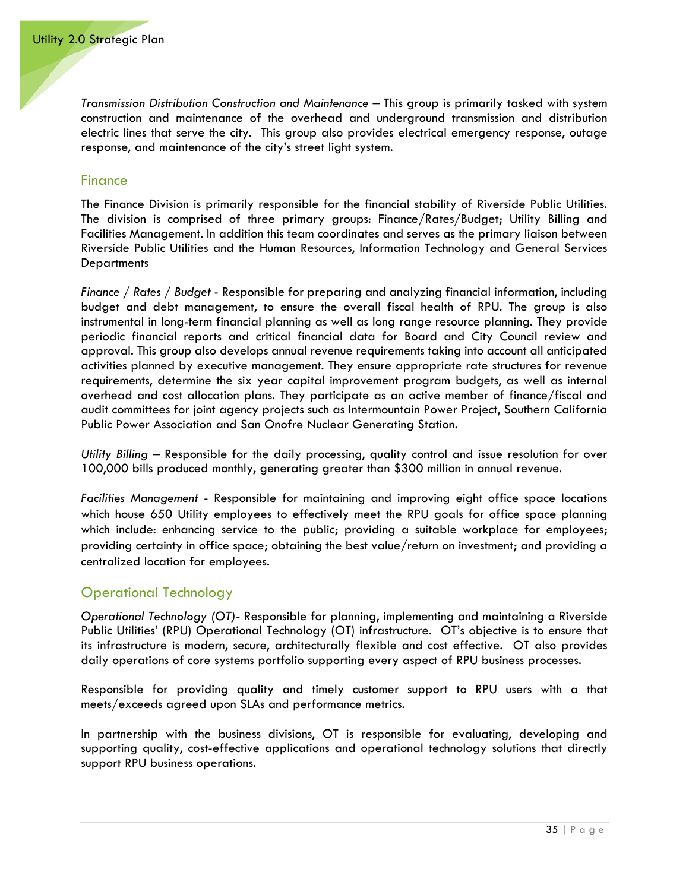*Transmission Distribution Construction and Maintenance* – This group is primarily tasked with system construction and maintenance of the overhead and underground transmission and distribution electric lines that serve the city. This group also provides electrical emergency response, outage response, and maintenance of the city's street light system.

## Finance

The Finance Division is primarily responsible for the financial stability of Riverside Public Utilities. The division is comprised of three primary groups: Finance/Rates/Budget; Utility Billing and Facilities Management. In addition this team coordinates and serves as the primary liaison between Riverside Public Utilities and the Human Resources, Information Technology and General Services Departments

*Finance / Rates / Budget* - Responsible for preparing and analyzing financial information, including budget and debt management, to ensure the overall fiscal health of RPU. The group is also instrumental in long-term financial planning as well as long range resource planning. They provide periodic financial reports and critical financial data for Board and City Council review and approval. This group also develops annual revenue requirements taking into account all anticipated activities planned by executive management. They ensure appropriate rate structures for revenue requirements, determine the six year capital improvement program budgets, as well as internal overhead and cost allocation plans. They participate as an active member of finance/fiscal and audit committees for joint agency projects such as Intermountain Power Project, Southern California Public Power Association and San Onofre Nuclear Generating Station.

*Utility Billing* – Responsible for the daily processing, quality control and issue resolution for over 100,000 bills produced monthly, generating greater than $300 million in annual revenue.

*Facilities Management* - Responsible for maintaining and improving eight office space locations which house 650 Utility employees to effectively meet the RPU goals for office space planning which include: enhancing service to the public; providing a suitable workplace for employees; providing certainty in office space; obtaining the best value/return on investment; and providing a centralized location for employees.

## Operational Technology

*Operational Technology (OT)*- Responsible for planning, implementing and maintaining a Riverside Public Utilities' (RPU) Operational Technology (OT) infrastructure. OT's objective is to ensure that its infrastructure is modern, secure, architecturally flexible and cost effective. OT also provides daily operations of core systems portfolio supporting every aspect of RPU business processes.

Responsible for providing quality and timely customer support to RPU users with a that meets/exceeds agreed upon SLAs and performance metrics.

In partnership with the business divisions, OT is responsible for evaluating, developing and supporting quality, cost-effective applications and operational technology solutions that directly support RPU business operations.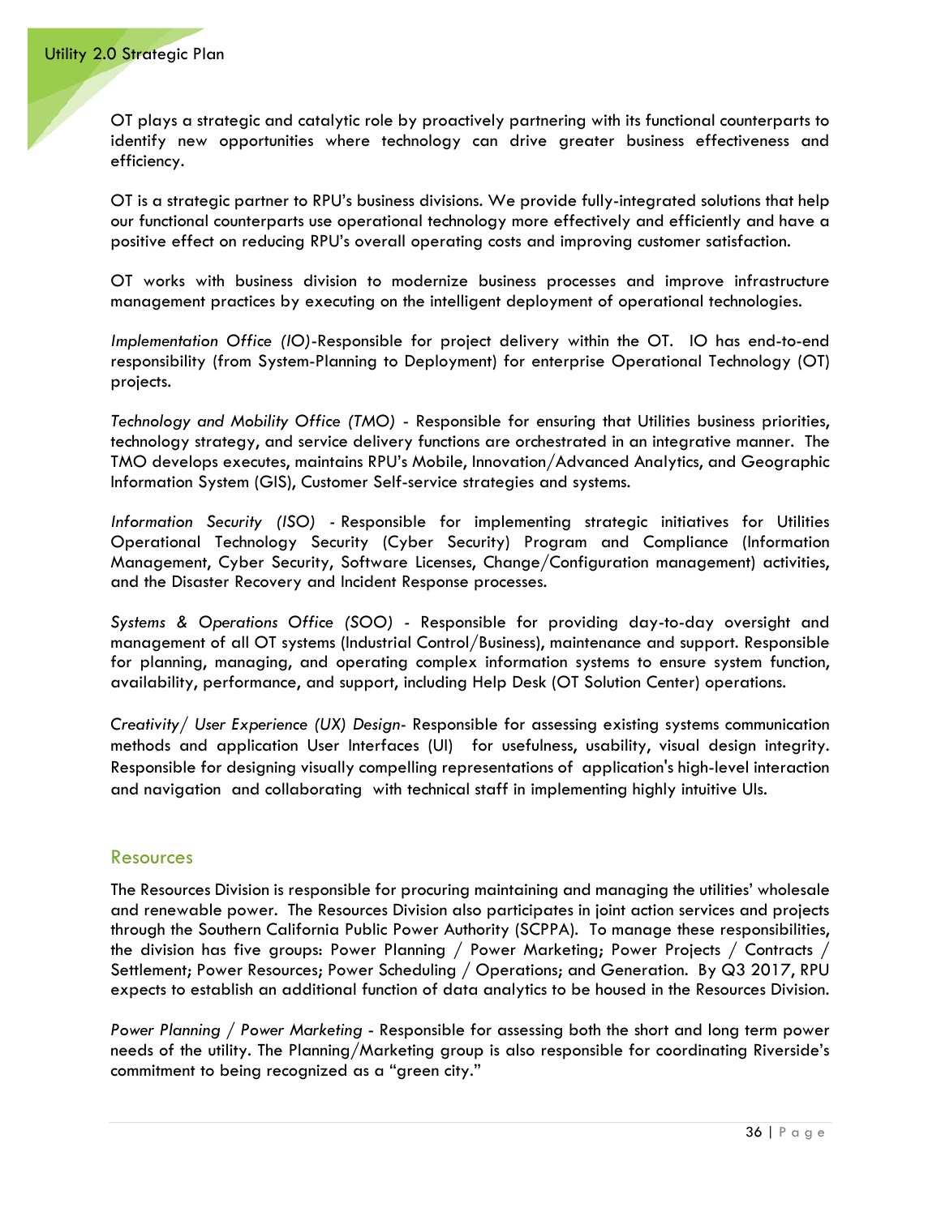OT plays a strategic and catalytic role by proactively partnering with its functional counterparts to identify new opportunities where technology can drive greater business effectiveness and efficiency.

OT is a strategic partner to RPU's business divisions. We provide fully-integrated solutions that help our functional counterparts use operational technology more effectively and efficiently and have a positive effect on reducing RPU's overall operating costs and improving customer satisfaction.

OT works with business division to modernize business processes and improve infrastructure management practices by executing on the intelligent deployment of operational technologies.

*Implementation Office (IO)*-Responsible for project delivery within the OT. IO has end-to-end responsibility (from System-Planning to Deployment) for enterprise Operational Technology (OT) projects.

*Technology and Mobility Office (TMO)* - Responsible for ensuring that Utilities business priorities, technology strategy, and service delivery functions are orchestrated in an integrative manner. The TMO develops executes, maintains RPU's Mobile, Innovation/Advanced Analytics, and Geographic Information System (GIS), Customer Self-service strategies and systems.

*Information Security (ISO)* - Responsible for implementing strategic initiatives for Utilities Operational Technology Security (Cyber Security) Program and Compliance (Information Management, Cyber Security, Software Licenses, Change/Configuration management) activities, and the Disaster Recovery and Incident Response processes.

*Systems & Operations Office (SOO)* - Responsible for providing day-to-day oversight and management of all OT systems (Industrial Control/Business), maintenance and support. Responsible for planning, managing, and operating complex information systems to ensure system function, availability, performance, and support, including Help Desk (OT Solution Center) operations.

*Creativity/ User Experience (UX) Design*- Responsible for assessing existing systems communication methods and application User Interfaces (UI) for usefulness, usability, visual design integrity. Responsible for designing visually compelling representations of application's high-level interaction and navigation and collaborating with technical staff in implementing highly intuitive UIs.

## Resources

The Resources Division is responsible for procuring maintaining and managing the utilities' wholesale and renewable power. The Resources Division also participates in joint action services and projects through the Southern California Public Power Authority (SCPPA). To manage these responsibilities, the division has five groups: Power Planning / Power Marketing; Power Projects / Contracts / Settlement; Power Resources; Power Scheduling / Operations; and Generation. By Q3 2017, RPU expects to establish an additional function of data analytics to be housed in the Resources Division.

*Power Planning / Power Marketing* - Responsible for assessing both the short and long term power needs of the utility. The Planning/Marketing group is also responsible for coordinating Riverside's commitment to being recognized as a "green city."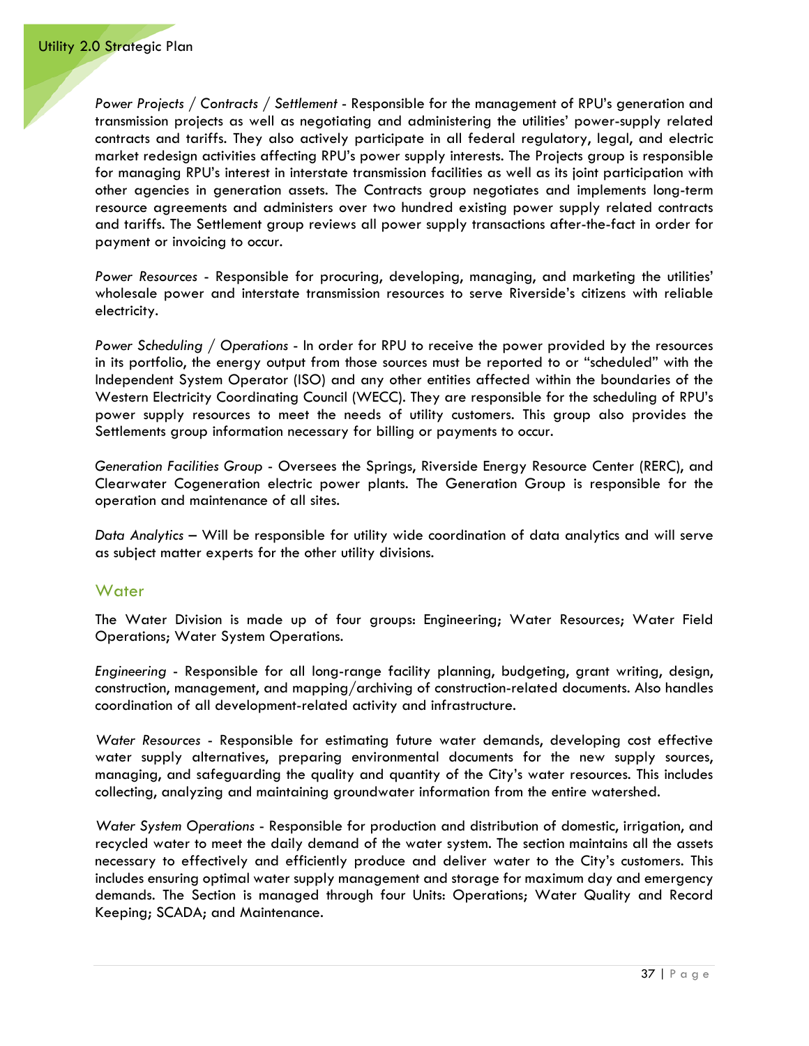*Power Projects / Contracts / Settlement* - Responsible for the management of RPU's generation and transmission projects as well as negotiating and administering the utilities' power-supply related contracts and tariffs. They also actively participate in all federal regulatory, legal, and electric market redesign activities affecting RPU's power supply interests. The Projects group is responsible for managing RPU's interest in interstate transmission facilities as well as its joint participation with other agencies in generation assets. The Contracts group negotiates and implements long-term resource agreements and administers over two hundred existing power supply related contracts and tariffs. The Settlement group reviews all power supply transactions after-the-fact in order for payment or invoicing to occur.

*Power Resources* - Responsible for procuring, developing, managing, and marketing the utilities' wholesale power and interstate transmission resources to serve Riverside's citizens with reliable electricity.

*Power Scheduling / Operations* - In order for RPU to receive the power provided by the resources in its portfolio, the energy output from those sources must be reported to or "scheduled" with the Independent System Operator (ISO) and any other entities affected within the boundaries of the Western Electricity Coordinating Council (WECC). They are responsible for the scheduling of RPU's power supply resources to meet the needs of utility customers. This group also provides the Settlements group information necessary for billing or payments to occur.

*Generation Facilities Group* - Oversees the Springs, Riverside Energy Resource Center (RERC), and Clearwater Cogeneration electric power plants. The Generation Group is responsible for the operation and maintenance of all sites.

*Data Analytics* – Will be responsible for utility wide coordination of data analytics and will serve as subject matter experts for the other utility divisions.

## Water

The Water Division is made up of four groups: Engineering; Water Resources; Water Field Operations; Water System Operations.

*Engineering* - Responsible for all long-range facility planning, budgeting, grant writing, design, construction, management, and mapping/archiving of construction-related documents. Also handles coordination of all development-related activity and infrastructure.

*Water Resources* - Responsible for estimating future water demands, developing cost effective water supply alternatives, preparing environmental documents for the new supply sources, managing, and safeguarding the quality and quantity of the City's water resources. This includes collecting, analyzing and maintaining groundwater information from the entire watershed.

*Water System Operations* - Responsible for production and distribution of domestic, irrigation, and recycled water to meet the daily demand of the water system. The section maintains all the assets necessary to effectively and efficiently produce and deliver water to the City's customers. This includes ensuring optimal water supply management and storage for maximum day and emergency demands. The Section is managed through four Units: Operations; Water Quality and Record Keeping; SCADA; and Maintenance.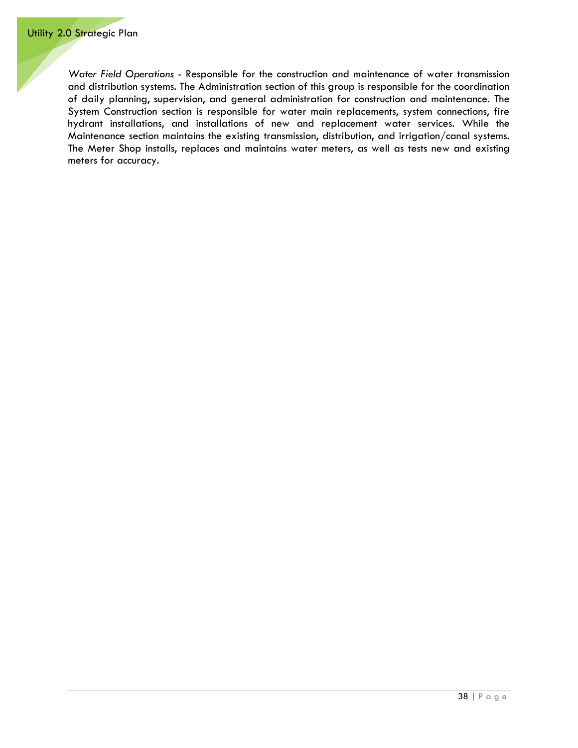*Water Field Operations* - Responsible for the construction and maintenance of water transmission and distribution systems. The Administration section of this group is responsible for the coordination of daily planning, supervision, and general administration for construction and maintenance. The System Construction section is responsible for water main replacements, system connections, fire hydrant installations, and installations of new and replacement water services. While the Maintenance section maintains the existing transmission, distribution, and irrigation/canal systems. The Meter Shop installs, replaces and maintains water meters, as well as tests new and existing meters for accuracy.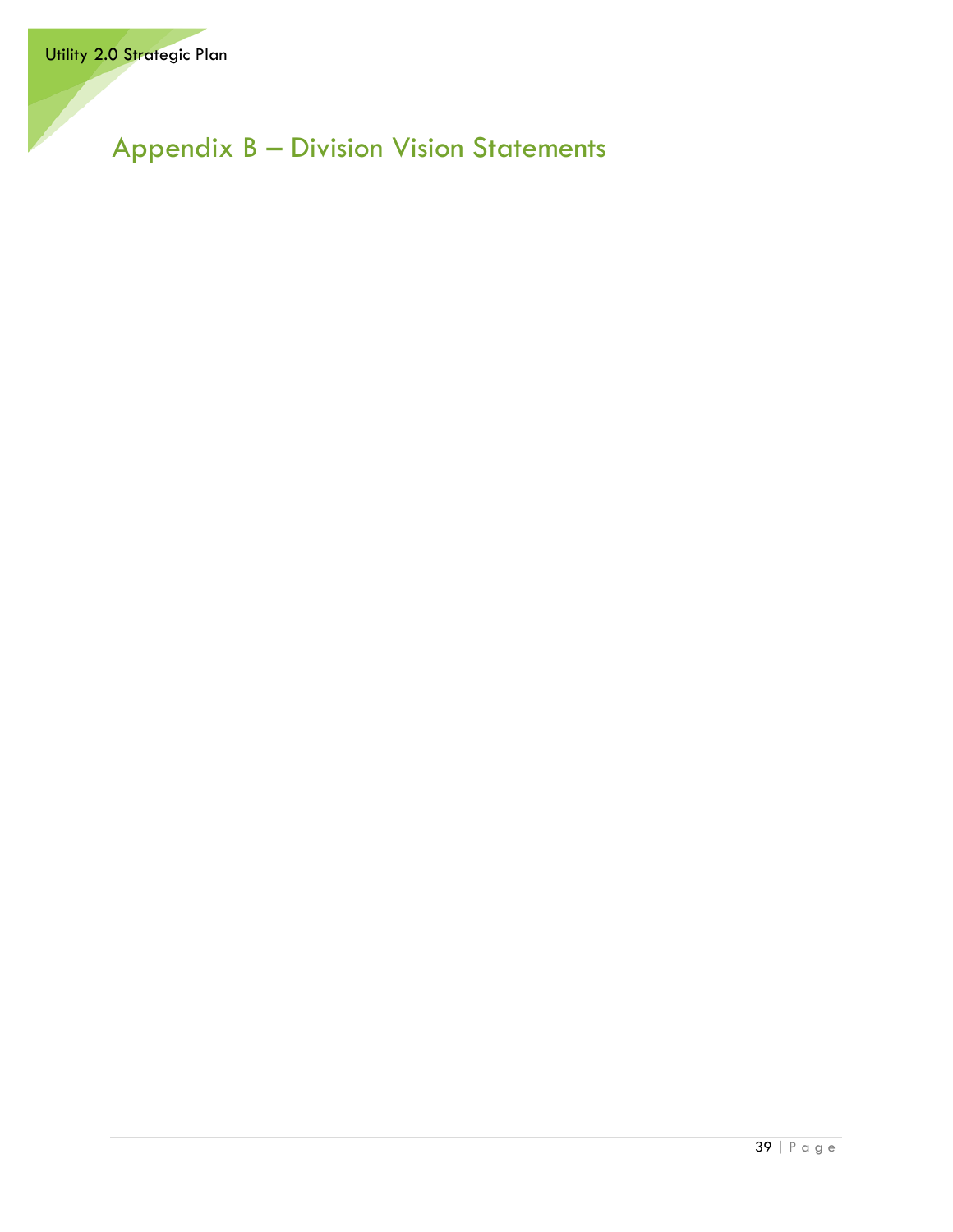# Appendix B – Division Vision Statements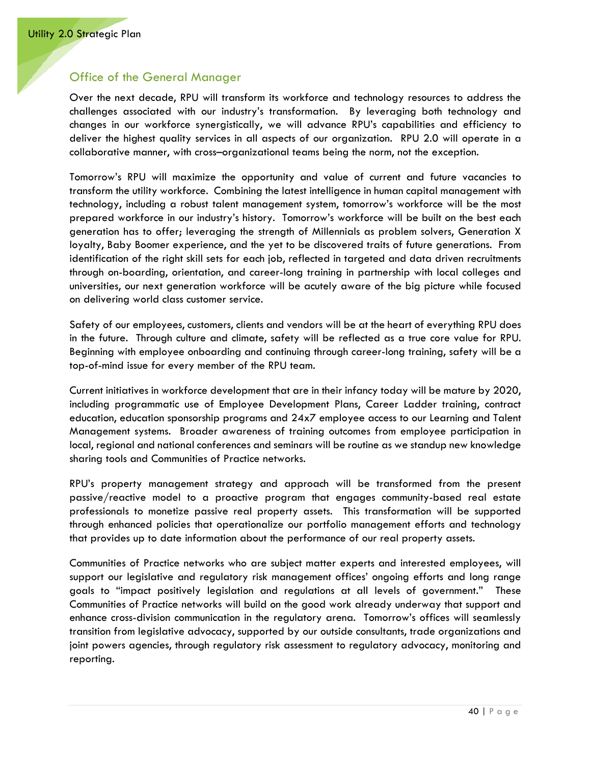## Office of the General Manager

Over the next decade, RPU will transform its workforce and technology resources to address the challenges associated with our industry's transformation. By leveraging both technology and changes in our workforce synergistically, we will advance RPU's capabilities and efficiency to deliver the highest quality services in all aspects of our organization. RPU 2.0 will operate in a collaborative manner, with cross–organizational teams being the norm, not the exception.

Tomorrow's RPU will maximize the opportunity and value of current and future vacancies to transform the utility workforce. Combining the latest intelligence in human capital management with technology, including a robust talent management system, tomorrow's workforce will be the most prepared workforce in our industry's history. Tomorrow's workforce will be built on the best each generation has to offer; leveraging the strength of Millennials as problem solvers, Generation X loyalty, Baby Boomer experience, and the yet to be discovered traits of future generations. From identification of the right skill sets for each job, reflected in targeted and data driven recruitments through on-boarding, orientation, and career-long training in partnership with local colleges and universities, our next generation workforce will be acutely aware of the big picture while focused on delivering world class customer service.

Safety of our employees, customers, clients and vendors will be at the heart of everything RPU does in the future. Through culture and climate, safety will be reflected as a true core value for RPU. Beginning with employee onboarding and continuing through career-long training, safety will be a top-of-mind issue for every member of the RPU team.

Current initiatives in workforce development that are in their infancy today will be mature by 2020, including programmatic use of Employee Development Plans, Career Ladder training, contract education, education sponsorship programs and 24x7 employee access to our Learning and Talent Management systems. Broader awareness of training outcomes from employee participation in local, regional and national conferences and seminars will be routine as we standup new knowledge sharing tools and Communities of Practice networks.

RPU's property management strategy and approach will be transformed from the present passive/reactive model to a proactive program that engages community-based real estate professionals to monetize passive real property assets. This transformation will be supported through enhanced policies that operationalize our portfolio management efforts and technology that provides up to date information about the performance of our real property assets.

Communities of Practice networks who are subject matter experts and interested employees, will support our legislative and regulatory risk management offices' ongoing efforts and long range goals to "impact positively legislation and regulations at all levels of government." These Communities of Practice networks will build on the good work already underway that support and enhance cross-division communication in the regulatory arena. Tomorrow's offices will seamlessly transition from legislative advocacy, supported by our outside consultants, trade organizations and joint powers agencies, through regulatory risk assessment to regulatory advocacy, monitoring and reporting.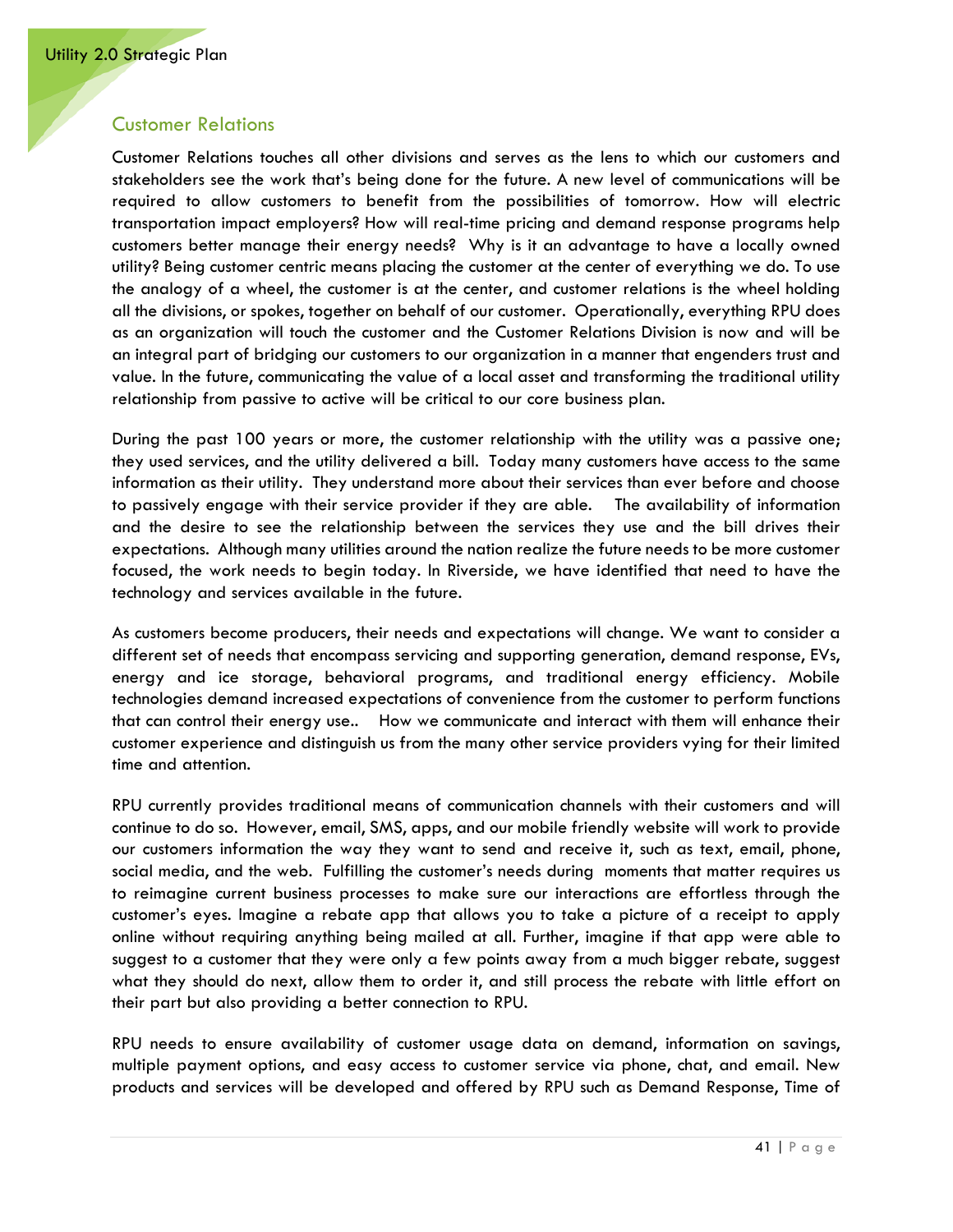## Customer Relations

Customer Relations touches all other divisions and serves as the lens to which our customers and stakeholders see the work that's being done for the future. A new level of communications will be required to allow customers to benefit from the possibilities of tomorrow. How will electric transportation impact employers? How will real-time pricing and demand response programs help customers better manage their energy needs? Why is it an advantage to have a locally owned utility? Being customer centric means placing the customer at the center of everything we do. To use the analogy of a wheel, the customer is at the center, and customer relations is the wheel holding all the divisions, or spokes, together on behalf of our customer. Operationally, everything RPU does as an organization will touch the customer and the Customer Relations Division is now and will be an integral part of bridging our customers to our organization in a manner that engenders trust and value. In the future, communicating the value of a local asset and transforming the traditional utility relationship from passive to active will be critical to our core business plan.

During the past 100 years or more, the customer relationship with the utility was a passive one; they used services, and the utility delivered a bill. Today many customers have access to the same information as their utility. They understand more about their services than ever before and choose to passively engage with their service provider if they are able. The availability of information and the desire to see the relationship between the services they use and the bill drives their expectations. Although many utilities around the nation realize the future needs to be more customer focused, the work needs to begin today. In Riverside, we have identified that need to have the technology and services available in the future.

As customers become producers, their needs and expectations will change. We want to consider a different set of needs that encompass servicing and supporting generation, demand response, EVs, energy and ice storage, behavioral programs, and traditional energy efficiency. Mobile technologies demand increased expectations of convenience from the customer to perform functions that can control their energy use.. How we communicate and interact with them will enhance their customer experience and distinguish us from the many other service providers vying for their limited time and attention.

RPU currently provides traditional means of communication channels with their customers and will continue to do so. However, email, SMS, apps, and our mobile friendly website will work to provide our customers information the way they want to send and receive it, such as text, email, phone, social media, and the web. Fulfilling the customer's needs during moments that matter requires us to reimagine current business processes to make sure our interactions are effortless through the customer's eyes. Imagine a rebate app that allows you to take a picture of a receipt to apply online without requiring anything being mailed at all. Further, imagine if that app were able to suggest to a customer that they were only a few points away from a much bigger rebate, suggest what they should do next, allow them to order it, and still process the rebate with little effort on their part but also providing a better connection to RPU.

RPU needs to ensure availability of customer usage data on demand, information on savings, multiple payment options, and easy access to customer service via phone, chat, and email. New products and services will be developed and offered by RPU such as Demand Response, Time of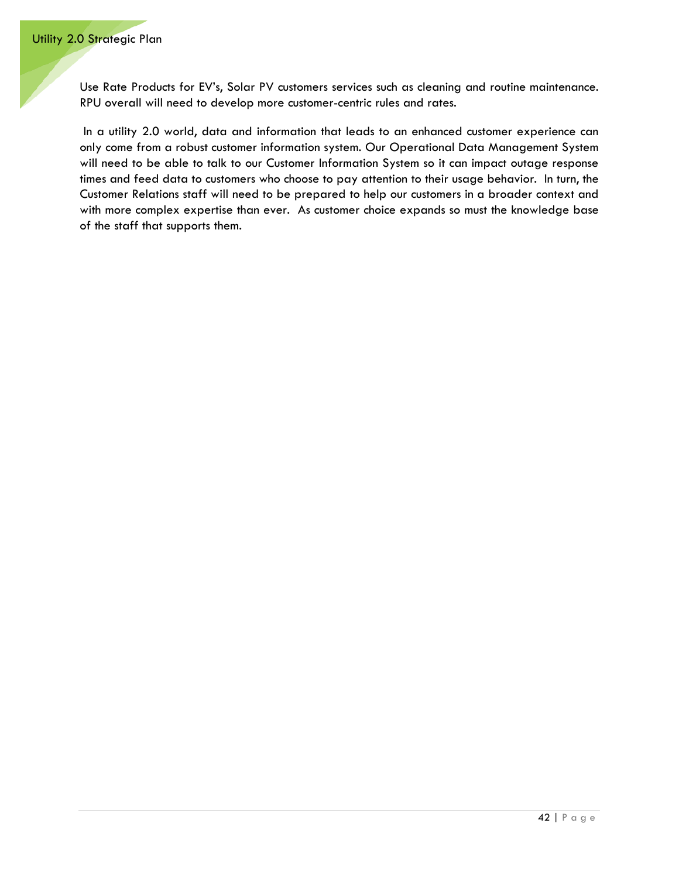Use Rate Products for EV's, Solar PV customers services such as cleaning and routine maintenance. RPU overall will need to develop more customer-centric rules and rates.

In a utility 2.0 world, data and information that leads to an enhanced customer experience can only come from a robust customer information system. Our Operational Data Management System will need to be able to talk to our Customer Information System so it can impact outage response times and feed data to customers who choose to pay attention to their usage behavior. In turn, the Customer Relations staff will need to be prepared to help our customers in a broader context and with more complex expertise than ever. As customer choice expands so must the knowledge base of the staff that supports them.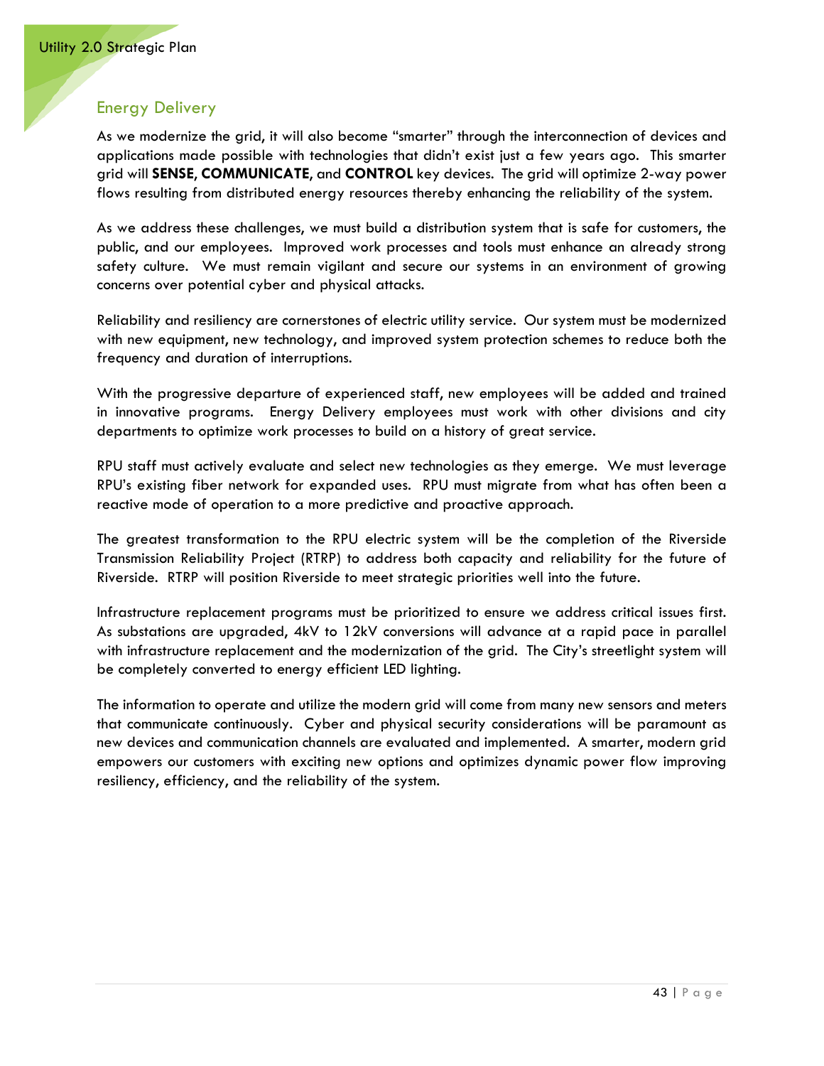## Energy Delivery

As we modernize the grid, it will also become "smarter" through the interconnection of devices and applications made possible with technologies that didn't exist just a few years ago. This smarter grid will **SENSE**, **COMMUNICATE**, and **CONTROL** key devices. The grid will optimize 2-way power flows resulting from distributed energy resources thereby enhancing the reliability of the system.

As we address these challenges, we must build a distribution system that is safe for customers, the public, and our employees. Improved work processes and tools must enhance an already strong safety culture. We must remain vigilant and secure our systems in an environment of growing concerns over potential cyber and physical attacks.

Reliability and resiliency are cornerstones of electric utility service. Our system must be modernized with new equipment, new technology, and improved system protection schemes to reduce both the frequency and duration of interruptions.

With the progressive departure of experienced staff, new employees will be added and trained in innovative programs. Energy Delivery employees must work with other divisions and city departments to optimize work processes to build on a history of great service.

RPU staff must actively evaluate and select new technologies as they emerge. We must leverage RPU's existing fiber network for expanded uses. RPU must migrate from what has often been a reactive mode of operation to a more predictive and proactive approach.

The greatest transformation to the RPU electric system will be the completion of the Riverside Transmission Reliability Project (RTRP) to address both capacity and reliability for the future of Riverside. RTRP will position Riverside to meet strategic priorities well into the future.

Infrastructure replacement programs must be prioritized to ensure we address critical issues first. As substations are upgraded, 4kV to 12kV conversions will advance at a rapid pace in parallel with infrastructure replacement and the modernization of the grid. The City's streetlight system will be completely converted to energy efficient LED lighting.

The information to operate and utilize the modern grid will come from many new sensors and meters that communicate continuously. Cyber and physical security considerations will be paramount as new devices and communication channels are evaluated and implemented. A smarter, modern grid empowers our customers with exciting new options and optimizes dynamic power flow improving resiliency, efficiency, and the reliability of the system.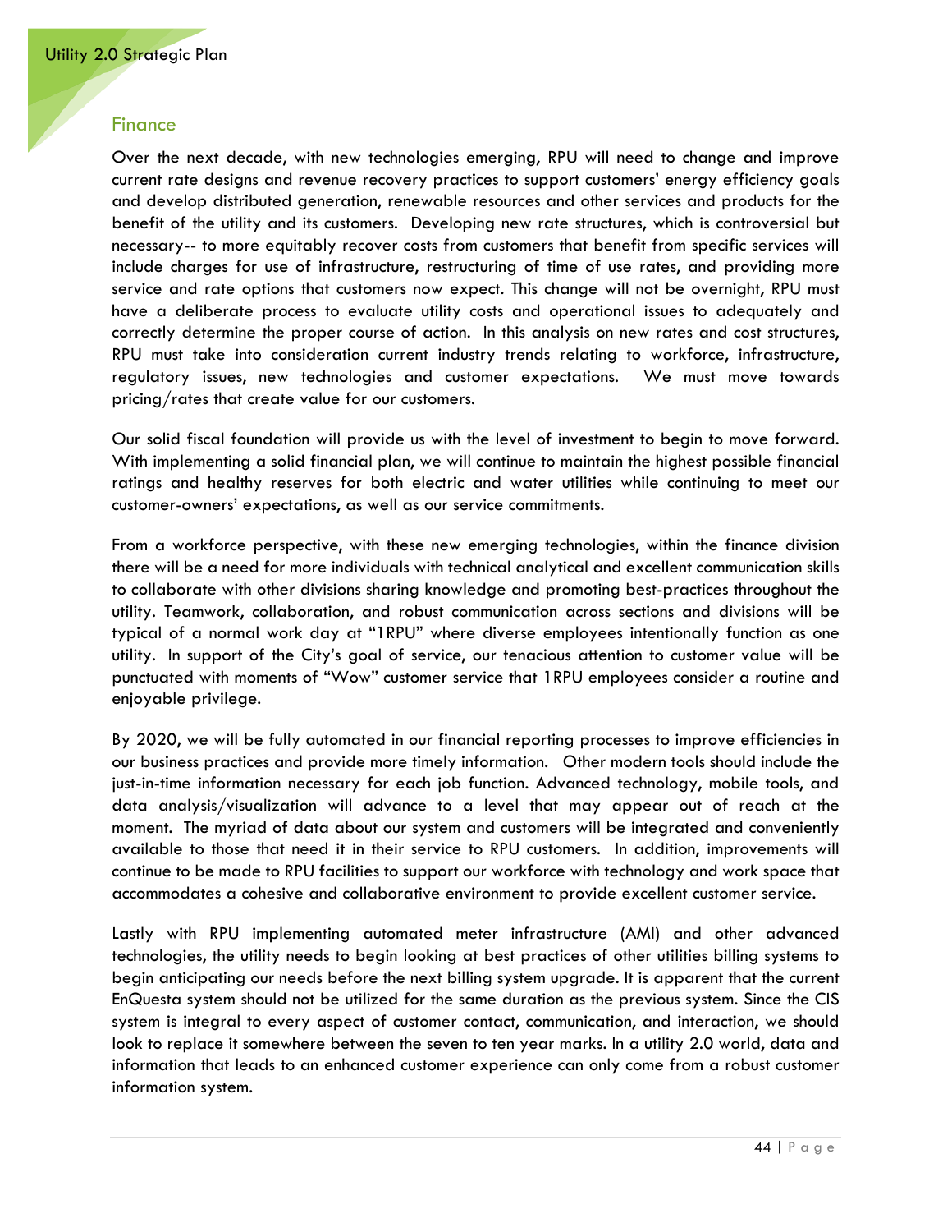## Finance

Over the next decade, with new technologies emerging, RPU will need to change and improve current rate designs and revenue recovery practices to support customers' energy efficiency goals and develop distributed generation, renewable resources and other services and products for the benefit of the utility and its customers. Developing new rate structures, which is controversial but necessary-- to more equitably recover costs from customers that benefit from specific services will include charges for use of infrastructure, restructuring of time of use rates, and providing more service and rate options that customers now expect. This change will not be overnight, RPU must have a deliberate process to evaluate utility costs and operational issues to adequately and correctly determine the proper course of action. In this analysis on new rates and cost structures, RPU must take into consideration current industry trends relating to workforce, infrastructure, regulatory issues, new technologies and customer expectations. We must move towards pricing/rates that create value for our customers.

Our solid fiscal foundation will provide us with the level of investment to begin to move forward. With implementing a solid financial plan, we will continue to maintain the highest possible financial ratings and healthy reserves for both electric and water utilities while continuing to meet our customer-owners' expectations, as well as our service commitments.

From a workforce perspective, with these new emerging technologies, within the finance division there will be a need for more individuals with technical analytical and excellent communication skills to collaborate with other divisions sharing knowledge and promoting best-practices throughout the utility. Teamwork, collaboration, and robust communication across sections and divisions will be typical of a normal work day at "1RPU" where diverse employees intentionally function as one utility. In support of the City's goal of service, our tenacious attention to customer value will be punctuated with moments of "Wow" customer service that 1RPU employees consider a routine and enjoyable privilege.

By 2020, we will be fully automated in our financial reporting processes to improve efficiencies in our business practices and provide more timely information. Other modern tools should include the just-in-time information necessary for each job function. Advanced technology, mobile tools, and data analysis/visualization will advance to a level that may appear out of reach at the moment. The myriad of data about our system and customers will be integrated and conveniently available to those that need it in their service to RPU customers. In addition, improvements will continue to be made to RPU facilities to support our workforce with technology and work space that accommodates a cohesive and collaborative environment to provide excellent customer service.

Lastly with RPU implementing automated meter infrastructure (AMI) and other advanced technologies, the utility needs to begin looking at best practices of other utilities billing systems to begin anticipating our needs before the next billing system upgrade. It is apparent that the current EnQuesta system should not be utilized for the same duration as the previous system. Since the CIS system is integral to every aspect of customer contact, communication, and interaction, we should look to replace it somewhere between the seven to ten year marks. In a utility 2.0 world, data and information that leads to an enhanced customer experience can only come from a robust customer information system.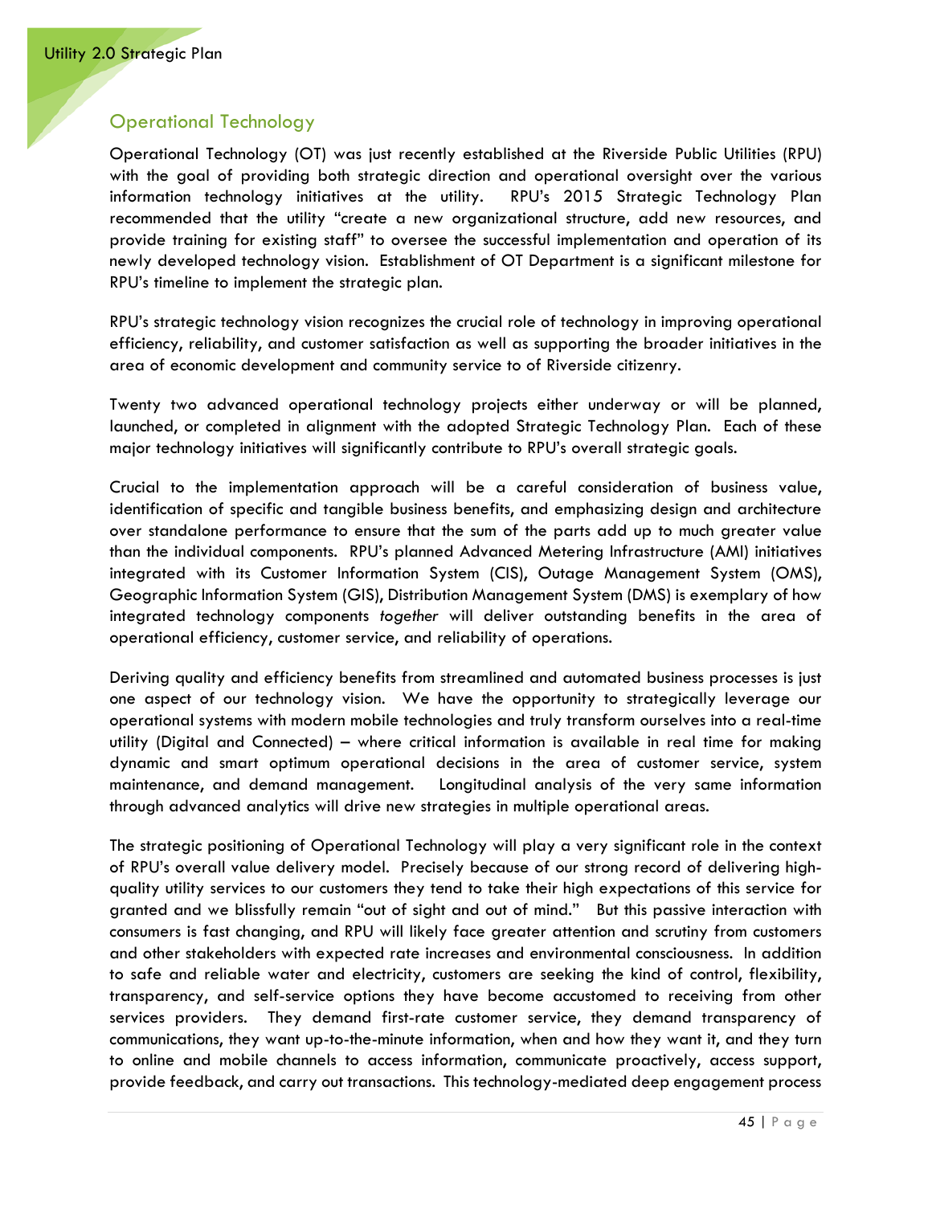## Operational Technology

Operational Technology (OT) was just recently established at the Riverside Public Utilities (RPU) with the goal of providing both strategic direction and operational oversight over the various information technology initiatives at the utility. RPU's 2015 Strategic Technology Plan recommended that the utility "create a new organizational structure, add new resources, and provide training for existing staff" to oversee the successful implementation and operation of its newly developed technology vision. Establishment of OT Department is a significant milestone for RPU's timeline to implement the strategic plan.

RPU's strategic technology vision recognizes the crucial role of technology in improving operational efficiency, reliability, and customer satisfaction as well as supporting the broader initiatives in the area of economic development and community service to of Riverside citizenry.

Twenty two advanced operational technology projects either underway or will be planned, launched, or completed in alignment with the adopted Strategic Technology Plan. Each of these major technology initiatives will significantly contribute to RPU's overall strategic goals.

Crucial to the implementation approach will be a careful consideration of business value, identification of specific and tangible business benefits, and emphasizing design and architecture over standalone performance to ensure that the sum of the parts add up to much greater value than the individual components. RPU's planned Advanced Metering Infrastructure (AMI) initiatives integrated with its Customer Information System (CIS), Outage Management System (OMS), Geographic Information System (GIS), Distribution Management System (DMS) is exemplary of how integrated technology components *together* will deliver outstanding benefits in the area of operational efficiency, customer service, and reliability of operations.

Deriving quality and efficiency benefits from streamlined and automated business processes is just one aspect of our technology vision. We have the opportunity to strategically leverage our operational systems with modern mobile technologies and truly transform ourselves into a real-time utility (Digital and Connected) – where critical information is available in real time for making dynamic and smart optimum operational decisions in the area of customer service, system maintenance, and demand management. Longitudinal analysis of the very same information through advanced analytics will drive new strategies in multiple operational areas.

The strategic positioning of Operational Technology will play a very significant role in the context of RPU's overall value delivery model. Precisely because of our strong record of delivering high-quality utility services to our customers they tend to take their high expectations of this service for granted and we blissfully remain "out of sight and out of mind." But this passive interaction with consumers is fast changing, and RPU will likely face greater attention and scrutiny from customers and other stakeholders with expected rate increases and environmental consciousness. In addition to safe and reliable water and electricity, customers are seeking the kind of control, flexibility, transparency, and self-service options they have become accustomed to receiving from other services providers. They demand first-rate customer service, they demand transparency of communications, they want up-to-the-minute information, when and how they want it, and they turn to online and mobile channels to access information, communicate proactively, access support, provide feedback, and carry out transactions. This technology-mediated deep engagement process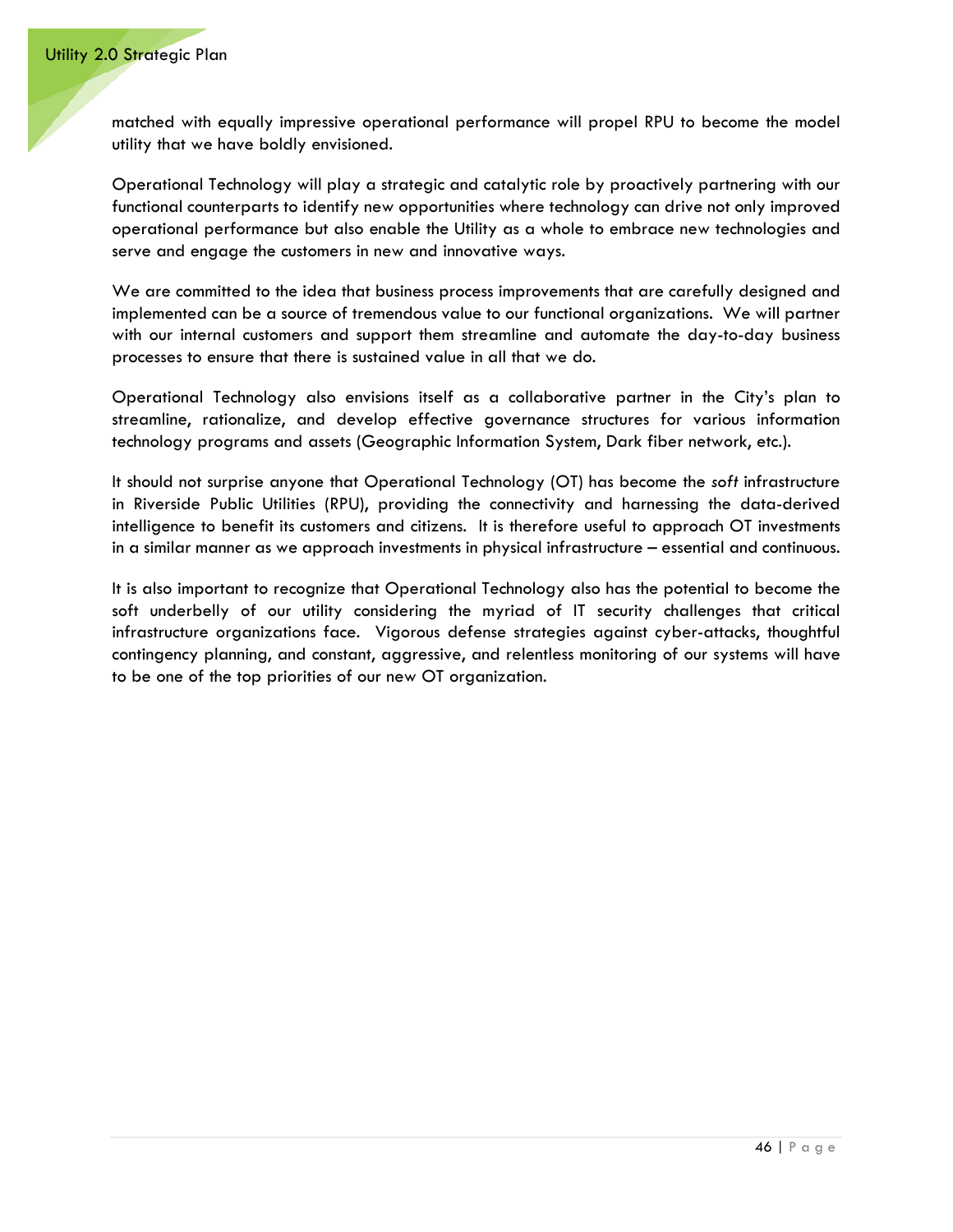matched with equally impressive operational performance will propel RPU to become the model utility that we have boldly envisioned.

Operational Technology will play a strategic and catalytic role by proactively partnering with our functional counterparts to identify new opportunities where technology can drive not only improved operational performance but also enable the Utility as a whole to embrace new technologies and serve and engage the customers in new and innovative ways.

We are committed to the idea that business process improvements that are carefully designed and implemented can be a source of tremendous value to our functional organizations. We will partner with our internal customers and support them streamline and automate the day-to-day business processes to ensure that there is sustained value in all that we do.

Operational Technology also envisions itself as a collaborative partner in the City's plan to streamline, rationalize, and develop effective governance structures for various information technology programs and assets (Geographic Information System, Dark fiber network, etc.).

It should not surprise anyone that Operational Technology (OT) has become the *soft* infrastructure in Riverside Public Utilities (RPU), providing the connectivity and harnessing the data-derived intelligence to benefit its customers and citizens. It is therefore useful to approach OT investments in a similar manner as we approach investments in physical infrastructure – essential and continuous.

It is also important to recognize that Operational Technology also has the potential to become the soft underbelly of our utility considering the myriad of IT security challenges that critical infrastructure organizations face. Vigorous defense strategies against cyber-attacks, thoughtful contingency planning, and constant, aggressive, and relentless monitoring of our systems will have to be one of the top priorities of our new OT organization.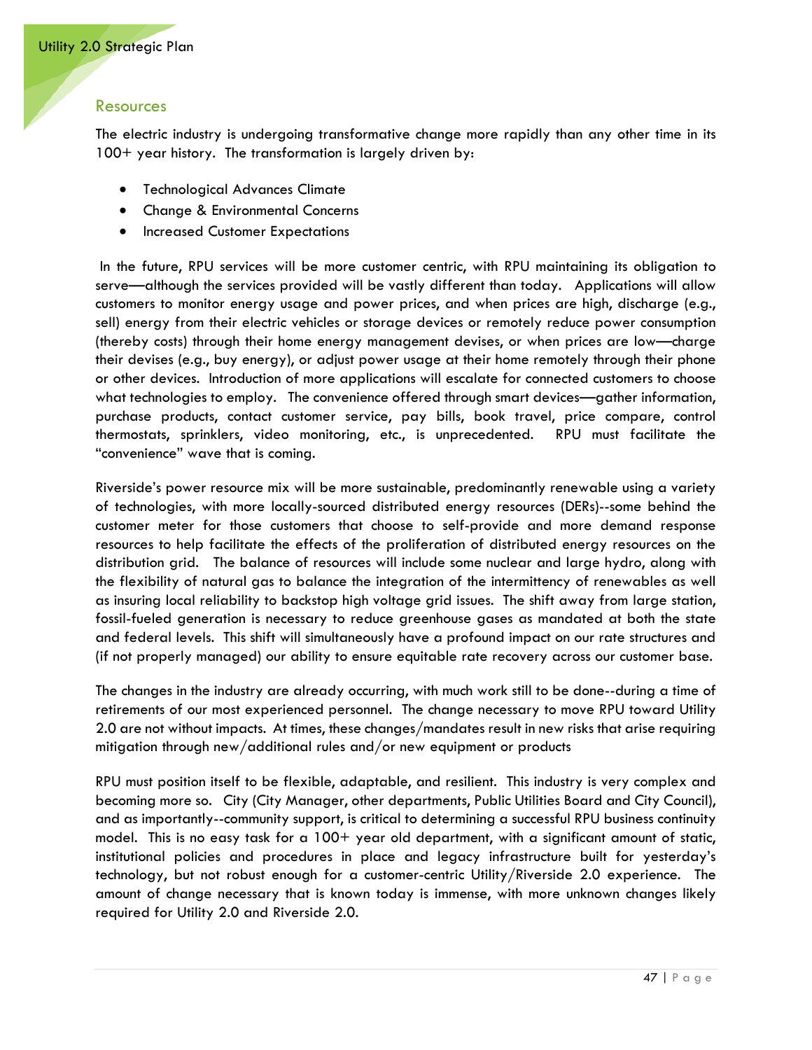## Resources

The electric industry is undergoing transformative change more rapidly than any other time in its 100+ year history. The transformation is largely driven by:

- Technological Advances Climate
- Change & Environmental Concerns
- Increased Customer Expectations

In the future, RPU services will be more customer centric, with RPU maintaining its obligation to serve—although the services provided will be vastly different than today. Applications will allow customers to monitor energy usage and power prices, and when prices are high, discharge (e.g., sell) energy from their electric vehicles or storage devices or remotely reduce power consumption (thereby costs) through their home energy management devises, or when prices are low—charge their devises (e.g., buy energy), or adjust power usage at their home remotely through their phone or other devices. Introduction of more applications will escalate for connected customers to choose what technologies to employ. The convenience offered through smart devices—gather information, purchase products, contact customer service, pay bills, book travel, price compare, control thermostats, sprinklers, video monitoring, etc., is unprecedented. RPU must facilitate the "convenience" wave that is coming.

Riverside's power resource mix will be more sustainable, predominantly renewable using a variety of technologies, with more locally-sourced distributed energy resources (DERs)--some behind the customer meter for those customers that choose to self-provide and more demand response resources to help facilitate the effects of the proliferation of distributed energy resources on the distribution grid. The balance of resources will include some nuclear and large hydro, along with the flexibility of natural gas to balance the integration of the intermittency of renewables as well as insuring local reliability to backstop high voltage grid issues. The shift away from large station, fossil-fueled generation is necessary to reduce greenhouse gases as mandated at both the state and federal levels. This shift will simultaneously have a profound impact on our rate structures and (if not properly managed) our ability to ensure equitable rate recovery across our customer base.

The changes in the industry are already occurring, with much work still to be done--during a time of retirements of our most experienced personnel. The change necessary to move RPU toward Utility 2.0 are not without impacts. At times, these changes/mandates result in new risks that arise requiring mitigation through new/additional rules and/or new equipment or products

RPU must position itself to be flexible, adaptable, and resilient. This industry is very complex and becoming more so. City (City Manager, other departments, Public Utilities Board and City Council), and as importantly--community support, is critical to determining a successful RPU business continuity model. This is no easy task for a 100+ year old department, with a significant amount of static, institutional policies and procedures in place and legacy infrastructure built for yesterday's technology, but not robust enough for a customer-centric Utility/Riverside 2.0 experience. The amount of change necessary that is known today is immense, with more unknown changes likely required for Utility 2.0 and Riverside 2.0.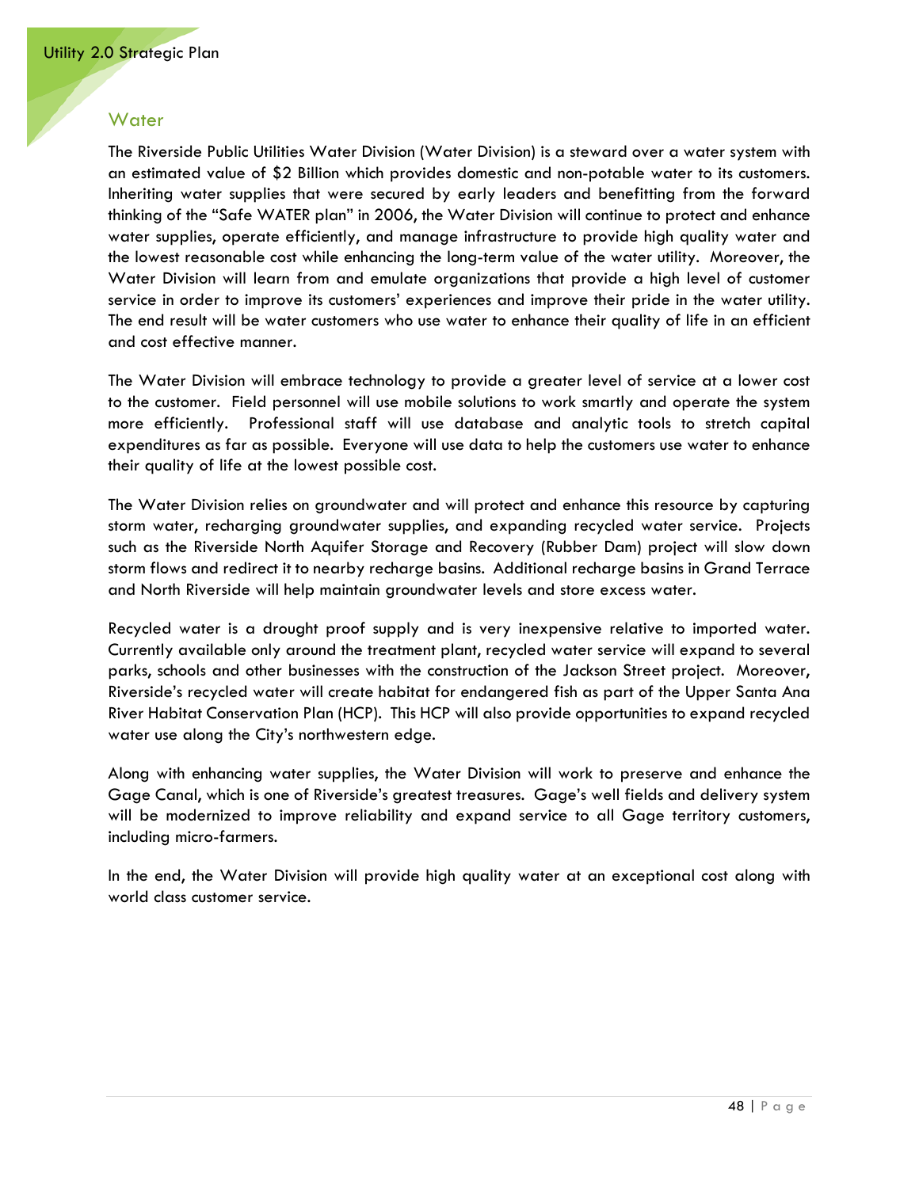## Water

The Riverside Public Utilities Water Division (Water Division) is a steward over a water system with an estimated value of $2 Billion which provides domestic and non-potable water to its customers. Inheriting water supplies that were secured by early leaders and benefitting from the forward thinking of the "Safe WATER plan" in 2006, the Water Division will continue to protect and enhance water supplies, operate efficiently, and manage infrastructure to provide high quality water and the lowest reasonable cost while enhancing the long-term value of the water utility. Moreover, the Water Division will learn from and emulate organizations that provide a high level of customer service in order to improve its customers' experiences and improve their pride in the water utility. The end result will be water customers who use water to enhance their quality of life in an efficient and cost effective manner.

The Water Division will embrace technology to provide a greater level of service at a lower cost to the customer. Field personnel will use mobile solutions to work smartly and operate the system more efficiently. Professional staff will use database and analytic tools to stretch capital expenditures as far as possible. Everyone will use data to help the customers use water to enhance their quality of life at the lowest possible cost.

The Water Division relies on groundwater and will protect and enhance this resource by capturing storm water, recharging groundwater supplies, and expanding recycled water service. Projects such as the Riverside North Aquifer Storage and Recovery (Rubber Dam) project will slow down storm flows and redirect it to nearby recharge basins. Additional recharge basins in Grand Terrace and North Riverside will help maintain groundwater levels and store excess water.

Recycled water is a drought proof supply and is very inexpensive relative to imported water. Currently available only around the treatment plant, recycled water service will expand to several parks, schools and other businesses with the construction of the Jackson Street project. Moreover, Riverside's recycled water will create habitat for endangered fish as part of the Upper Santa Ana River Habitat Conservation Plan (HCP). This HCP will also provide opportunities to expand recycled water use along the City's northwestern edge.

Along with enhancing water supplies, the Water Division will work to preserve and enhance the Gage Canal, which is one of Riverside's greatest treasures. Gage's well fields and delivery system will be modernized to improve reliability and expand service to all Gage territory customers, including micro-farmers.

In the end, the Water Division will provide high quality water at an exceptional cost along with world class customer service.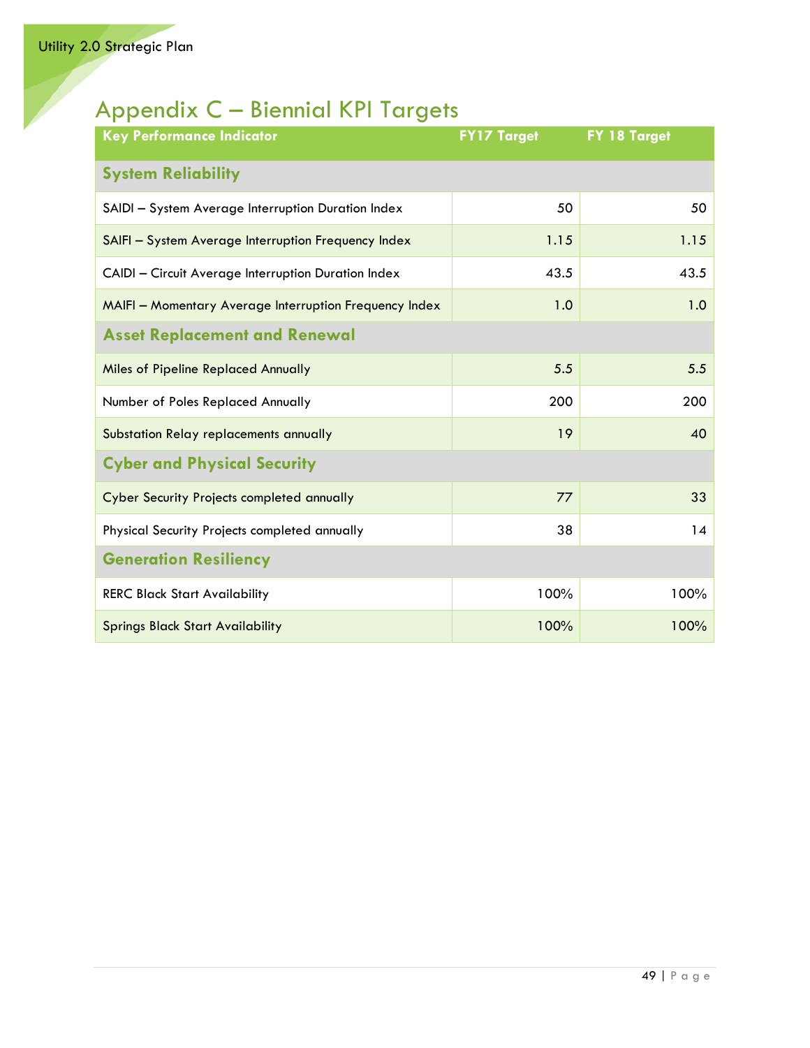# Appendix C – Biennial KPI Targets

| Key Performance Indicator | FY17 Target | FY 18 Target |
|---|---|---|
| **System Reliability** | | |
| SAIDI – System Average Interruption Duration Index | 50 | 50 |
| SAIFI – System Average Interruption Frequency Index | 1.15 | 1.15 |
| CAIDI – Circuit Average Interruption Duration Index | 43.5 | 43.5 |
| MAIFI – Momentary Average Interruption Frequency Index | 1.0 | 1.0 |
| **Asset Replacement and Renewal** | | |
| Miles of Pipeline Replaced Annually | 5.5 | 5.5 |
| Number of Poles Replaced Annually | 200 | 200 |
| Substation Relay replacements annually | 19 | 40 |
| **Cyber and Physical Security** | | |
| Cyber Security Projects completed annually | 77 | 33 |
| Physical Security Projects completed annually | 38 | 14 |
| **Generation Resiliency** | | |
| RERC Black Start Availability | 100% | 100% |
| Springs Black Start Availability | 100% | 100% |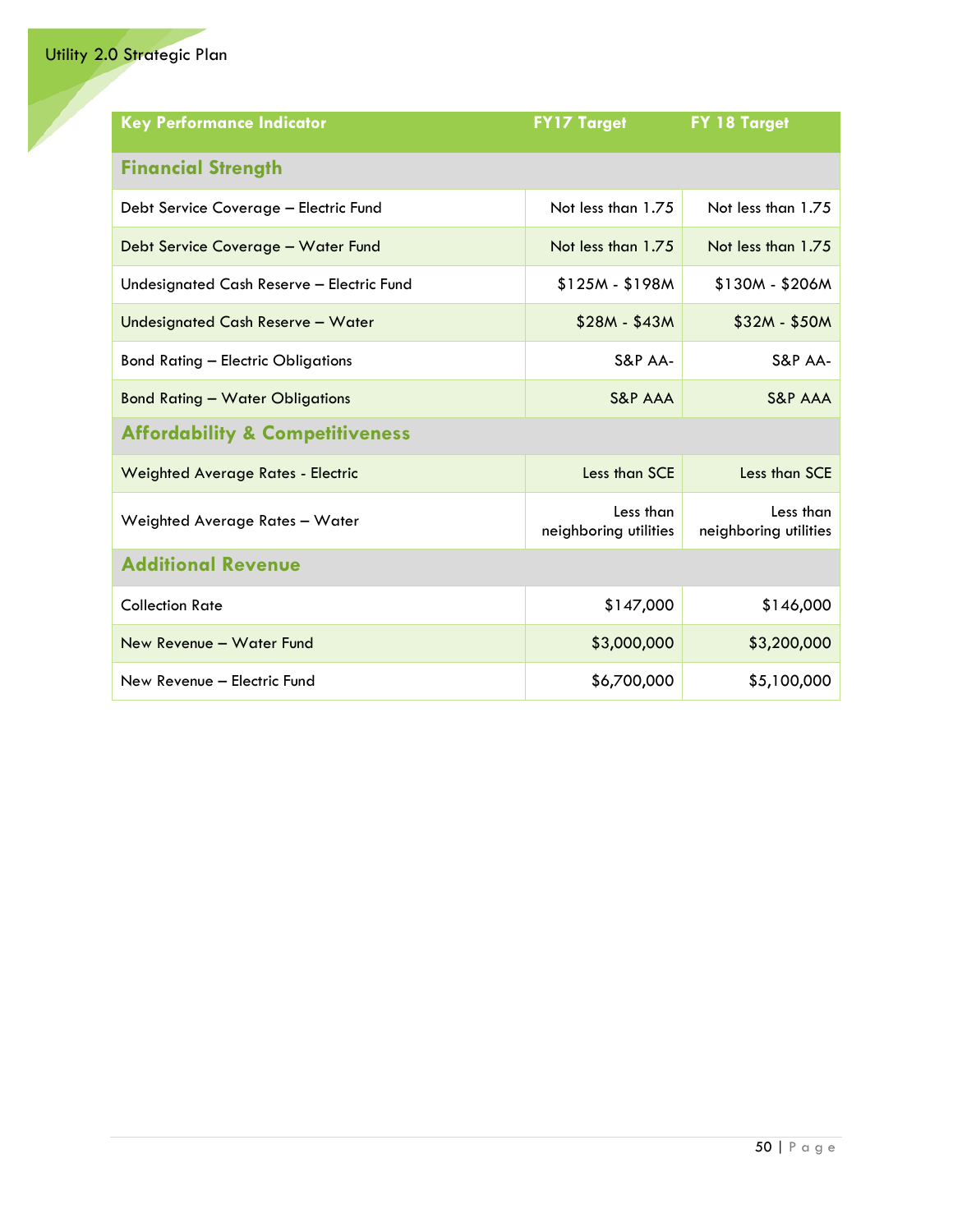| Key Performance Indicator | FY17 Target | FY 18 Target |
|---|---|---|
| **Financial Strength** | | |
| Debt Service Coverage – Electric Fund | Not less than 1.75 | Not less than 1.75 |
| Debt Service Coverage – Water Fund | Not less than 1.75 | Not less than 1.75 |
| Undesignated Cash Reserve – Electric Fund | $125M - $198M | $130M - $206M |
| Undesignated Cash Reserve – Water | $28M - $43M | $32M - $50M |
| Bond Rating – Electric Obligations | S&P AA- | S&P AA- |
| Bond Rating – Water Obligations | S&P AAA | S&P AAA |
| **Affordability & Competitiveness** | | |
| Weighted Average Rates - Electric | Less than SCE | Less than SCE |
| Weighted Average Rates – Water | Less than neighboring utilities | Less than neighboring utilities |
| **Additional Revenue** | | |
| Collection Rate | $147,000 | $146,000 |
| New Revenue – Water Fund | $3,000,000 | $3,200,000 |
| New Revenue – Electric Fund | $6,700,000 | $5,100,000 |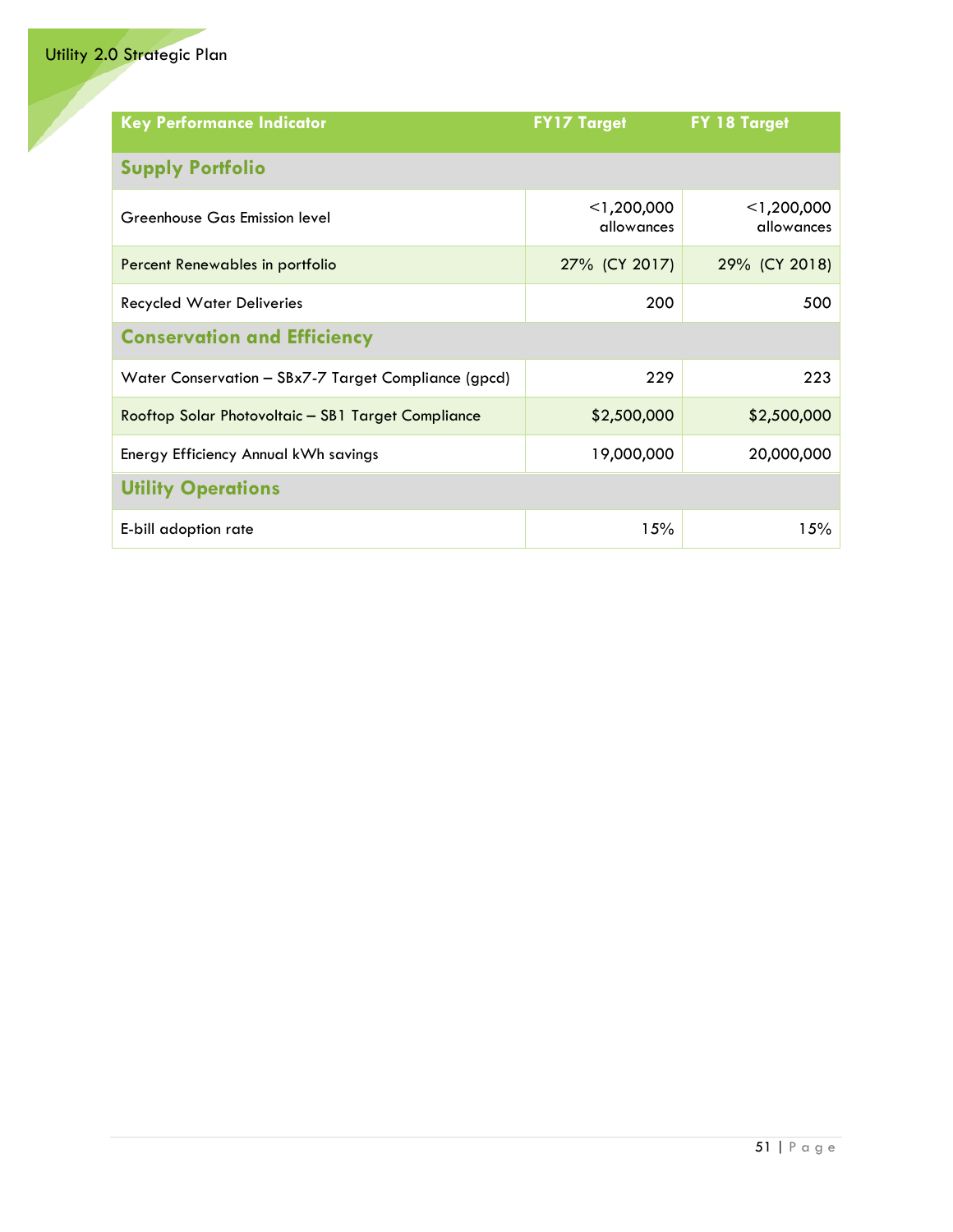| Key Performance Indicator | FY17 Target | FY 18 Target |
|---|---|---|
| **Supply Portfolio** | | |
| Greenhouse Gas Emission level | <1,200,000 allowances | <1,200,000 allowances |
| Percent Renewables in portfolio | 27% (CY 2017) | 29% (CY 2018) |
| Recycled Water Deliveries | 200 | 500 |
| **Conservation and Efficiency** | | |
| Water Conservation – SBx7-7 Target Compliance (gpcd) | 229 | 223 |
| Rooftop Solar Photovoltaic – SB1 Target Compliance | $2,500,000 | $2,500,000 |
| Energy Efficiency Annual kWh savings | 19,000,000 | 20,000,000 |
| **Utility Operations** | | |
| E-bill adoption rate | 15% | 15% |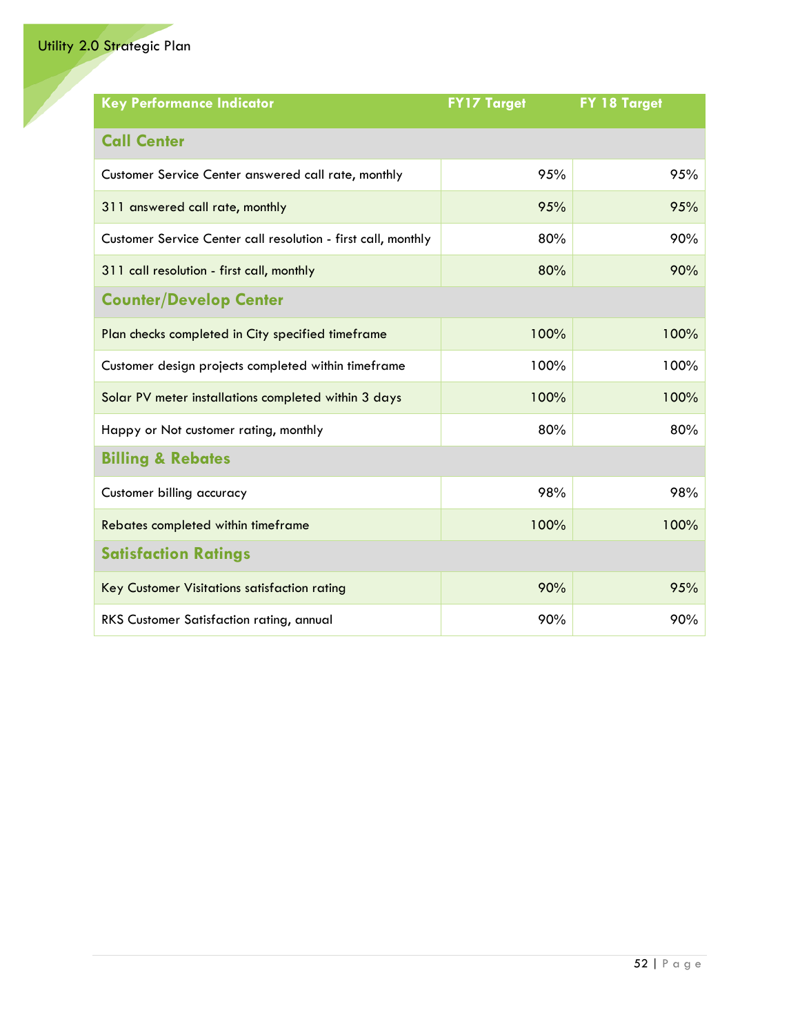| Key Performance Indicator | FY17 Target | FY 18 Target |
| --- | --- | --- |
| **Call Center** | | |
| Customer Service Center answered call rate, monthly | 95% | 95% |
| 311 answered call rate, monthly | 95% | 95% |
| Customer Service Center call resolution - first call, monthly | 80% | 90% |
| 311 call resolution - first call, monthly | 80% | 90% |
| **Counter/Develop Center** | | |
| Plan checks completed in City specified timeframe | 100% | 100% |
| Customer design projects completed within timeframe | 100% | 100% |
| Solar PV meter installations completed within 3 days | 100% | 100% |
| Happy or Not customer rating, monthly | 80% | 80% |
| **Billing & Rebates** | | |
| Customer billing accuracy | 98% | 98% |
| Rebates completed within timeframe | 100% | 100% |
| **Satisfaction Ratings** | | |
| Key Customer Visitations satisfaction rating | 90% | 95% |
| RKS Customer Satisfaction rating, annual | 90% | 90% |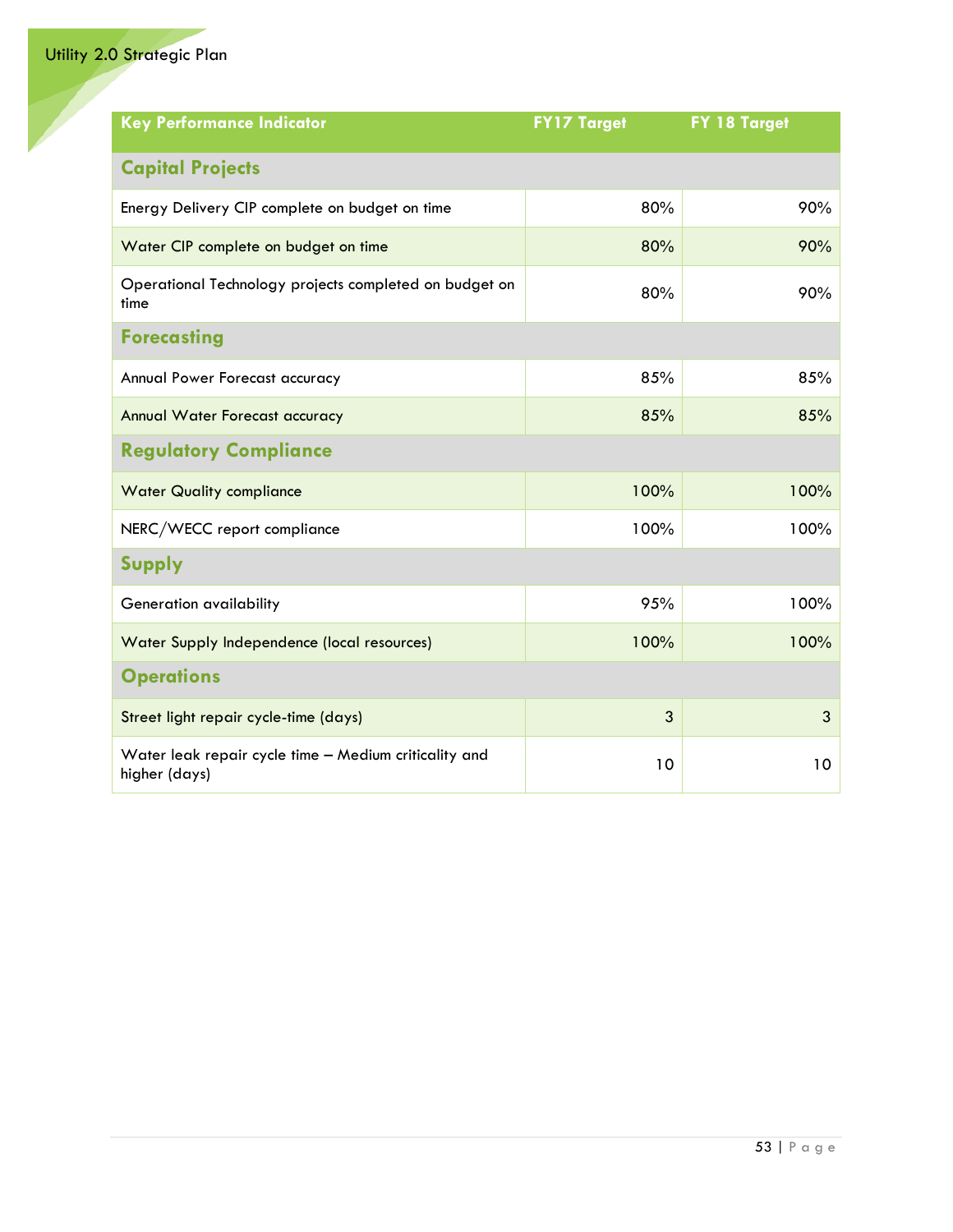| Key Performance Indicator | FY17 Target | FY 18 Target |
|---|---|---|
| **Capital Projects** | | |
| Energy Delivery CIP complete on budget on time | 80% | 90% |
| Water CIP complete on budget on time | 80% | 90% |
| Operational Technology projects completed on budget on time | 80% | 90% |
| **Forecasting** | | |
| Annual Power Forecast accuracy | 85% | 85% |
| Annual Water Forecast accuracy | 85% | 85% |
| **Regulatory Compliance** | | |
| Water Quality compliance | 100% | 100% |
| NERC/WECC report compliance | 100% | 100% |
| **Supply** | | |
| Generation availability | 95% | 100% |
| Water Supply Independence (local resources) | 100% | 100% |
| **Operations** | | |
| Street light repair cycle-time (days) | 3 | 3 |
| Water leak repair cycle time – Medium criticality and higher (days) | 10 | 10 |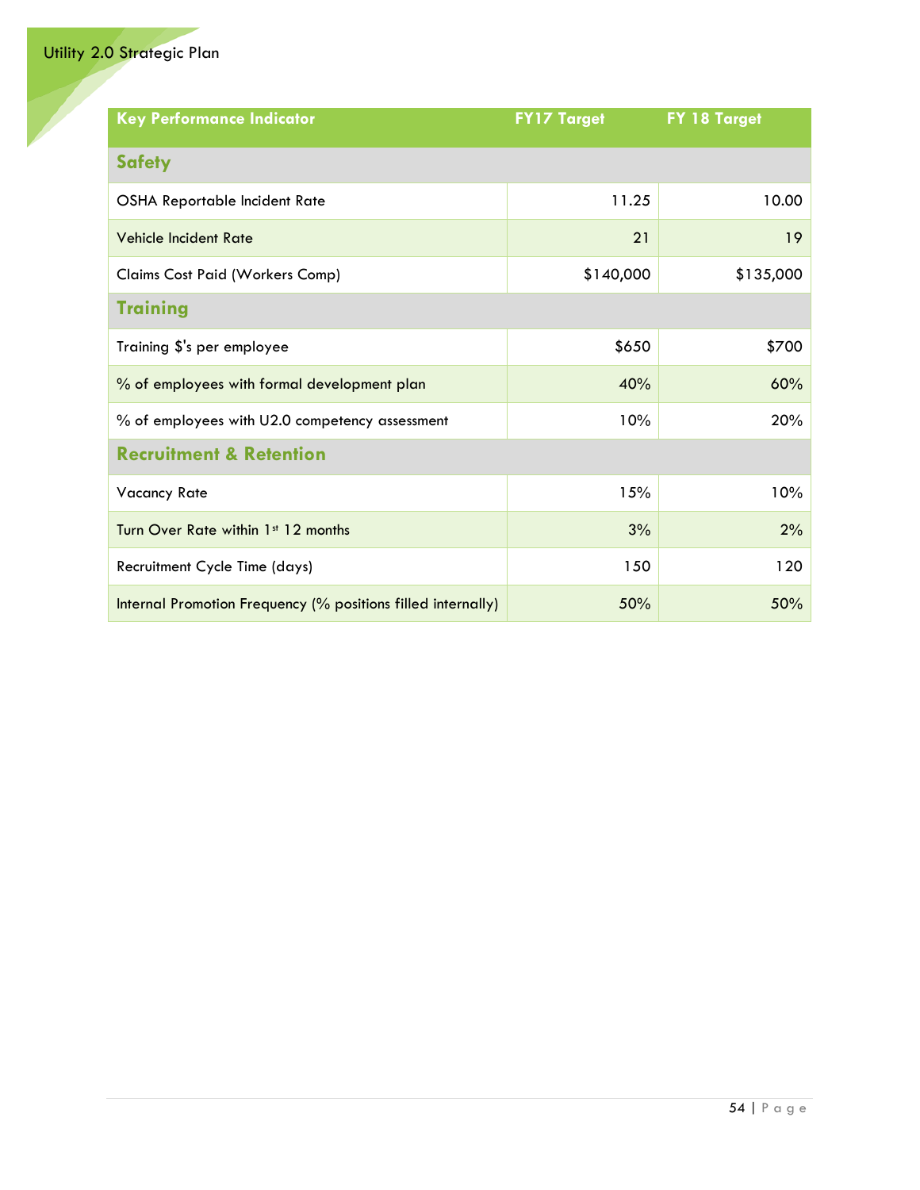| Key Performance Indicator | FY17 Target | FY 18 Target |
|---|---|---|
| **Safety** | | |
| OSHA Reportable Incident Rate | 11.25 | 10.00 |
| Vehicle Incident Rate | 21 | 19 |
| Claims Cost Paid (Workers Comp) | $140,000 | $135,000 |
| **Training** | | |
| Training $'s per employee | $650 | $700 |
| % of employees with formal development plan | 40% | 60% |
| % of employees with U2.0 competency assessment | 10% | 20% |
| **Recruitment & Retention** | | |
| Vacancy Rate | 15% | 10% |
| Turn Over Rate within 1st 12 months | 3% | 2% |
| Recruitment Cycle Time (days) | 150 | 120 |
| Internal Promotion Frequency (% positions filled internally) | 50% | 50% |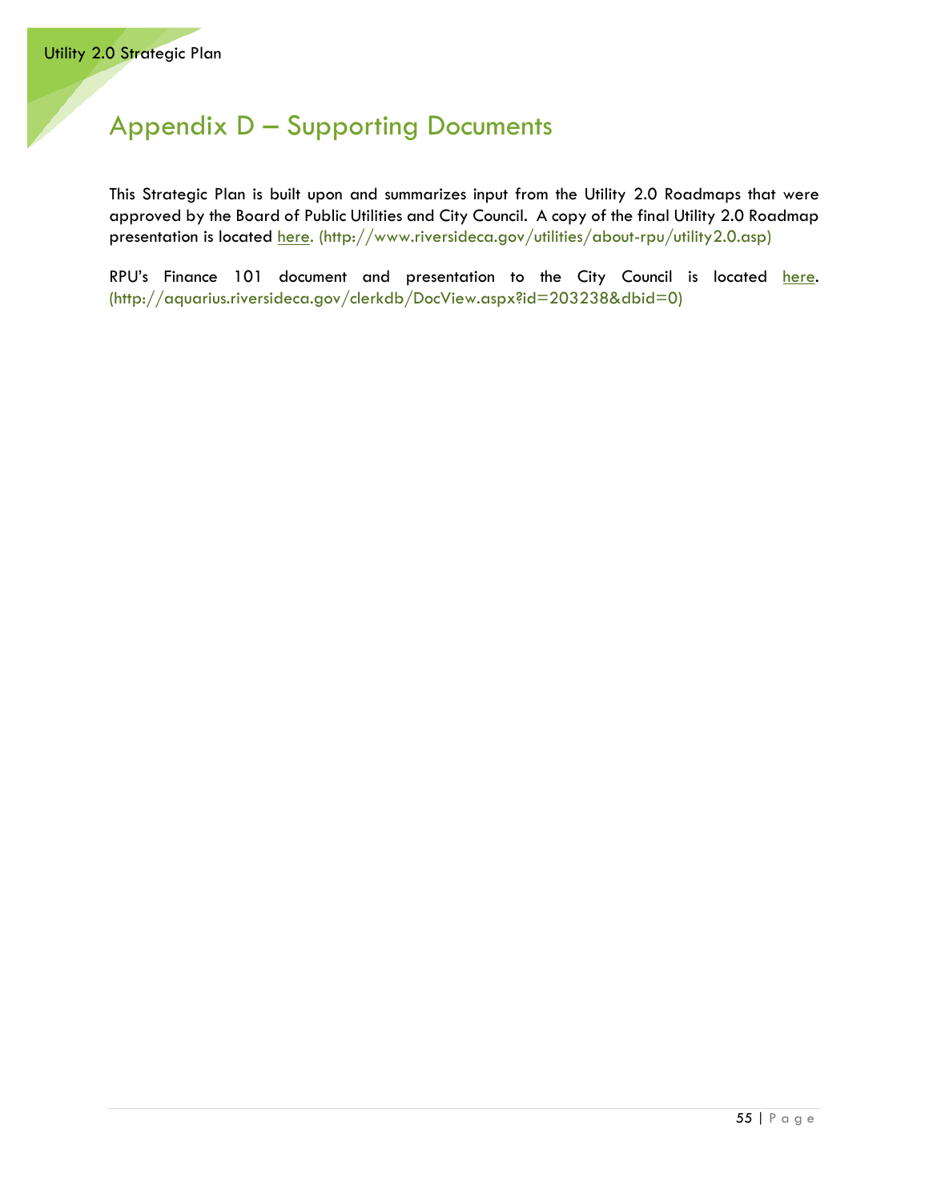# Appendix D – Supporting Documents

This Strategic Plan is built upon and summarizes input from the Utility 2.0 Roadmaps that were approved by the Board of Public Utilities and City Council. A copy of the final Utility 2.0 Roadmap presentation is located here. (http://www.riversideca.gov/utilities/about-rpu/utility2.0.asp)

RPU's Finance 101 document and presentation to the City Council is located here. (http://aquarius.riversideca.gov/clerkdb/DocView.aspx?id=203238&dbid=0)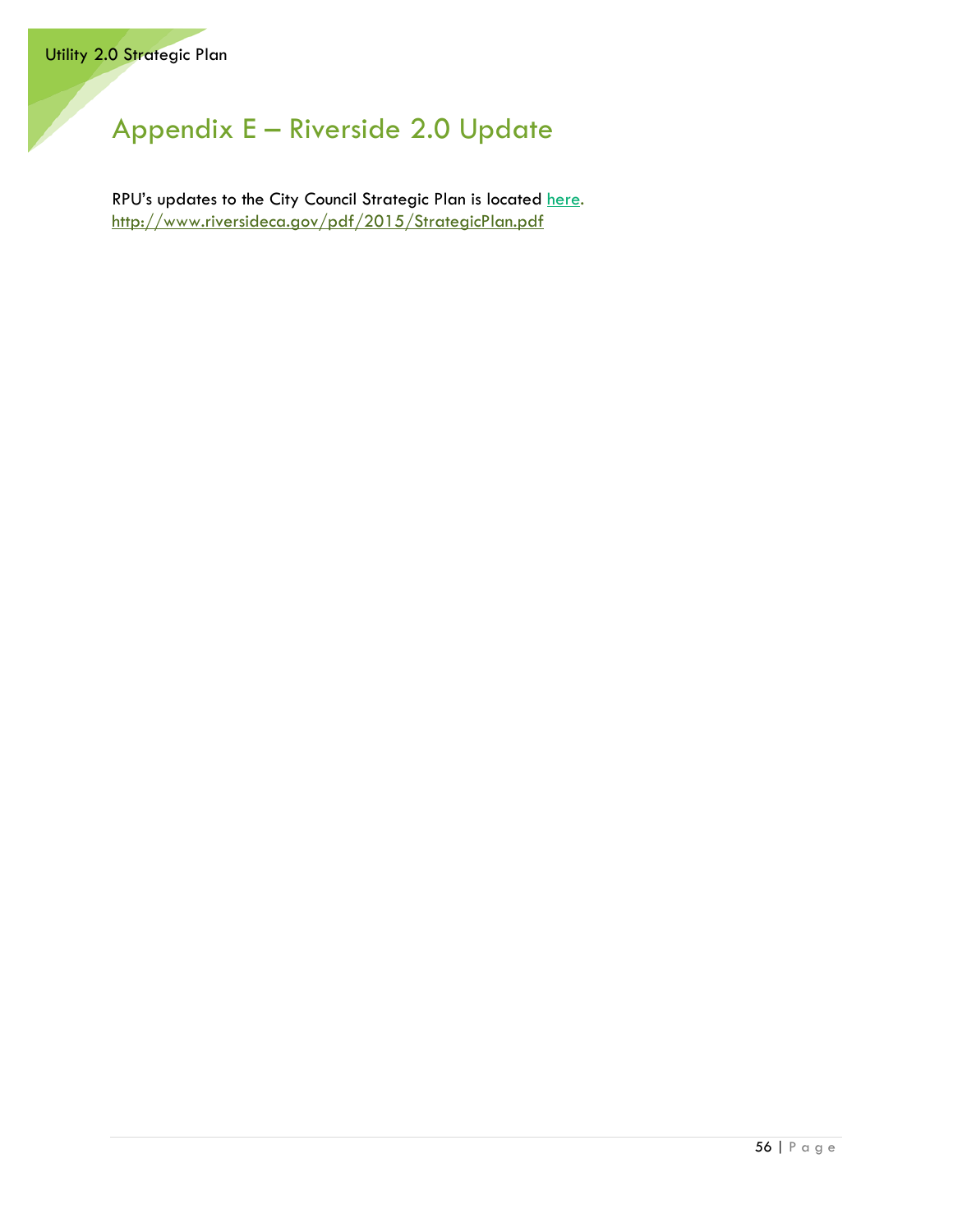# Appendix E – Riverside 2.0 Update

RPU's updates to the City Council Strategic Plan is located here.
http://www.riversideca.gov/pdf/2015/StrategicPlan.pdf